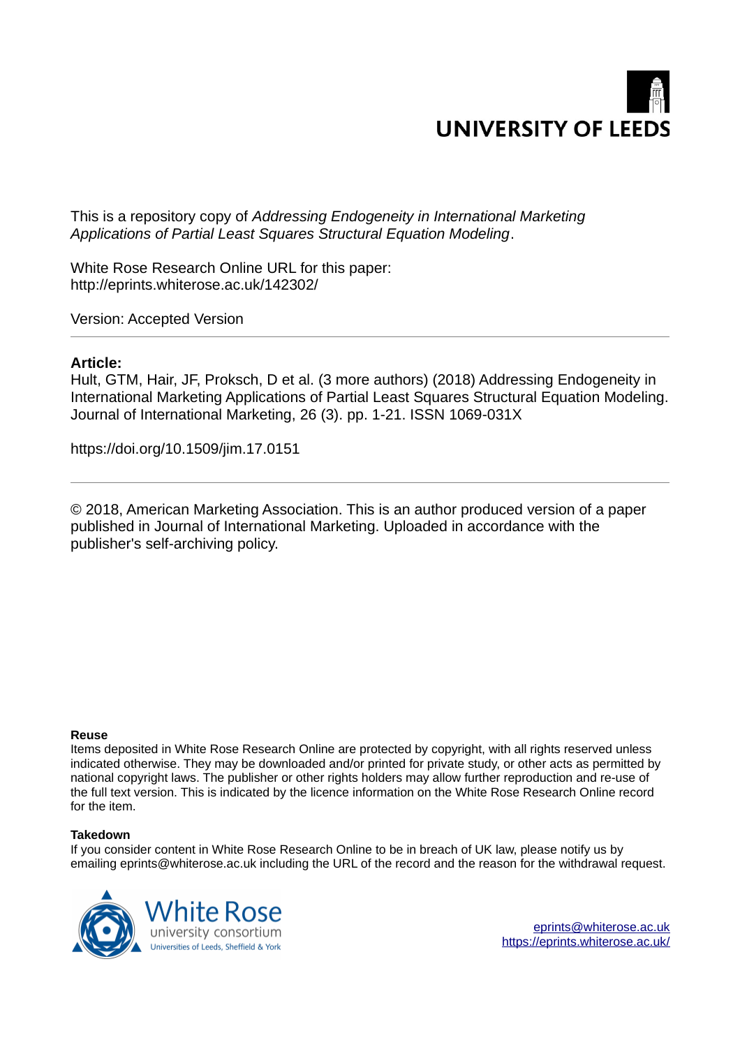UNIVERSITY OF LEEDS

This is a repository copy of *Addressing Endogeneity in International Marketing Applications of Partial Least Squares Structural Equation Modeling*.

White Rose Research Online URL for this paper:
http://eprints.whiterose.ac.uk/142302/

Version: Accepted Version

---

**Article:**

Hult, GTM, Hair, JF, Proksch, D et al. (3 more authors) (2018) Addressing Endogeneity in International Marketing Applications of Partial Least Squares Structural Equation Modeling. Journal of International Marketing, 26 (3). pp. 1-21. ISSN 1069-031X

https://doi.org/10.1509/jim.17.0151

---

© 2018, American Marketing Association. This is an author produced version of a paper published in Journal of International Marketing. Uploaded in accordance with the publisher's self-archiving policy.

**Reuse**

Items deposited in White Rose Research Online are protected by copyright, with all rights reserved unless indicated otherwise. They may be downloaded and/or printed for private study, or other acts as permitted by national copyright laws. The publisher or other rights holders may allow further reproduction and re-use of the full text version. This is indicated by the licence information on the White Rose Research Online record for the item.

**Takedown**

If you consider content in White Rose Research Online to be in breach of UK law, please notify us by emailing eprints@whiterose.ac.uk including the URL of the record and the reason for the withdrawal request.

White Rose university consortium
Universities of Leeds, Sheffield & York

eprints@whiterose.ac.uk
https://eprints.whiterose.ac.uk/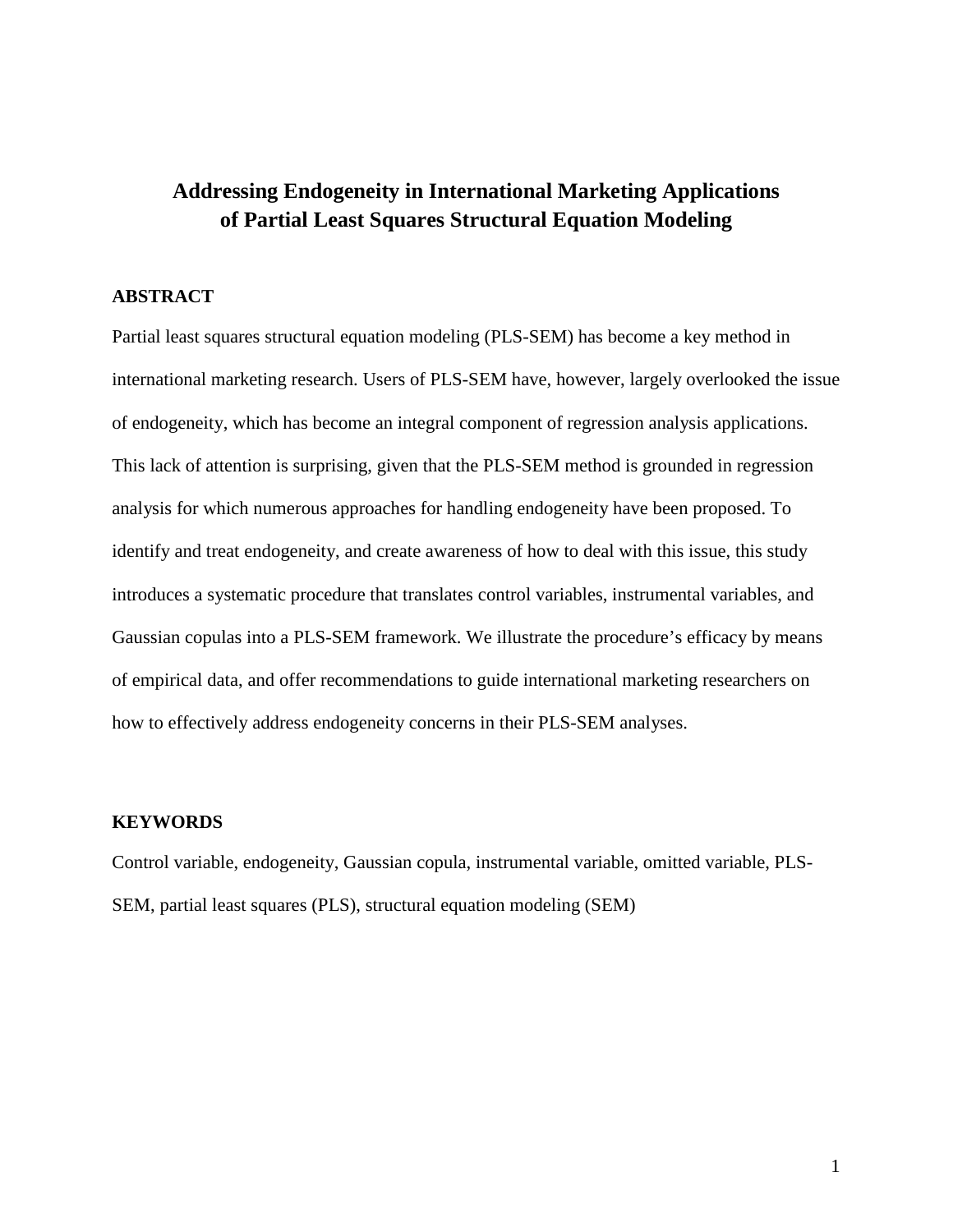# Addressing Endogeneity in International Marketing Applications of Partial Least Squares Structural Equation Modeling

## ABSTRACT

Partial least squares structural equation modeling (PLS-SEM) has become a key method in international marketing research. Users of PLS-SEM have, however, largely overlooked the issue of endogeneity, which has become an integral component of regression analysis applications. This lack of attention is surprising, given that the PLS-SEM method is grounded in regression analysis for which numerous approaches for handling endogeneity have been proposed. To identify and treat endogeneity, and create awareness of how to deal with this issue, this study introduces a systematic procedure that translates control variables, instrumental variables, and Gaussian copulas into a PLS-SEM framework. We illustrate the procedure's efficacy by means of empirical data, and offer recommendations to guide international marketing researchers on how to effectively address endogeneity concerns in their PLS-SEM analyses.

## KEYWORDS

Control variable, endogeneity, Gaussian copula, instrumental variable, omitted variable, PLS-SEM, partial least squares (PLS), structural equation modeling (SEM)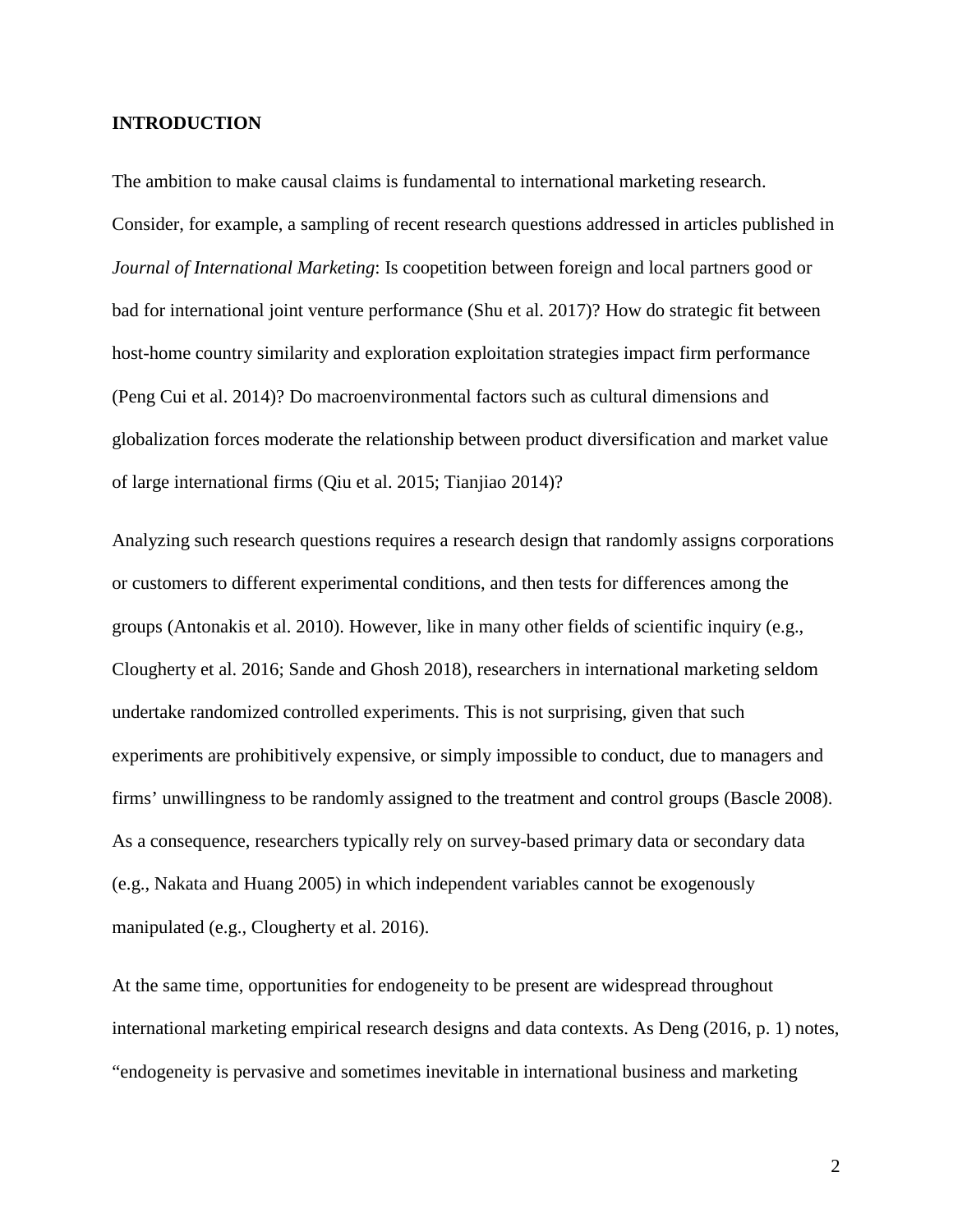## INTRODUCTION

The ambition to make causal claims is fundamental to international marketing research. Consider, for example, a sampling of recent research questions addressed in articles published in *Journal of International Marketing*: Is coopetition between foreign and local partners good or bad for international joint venture performance (Shu et al. 2017)? How do strategic fit between host-home country similarity and exploration exploitation strategies impact firm performance (Peng Cui et al. 2014)? Do macroenvironmental factors such as cultural dimensions and globalization forces moderate the relationship between product diversification and market value of large international firms (Qiu et al. 2015; Tianjiao 2014)?

Analyzing such research questions requires a research design that randomly assigns corporations or customers to different experimental conditions, and then tests for differences among the groups (Antonakis et al. 2010). However, like in many other fields of scientific inquiry (e.g., Clougherty et al. 2016; Sande and Ghosh 2018), researchers in international marketing seldom undertake randomized controlled experiments. This is not surprising, given that such experiments are prohibitively expensive, or simply impossible to conduct, due to managers and firms' unwillingness to be randomly assigned to the treatment and control groups (Bascle 2008). As a consequence, researchers typically rely on survey-based primary data or secondary data (e.g., Nakata and Huang 2005) in which independent variables cannot be exogenously manipulated (e.g., Clougherty et al. 2016).

At the same time, opportunities for endogeneity to be present are widespread throughout international marketing empirical research designs and data contexts. As Deng (2016, p. 1) notes, "endogeneity is pervasive and sometimes inevitable in international business and marketing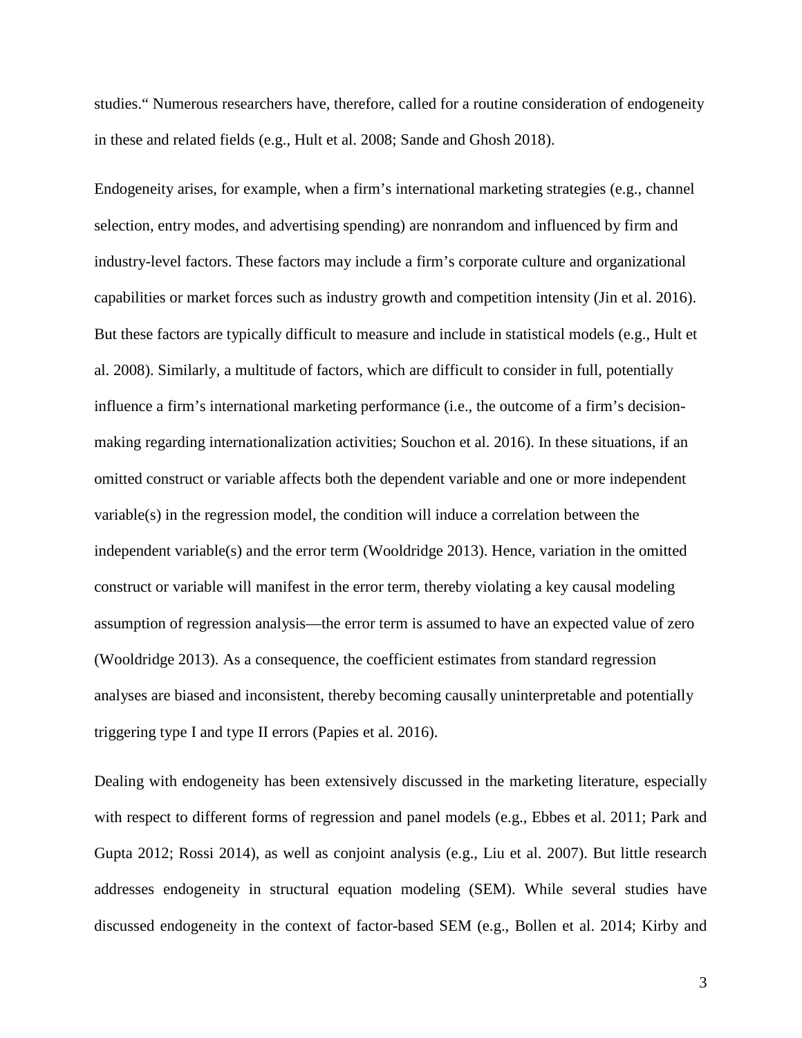studies.“ Numerous researchers have, therefore, called for a routine consideration of endogeneity in these and related fields (e.g., Hult et al. 2008; Sande and Ghosh 2018).

Endogeneity arises, for example, when a firm’s international marketing strategies (e.g., channel selection, entry modes, and advertising spending) are nonrandom and influenced by firm and industry-level factors. These factors may include a firm’s corporate culture and organizational capabilities or market forces such as industry growth and competition intensity (Jin et al. 2016). But these factors are typically difficult to measure and include in statistical models (e.g., Hult et al. 2008). Similarly, a multitude of factors, which are difficult to consider in full, potentially influence a firm’s international marketing performance (i.e., the outcome of a firm’s decision-making regarding internationalization activities; Souchon et al. 2016). In these situations, if an omitted construct or variable affects both the dependent variable and one or more independent variable(s) in the regression model, the condition will induce a correlation between the independent variable(s) and the error term (Wooldridge 2013). Hence, variation in the omitted construct or variable will manifest in the error term, thereby violating a key causal modeling assumption of regression analysis—the error term is assumed to have an expected value of zero (Wooldridge 2013). As a consequence, the coefficient estimates from standard regression analyses are biased and inconsistent, thereby becoming causally uninterpretable and potentially triggering type I and type II errors (Papies et al. 2016).

Dealing with endogeneity has been extensively discussed in the marketing literature, especially with respect to different forms of regression and panel models (e.g., Ebbes et al. 2011; Park and Gupta 2012; Rossi 2014), as well as conjoint analysis (e.g., Liu et al. 2007). But little research addresses endogeneity in structural equation modeling (SEM). While several studies have discussed endogeneity in the context of factor-based SEM (e.g., Bollen et al. 2014; Kirby and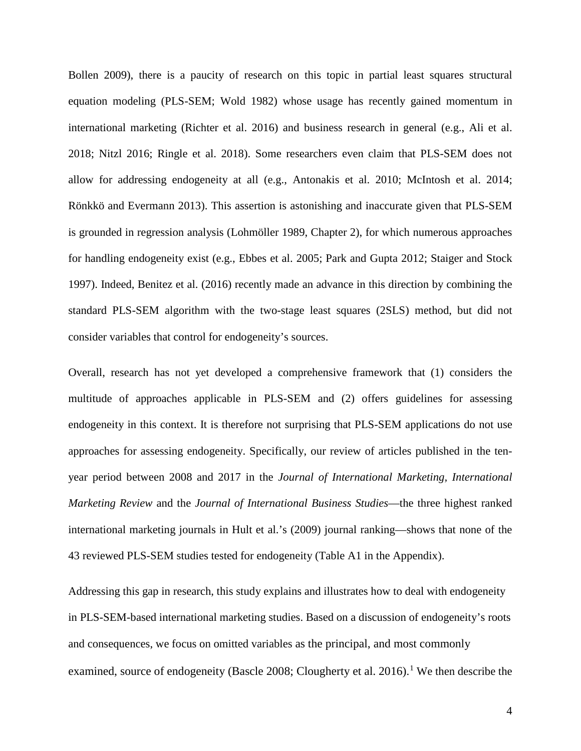Bollen 2009), there is a paucity of research on this topic in partial least squares structural equation modeling (PLS-SEM; Wold 1982) whose usage has recently gained momentum in international marketing (Richter et al. 2016) and business research in general (e.g., Ali et al. 2018; Nitzl 2016; Ringle et al. 2018). Some researchers even claim that PLS-SEM does not allow for addressing endogeneity at all (e.g., Antonakis et al. 2010; McIntosh et al. 2014; Rönkkö and Evermann 2013). This assertion is astonishing and inaccurate given that PLS-SEM is grounded in regression analysis (Lohmöller 1989, Chapter 2), for which numerous approaches for handling endogeneity exist (e.g., Ebbes et al. 2005; Park and Gupta 2012; Staiger and Stock 1997). Indeed, Benitez et al. (2016) recently made an advance in this direction by combining the standard PLS-SEM algorithm with the two-stage least squares (2SLS) method, but did not consider variables that control for endogeneity's sources.

Overall, research has not yet developed a comprehensive framework that (1) considers the multitude of approaches applicable in PLS-SEM and (2) offers guidelines for assessing endogeneity in this context. It is therefore not surprising that PLS-SEM applications do not use approaches for assessing endogeneity. Specifically, our review of articles published in the ten-year period between 2008 and 2017 in the *Journal of International Marketing, International Marketing Review* and the *Journal of International Business Studies*—the three highest ranked international marketing journals in Hult et al.'s (2009) journal ranking—shows that none of the 43 reviewed PLS-SEM studies tested for endogeneity (Table A1 in the Appendix).

Addressing this gap in research, this study explains and illustrates how to deal with endogeneity in PLS-SEM-based international marketing studies. Based on a discussion of endogeneity's roots and consequences, we focus on omitted variables as the principal, and most commonly examined, source of endogeneity (Bascle 2008; Clougherty et al. 2016).[1] We then describe the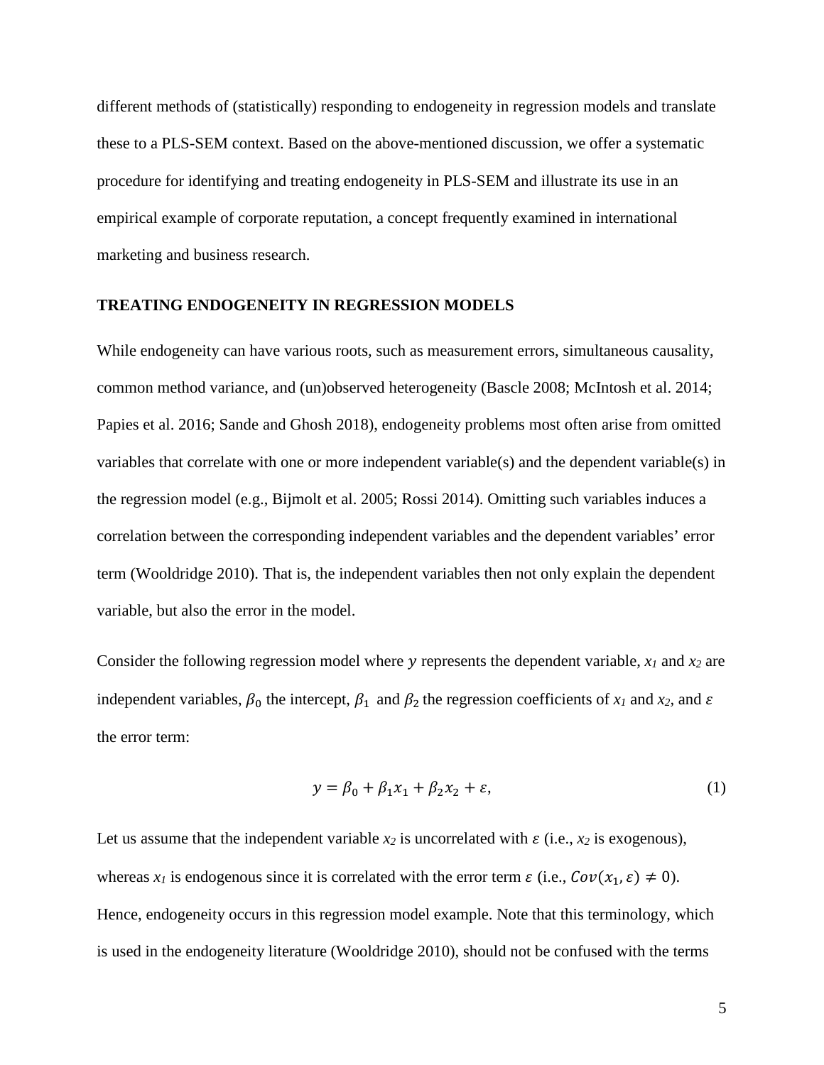different methods of (statistically) responding to endogeneity in regression models and translate these to a PLS-SEM context. Based on the above-mentioned discussion, we offer a systematic procedure for identifying and treating endogeneity in PLS-SEM and illustrate its use in an empirical example of corporate reputation, a concept frequently examined in international marketing and business research.

## TREATING ENDOGENEITY IN REGRESSION MODELS

While endogeneity can have various roots, such as measurement errors, simultaneous causality, common method variance, and (un)observed heterogeneity (Bascle 2008; McIntosh et al. 2014; Papies et al. 2016; Sande and Ghosh 2018), endogeneity problems most often arise from omitted variables that correlate with one or more independent variable(s) and the dependent variable(s) in the regression model (e.g., Bijmolt et al. 2005; Rossi 2014). Omitting such variables induces a correlation between the corresponding independent variables and the dependent variables' error term (Wooldridge 2010). That is, the independent variables then not only explain the dependent variable, but also the error in the model.

Consider the following regression model where $y$ represents the dependent variable, $x_1$ and $x_2$ are independent variables, $\beta_0$ the intercept, $\beta_1$ and $\beta_2$ the regression coefficients of $x_1$ and $x_2$, and $\varepsilon$ the error term:

$$y = \beta_0 + \beta_1 x_1 + \beta_2 x_2 + \varepsilon, \tag{1}$$

Let us assume that the independent variable $x_2$ is uncorrelated with $\varepsilon$ (i.e., $x_2$ is exogenous), whereas $x_1$ is endogenous since it is correlated with the error term $\varepsilon$ (i.e., $Cov(x_1, \varepsilon) \neq 0$). Hence, endogeneity occurs in this regression model example. Note that this terminology, which is used in the endogeneity literature (Wooldridge 2010), should not be confused with the terms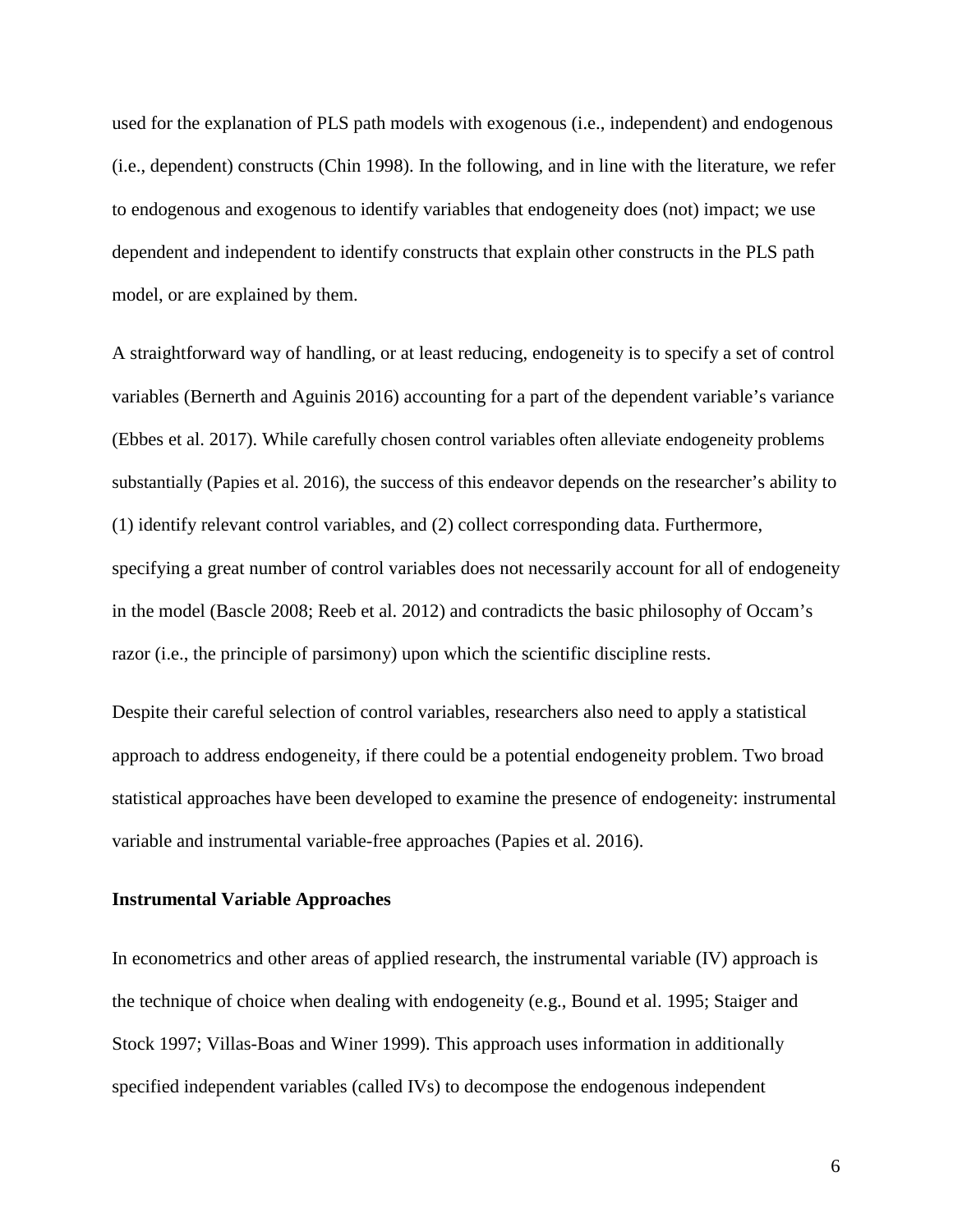used for the explanation of PLS path models with exogenous (i.e., independent) and endogenous (i.e., dependent) constructs (Chin 1998). In the following, and in line with the literature, we refer to endogenous and exogenous to identify variables that endogeneity does (not) impact; we use dependent and independent to identify constructs that explain other constructs in the PLS path model, or are explained by them.

A straightforward way of handling, or at least reducing, endogeneity is to specify a set of control variables (Bernerth and Aguinis 2016) accounting for a part of the dependent variable's variance (Ebbes et al. 2017). While carefully chosen control variables often alleviate endogeneity problems substantially (Papies et al. 2016), the success of this endeavor depends on the researcher's ability to (1) identify relevant control variables, and (2) collect corresponding data. Furthermore, specifying a great number of control variables does not necessarily account for all of endogeneity in the model (Bascle 2008; Reeb et al. 2012) and contradicts the basic philosophy of Occam's razor (i.e., the principle of parsimony) upon which the scientific discipline rests.

Despite their careful selection of control variables, researchers also need to apply a statistical approach to address endogeneity, if there could be a potential endogeneity problem. Two broad statistical approaches have been developed to examine the presence of endogeneity: instrumental variable and instrumental variable-free approaches (Papies et al. 2016).

**Instrumental Variable Approaches**

In econometrics and other areas of applied research, the instrumental variable (IV) approach is the technique of choice when dealing with endogeneity (e.g., Bound et al. 1995; Staiger and Stock 1997; Villas-Boas and Winer 1999). This approach uses information in additionally specified independent variables (called IVs) to decompose the endogenous independent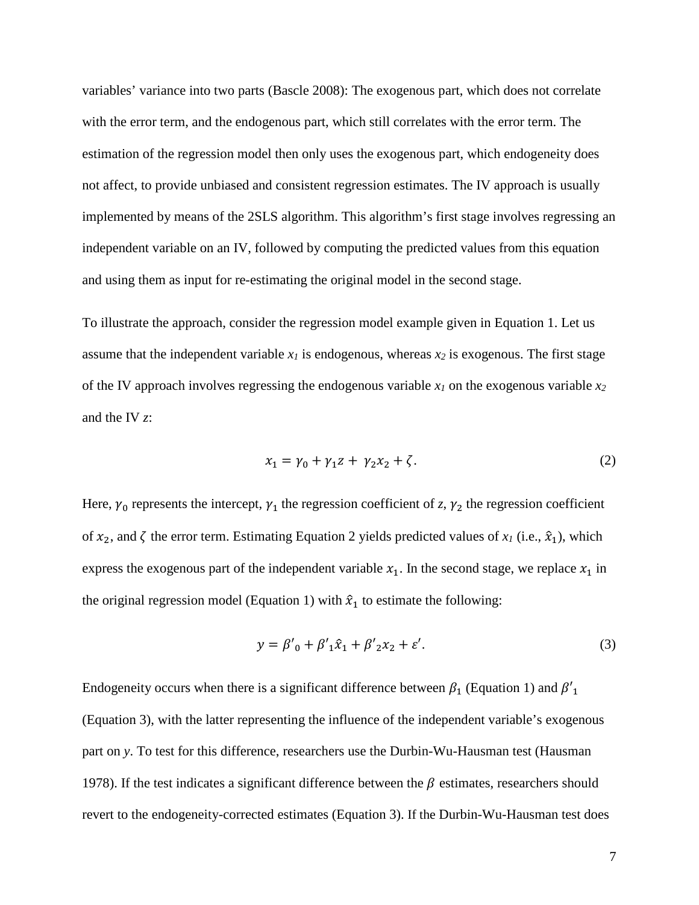variables' variance into two parts (Bascle 2008): The exogenous part, which does not correlate with the error term, and the endogenous part, which still correlates with the error term. The estimation of the regression model then only uses the exogenous part, which endogeneity does not affect, to provide unbiased and consistent regression estimates. The IV approach is usually implemented by means of the 2SLS algorithm. This algorithm's first stage involves regressing an independent variable on an IV, followed by computing the predicted values from this equation and using them as input for re-estimating the original model in the second stage.

To illustrate the approach, consider the regression model example given in Equation 1. Let us assume that the independent variable $x_1$ is endogenous, whereas $x_2$ is exogenous. The first stage of the IV approach involves regressing the endogenous variable $x_1$ on the exogenous variable $x_2$ and the IV $z$:

$$x_1 = \gamma_0 + \gamma_1 z + \gamma_2 x_2 + \zeta. \tag{2}$$

Here, $\gamma_0$ represents the intercept, $\gamma_1$ the regression coefficient of $z$, $\gamma_2$ the regression coefficient of $x_2$, and $\zeta$ the error term. Estimating Equation 2 yields predicted values of $x_1$ (i.e., $\hat{x}_1$), which express the exogenous part of the independent variable $x_1$. In the second stage, we replace $x_1$ in the original regression model (Equation 1) with $\hat{x}_1$ to estimate the following:

$$y = \beta'_0 + \beta'_1 \hat{x}_1 + \beta'_2 x_2 + \varepsilon'. \tag{3}$$

Endogeneity occurs when there is a significant difference between $\beta_1$ (Equation 1) and $\beta'_1$ (Equation 3), with the latter representing the influence of the independent variable's exogenous part on $y$. To test for this difference, researchers use the Durbin-Wu-Hausman test (Hausman 1978). If the test indicates a significant difference between the $\beta$ estimates, researchers should revert to the endogeneity-corrected estimates (Equation 3). If the Durbin-Wu-Hausman test does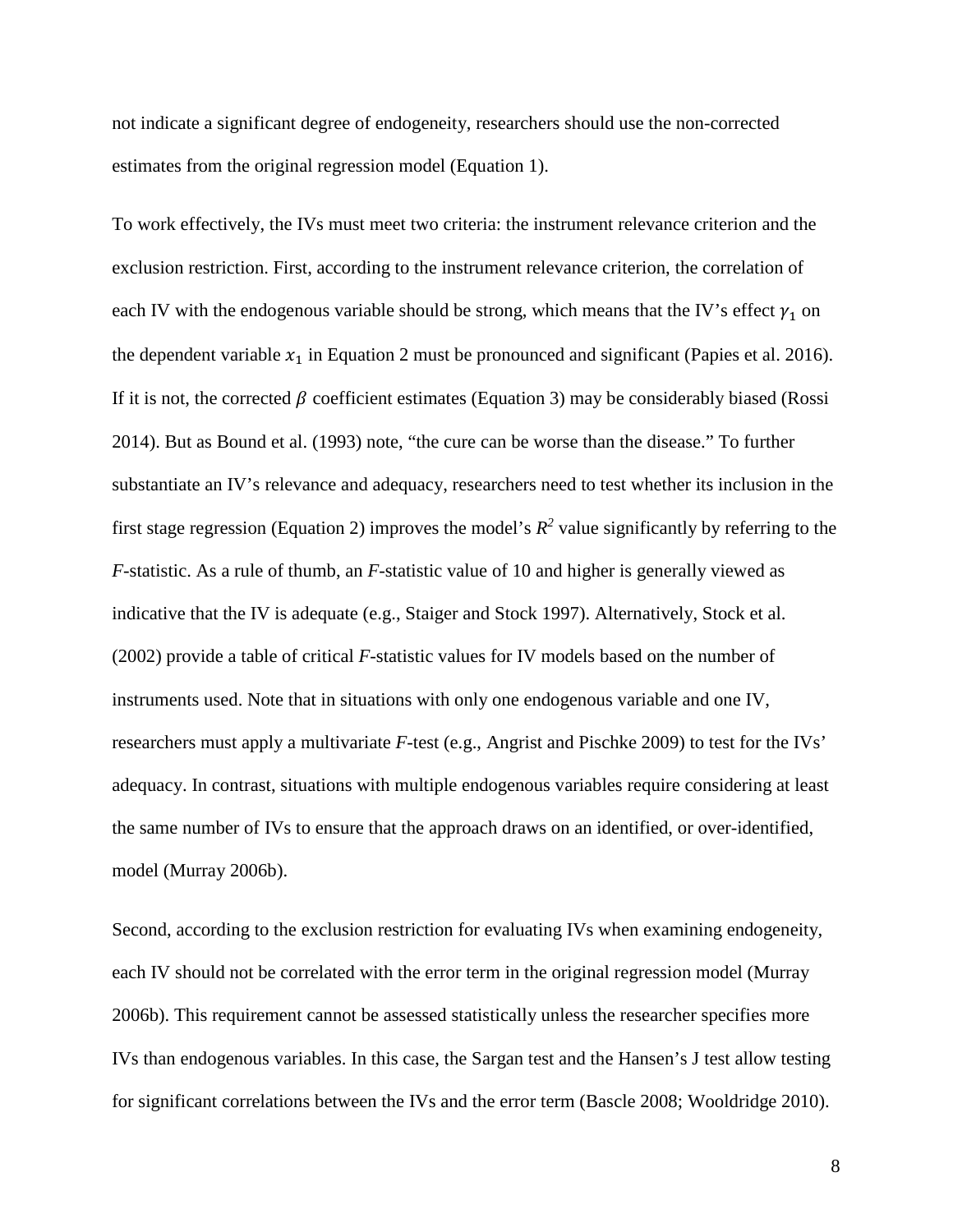not indicate a significant degree of endogeneity, researchers should use the non-corrected estimates from the original regression model (Equation 1).

To work effectively, the IVs must meet two criteria: the instrument relevance criterion and the exclusion restriction. First, according to the instrument relevance criterion, the correlation of each IV with the endogenous variable should be strong, which means that the IV's effect $\gamma_1$ on the dependent variable $x_1$ in Equation 2 must be pronounced and significant (Papies et al. 2016). If it is not, the corrected $\beta$ coefficient estimates (Equation 3) may be considerably biased (Rossi 2014). But as Bound et al. (1993) note, "the cure can be worse than the disease." To further substantiate an IV's relevance and adequacy, researchers need to test whether its inclusion in the first stage regression (Equation 2) improves the model's $R^2$ value significantly by referring to the *F*-statistic. As a rule of thumb, an *F*-statistic value of 10 and higher is generally viewed as indicative that the IV is adequate (e.g., Staiger and Stock 1997). Alternatively, Stock et al. (2002) provide a table of critical *F*-statistic values for IV models based on the number of instruments used. Note that in situations with only one endogenous variable and one IV, researchers must apply a multivariate *F*-test (e.g., Angrist and Pischke 2009) to test for the IVs' adequacy. In contrast, situations with multiple endogenous variables require considering at least the same number of IVs to ensure that the approach draws on an identified, or over-identified, model (Murray 2006b).

Second, according to the exclusion restriction for evaluating IVs when examining endogeneity, each IV should not be correlated with the error term in the original regression model (Murray 2006b). This requirement cannot be assessed statistically unless the researcher specifies more IVs than endogenous variables. In this case, the Sargan test and the Hansen's J test allow testing for significant correlations between the IVs and the error term (Bascle 2008; Wooldridge 2010).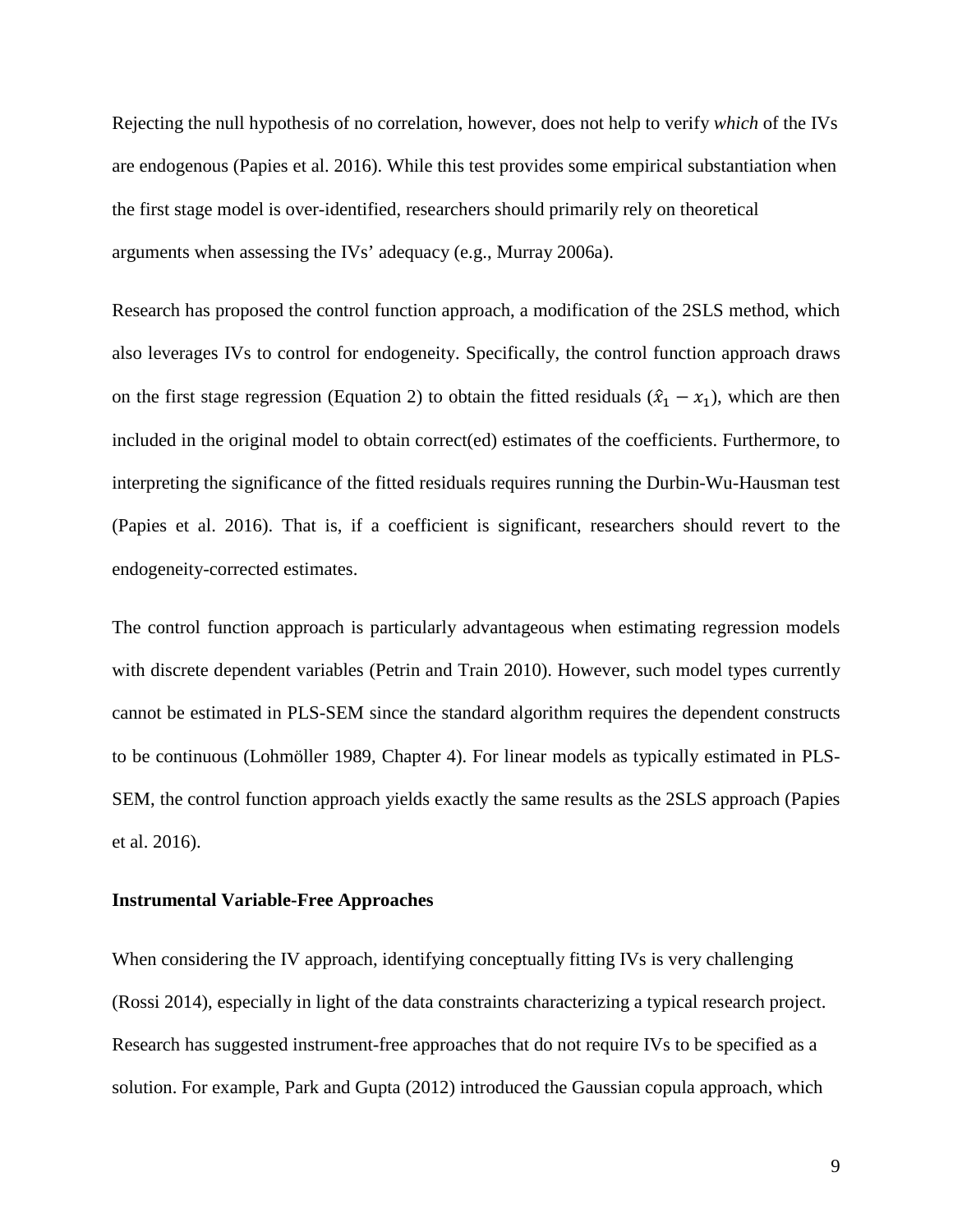Rejecting the null hypothesis of no correlation, however, does not help to verify *which* of the IVs are endogenous (Papies et al. 2016). While this test provides some empirical substantiation when the first stage model is over-identified, researchers should primarily rely on theoretical arguments when assessing the IVs' adequacy (e.g., Murray 2006a).

Research has proposed the control function approach, a modification of the 2SLS method, which also leverages IVs to control for endogeneity. Specifically, the control function approach draws on the first stage regression (Equation 2) to obtain the fitted residuals ($\hat{x}_1 - x_1$), which are then included in the original model to obtain correct(ed) estimates of the coefficients. Furthermore, to interpreting the significance of the fitted residuals requires running the Durbin-Wu-Hausman test (Papies et al. 2016). That is, if a coefficient is significant, researchers should revert to the endogeneity-corrected estimates.

The control function approach is particularly advantageous when estimating regression models with discrete dependent variables (Petrin and Train 2010). However, such model types currently cannot be estimated in PLS-SEM since the standard algorithm requires the dependent constructs to be continuous (Lohmöller 1989, Chapter 4). For linear models as typically estimated in PLS-SEM, the control function approach yields exactly the same results as the 2SLS approach (Papies et al. 2016).

**Instrumental Variable-Free Approaches**

When considering the IV approach, identifying conceptually fitting IVs is very challenging (Rossi 2014), especially in light of the data constraints characterizing a typical research project. Research has suggested instrument-free approaches that do not require IVs to be specified as a solution. For example, Park and Gupta (2012) introduced the Gaussian copula approach, which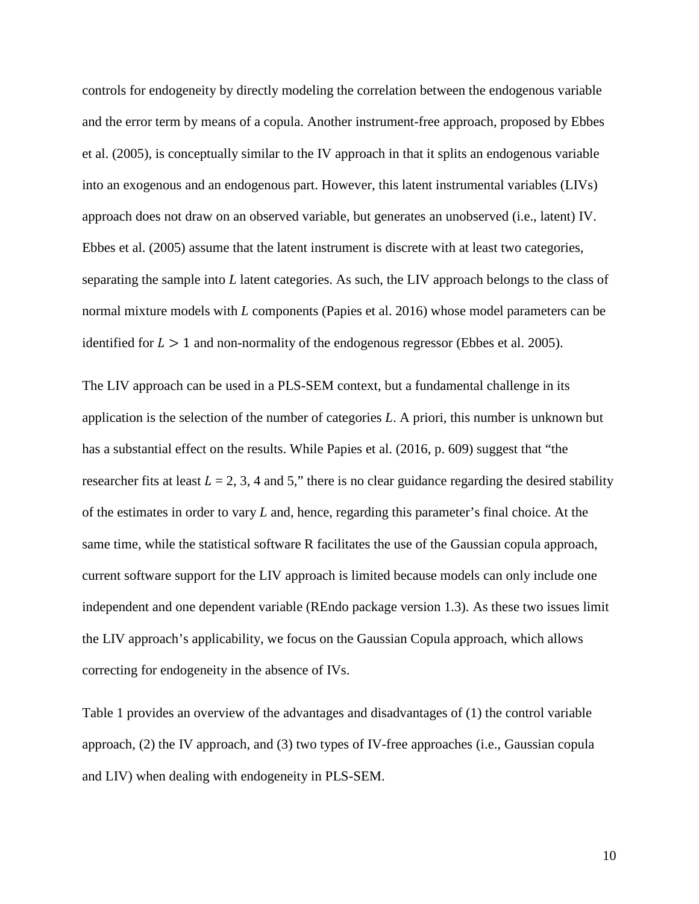controls for endogeneity by directly modeling the correlation between the endogenous variable and the error term by means of a copula. Another instrument-free approach, proposed by Ebbes et al. (2005), is conceptually similar to the IV approach in that it splits an endogenous variable into an exogenous and an endogenous part. However, this latent instrumental variables (LIVs) approach does not draw on an observed variable, but generates an unobserved (i.e., latent) IV. Ebbes et al. (2005) assume that the latent instrument is discrete with at least two categories, separating the sample into $L$ latent categories. As such, the LIV approach belongs to the class of normal mixture models with $L$ components (Papies et al. 2016) whose model parameters can be identified for $L > 1$ and non-normality of the endogenous regressor (Ebbes et al. 2005).

The LIV approach can be used in a PLS-SEM context, but a fundamental challenge in its application is the selection of the number of categories $L$. A priori, this number is unknown but has a substantial effect on the results. While Papies et al. (2016, p. 609) suggest that "the researcher fits at least $L$ = 2, 3, 4 and 5," there is no clear guidance regarding the desired stability of the estimates in order to vary $L$ and, hence, regarding this parameter's final choice. At the same time, while the statistical software R facilitates the use of the Gaussian copula approach, current software support for the LIV approach is limited because models can only include one independent and one dependent variable (REndo package version 1.3). As these two issues limit the LIV approach's applicability, we focus on the Gaussian Copula approach, which allows correcting for endogeneity in the absence of IVs.

Table 1 provides an overview of the advantages and disadvantages of (1) the control variable approach, (2) the IV approach, and (3) two types of IV-free approaches (i.e., Gaussian copula and LIV) when dealing with endogeneity in PLS-SEM.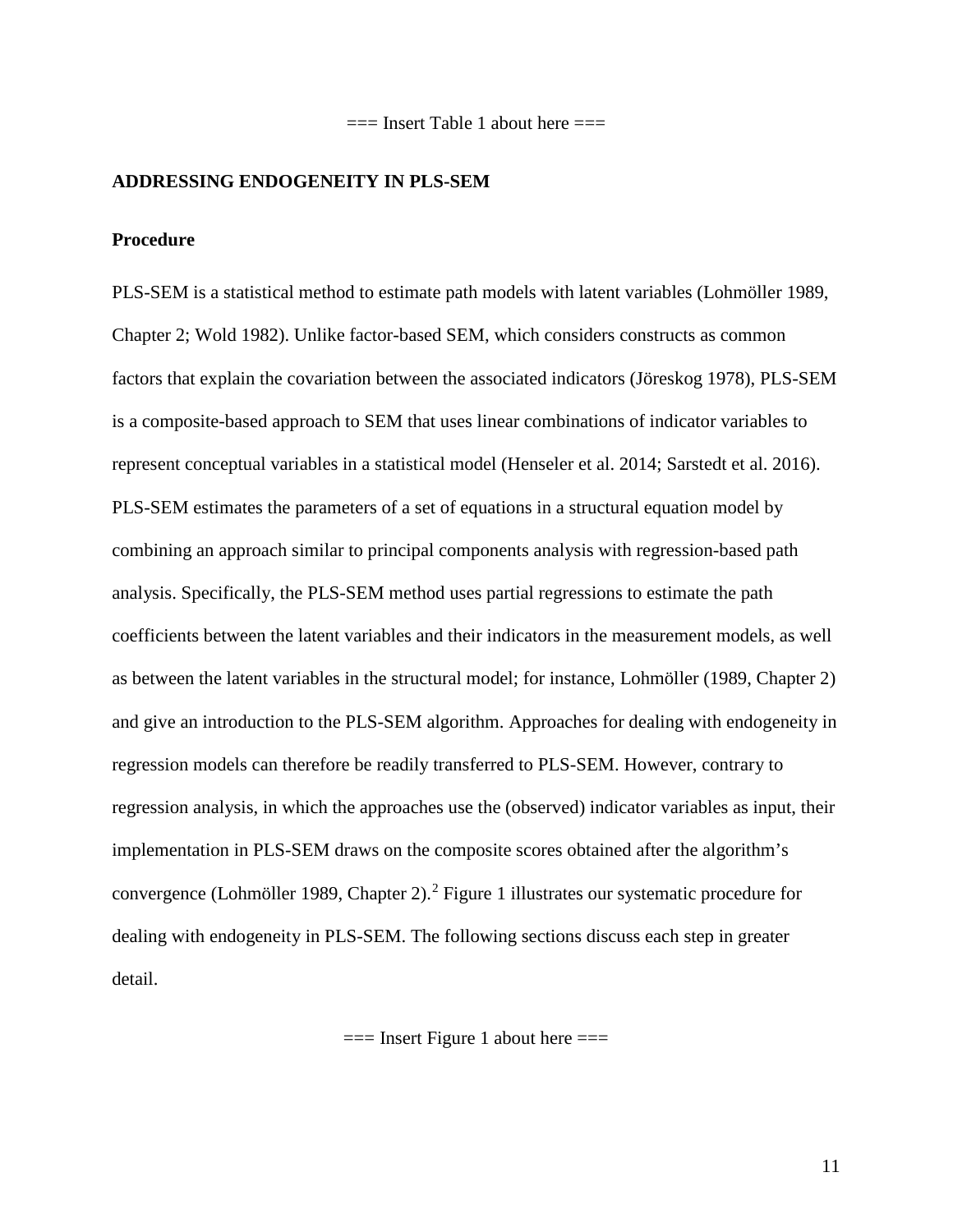=== Insert Table 1 about here ===

## ADDRESSING ENDOGENEITY IN PLS-SEM

### Procedure

PLS-SEM is a statistical method to estimate path models with latent variables (Lohmöller 1989, Chapter 2; Wold 1982). Unlike factor-based SEM, which considers constructs as common factors that explain the covariation between the associated indicators (Jöreskog 1978), PLS-SEM is a composite-based approach to SEM that uses linear combinations of indicator variables to represent conceptual variables in a statistical model (Henseler et al. 2014; Sarstedt et al. 2016). PLS-SEM estimates the parameters of a set of equations in a structural equation model by combining an approach similar to principal components analysis with regression-based path analysis. Specifically, the PLS-SEM method uses partial regressions to estimate the path coefficients between the latent variables and their indicators in the measurement models, as well as between the latent variables in the structural model; for instance, Lohmöller (1989, Chapter 2) and give an introduction to the PLS-SEM algorithm. Approaches for dealing with endogeneity in regression models can therefore be readily transferred to PLS-SEM. However, contrary to regression analysis, in which the approaches use the (observed) indicator variables as input, their implementation in PLS-SEM draws on the composite scores obtained after the algorithm's convergence (Lohmöller 1989, Chapter 2).[2] Figure 1 illustrates our systematic procedure for dealing with endogeneity in PLS-SEM. The following sections discuss each step in greater detail.

=== Insert Figure 1 about here ===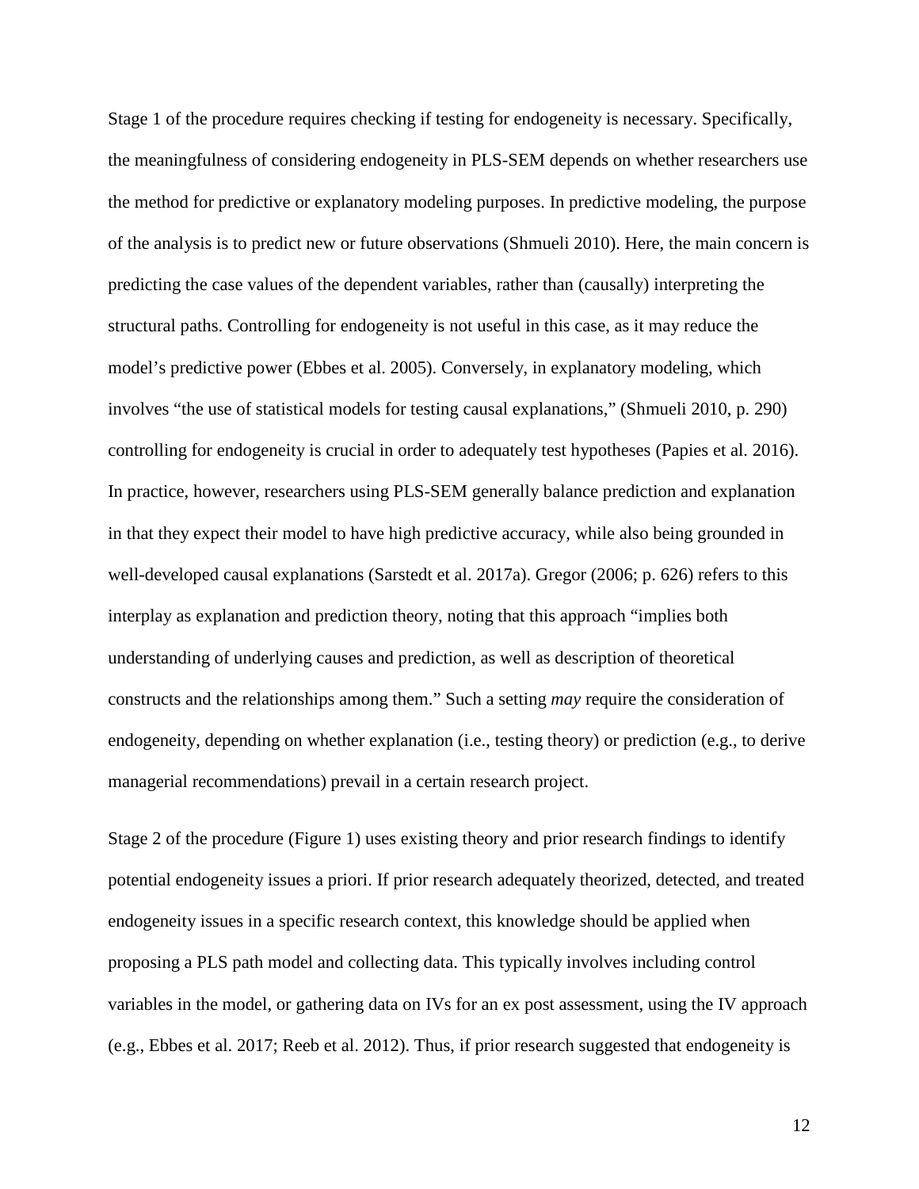Stage 1 of the procedure requires checking if testing for endogeneity is necessary. Specifically, the meaningfulness of considering endogeneity in PLS-SEM depends on whether researchers use the method for predictive or explanatory modeling purposes. In predictive modeling, the purpose of the analysis is to predict new or future observations (Shmueli 2010). Here, the main concern is predicting the case values of the dependent variables, rather than (causally) interpreting the structural paths. Controlling for endogeneity is not useful in this case, as it may reduce the model's predictive power (Ebbes et al. 2005). Conversely, in explanatory modeling, which involves "the use of statistical models for testing causal explanations," (Shmueli 2010, p. 290) controlling for endogeneity is crucial in order to adequately test hypotheses (Papies et al. 2016). In practice, however, researchers using PLS-SEM generally balance prediction and explanation in that they expect their model to have high predictive accuracy, while also being grounded in well-developed causal explanations (Sarstedt et al. 2017a). Gregor (2006; p. 626) refers to this interplay as explanation and prediction theory, noting that this approach "implies both understanding of underlying causes and prediction, as well as description of theoretical constructs and the relationships among them." Such a setting *may* require the consideration of endogeneity, depending on whether explanation (i.e., testing theory) or prediction (e.g., to derive managerial recommendations) prevail in a certain research project.

Stage 2 of the procedure (Figure 1) uses existing theory and prior research findings to identify potential endogeneity issues a priori. If prior research adequately theorized, detected, and treated endogeneity issues in a specific research context, this knowledge should be applied when proposing a PLS path model and collecting data. This typically involves including control variables in the model, or gathering data on IVs for an ex post assessment, using the IV approach (e.g., Ebbes et al. 2017; Reeb et al. 2012). Thus, if prior research suggested that endogeneity is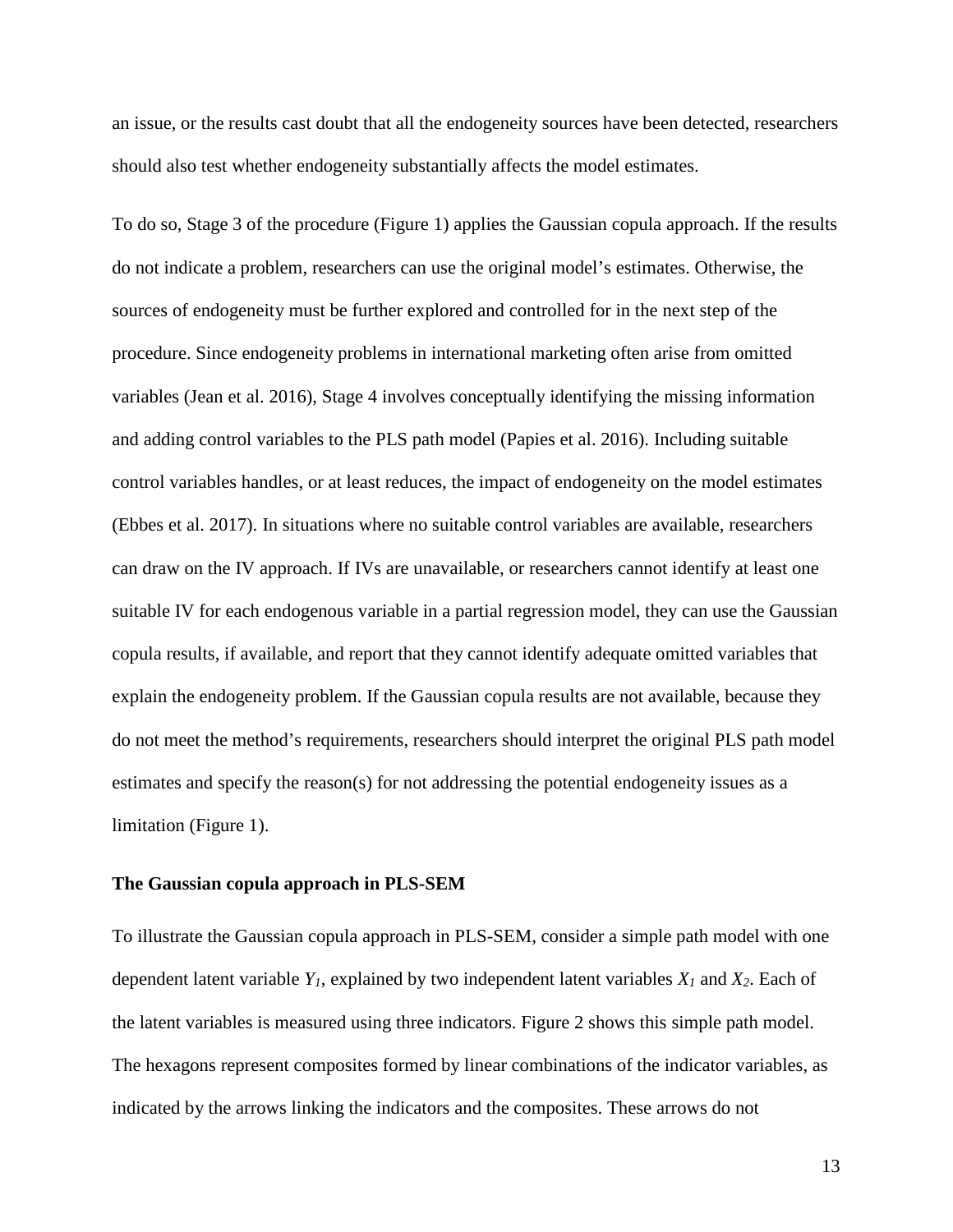an issue, or the results cast doubt that all the endogeneity sources have been detected, researchers should also test whether endogeneity substantially affects the model estimates.

To do so, Stage 3 of the procedure (Figure 1) applies the Gaussian copula approach. If the results do not indicate a problem, researchers can use the original model's estimates. Otherwise, the sources of endogeneity must be further explored and controlled for in the next step of the procedure. Since endogeneity problems in international marketing often arise from omitted variables (Jean et al. 2016), Stage 4 involves conceptually identifying the missing information and adding control variables to the PLS path model (Papies et al. 2016). Including suitable control variables handles, or at least reduces, the impact of endogeneity on the model estimates (Ebbes et al. 2017). In situations where no suitable control variables are available, researchers can draw on the IV approach. If IVs are unavailable, or researchers cannot identify at least one suitable IV for each endogenous variable in a partial regression model, they can use the Gaussian copula results, if available, and report that they cannot identify adequate omitted variables that explain the endogeneity problem. If the Gaussian copula results are not available, because they do not meet the method's requirements, researchers should interpret the original PLS path model estimates and specify the reason(s) for not addressing the potential endogeneity issues as a limitation (Figure 1).

### The Gaussian copula approach in PLS-SEM

To illustrate the Gaussian copula approach in PLS-SEM, consider a simple path model with one dependent latent variable $Y_1$, explained by two independent latent variables $X_1$ and $X_2$. Each of the latent variables is measured using three indicators. Figure 2 shows this simple path model. The hexagons represent composites formed by linear combinations of the indicator variables, as indicated by the arrows linking the indicators and the composites. These arrows do not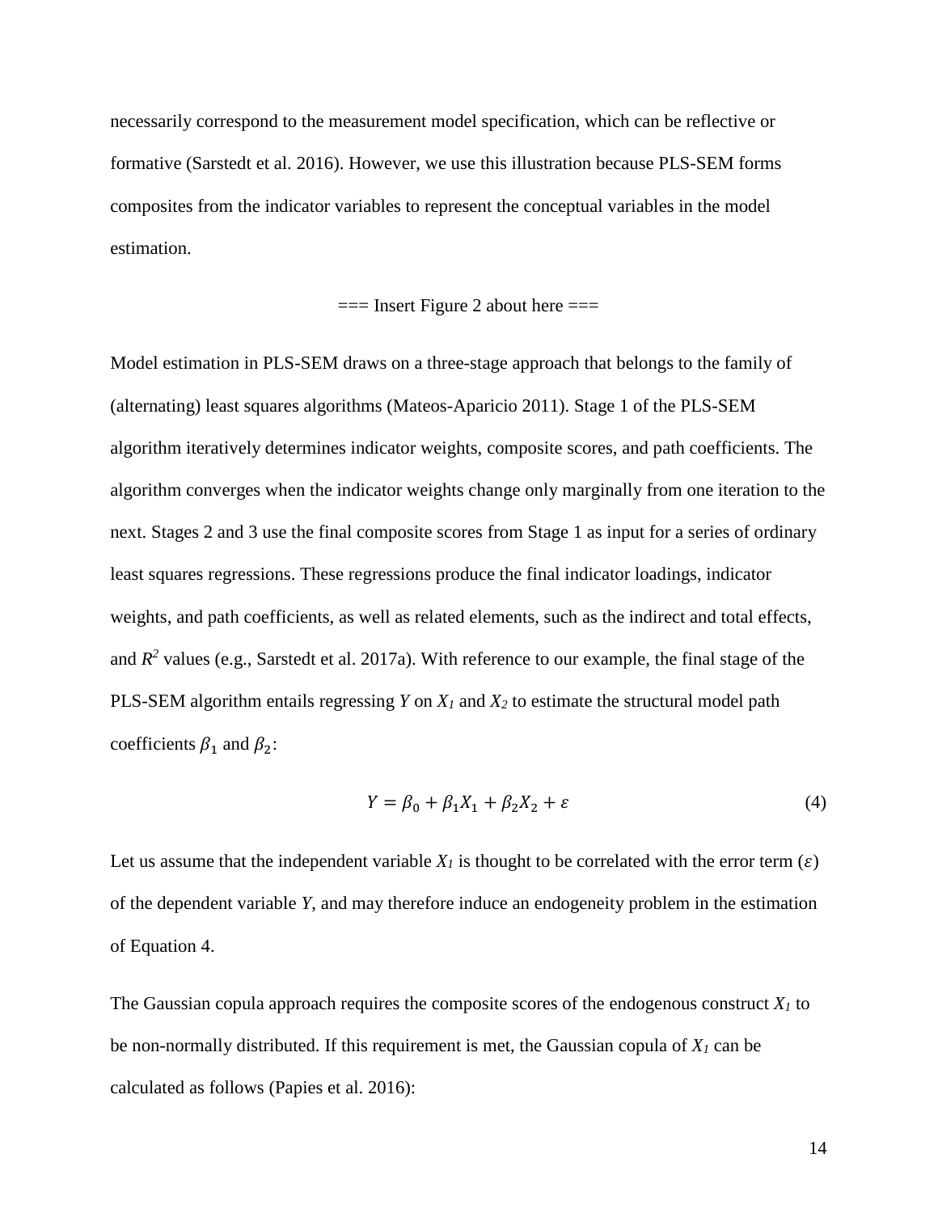necessarily correspond to the measurement model specification, which can be reflective or formative (Sarstedt et al. 2016). However, we use this illustration because PLS-SEM forms composites from the indicator variables to represent the conceptual variables in the model estimation.

=== Insert Figure 2 about here ===

Model estimation in PLS-SEM draws on a three-stage approach that belongs to the family of (alternating) least squares algorithms (Mateos-Aparicio 2011). Stage 1 of the PLS-SEM algorithm iteratively determines indicator weights, composite scores, and path coefficients. The algorithm converges when the indicator weights change only marginally from one iteration to the next. Stages 2 and 3 use the final composite scores from Stage 1 as input for a series of ordinary least squares regressions. These regressions produce the final indicator loadings, indicator weights, and path coefficients, as well as related elements, such as the indirect and total effects, and $R^2$ values (e.g., Sarstedt et al. 2017a). With reference to our example, the final stage of the PLS-SEM algorithm entails regressing $Y$ on $X_1$ and $X_2$ to estimate the structural model path coefficients $\beta_1$ and $\beta_2$:

$$Y = \beta_0 + \beta_1 X_1 + \beta_2 X_2 + \varepsilon \tag{4}$$

Let us assume that the independent variable $X_1$ is thought to be correlated with the error term ($\varepsilon$) of the dependent variable $Y$, and may therefore induce an endogeneity problem in the estimation of Equation 4.

The Gaussian copula approach requires the composite scores of the endogenous construct $X_1$ to be non-normally distributed. If this requirement is met, the Gaussian copula of $X_1$ can be calculated as follows (Papies et al. 2016):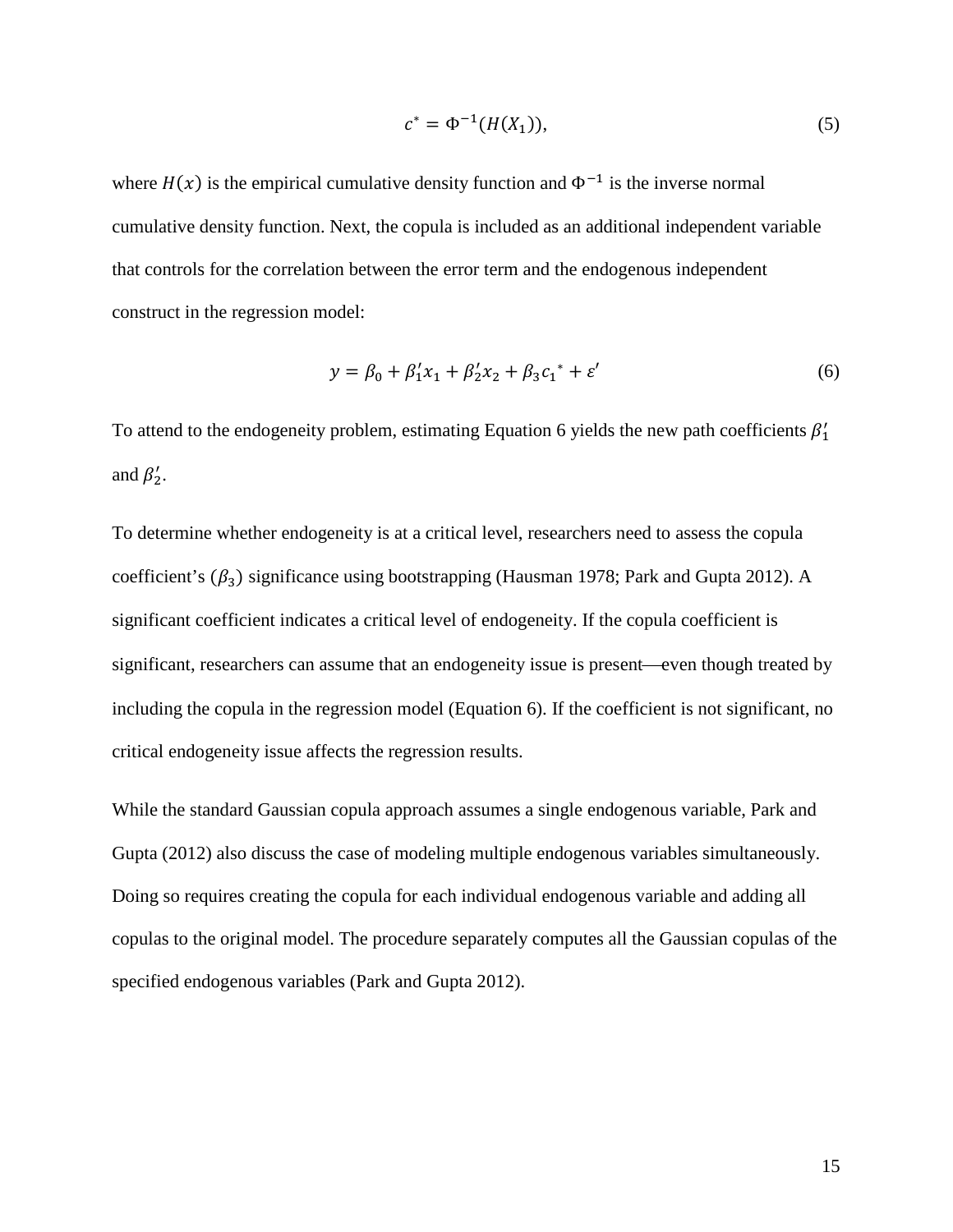$$c^* = \Phi^{-1}(H(X_1)), \tag{5}$$

where $H(x)$ is the empirical cumulative density function and $\Phi^{-1}$ is the inverse normal cumulative density function. Next, the copula is included as an additional independent variable that controls for the correlation between the error term and the endogenous independent construct in the regression model:

$$y = \beta_0 + \beta_1' x_1 + \beta_2' x_2 + \beta_3 c_1{}^* + \varepsilon' \tag{6}$$

To attend to the endogeneity problem, estimating Equation 6 yields the new path coefficients $\beta_1'$ and $\beta_2'$.

To determine whether endogeneity is at a critical level, researchers need to assess the copula coefficient's ($\beta_3$) significance using bootstrapping (Hausman 1978; Park and Gupta 2012). A significant coefficient indicates a critical level of endogeneity. If the copula coefficient is significant, researchers can assume that an endogeneity issue is present—even though treated by including the copula in the regression model (Equation 6). If the coefficient is not significant, no critical endogeneity issue affects the regression results.

While the standard Gaussian copula approach assumes a single endogenous variable, Park and Gupta (2012) also discuss the case of modeling multiple endogenous variables simultaneously. Doing so requires creating the copula for each individual endogenous variable and adding all copulas to the original model. The procedure separately computes all the Gaussian copulas of the specified endogenous variables (Park and Gupta 2012).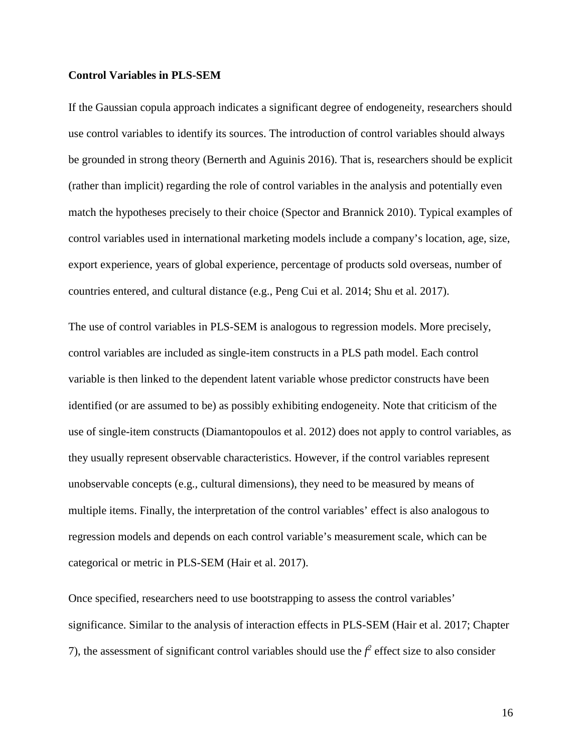**Control Variables in PLS-SEM**

If the Gaussian copula approach indicates a significant degree of endogeneity, researchers should use control variables to identify its sources. The introduction of control variables should always be grounded in strong theory (Bernerth and Aguinis 2016). That is, researchers should be explicit (rather than implicit) regarding the role of control variables in the analysis and potentially even match the hypotheses precisely to their choice (Spector and Brannick 2010). Typical examples of control variables used in international marketing models include a company's location, age, size, export experience, years of global experience, percentage of products sold overseas, number of countries entered, and cultural distance (e.g., Peng Cui et al. 2014; Shu et al. 2017).

The use of control variables in PLS-SEM is analogous to regression models. More precisely, control variables are included as single-item constructs in a PLS path model. Each control variable is then linked to the dependent latent variable whose predictor constructs have been identified (or are assumed to be) as possibly exhibiting endogeneity. Note that criticism of the use of single-item constructs (Diamantopoulos et al. 2012) does not apply to control variables, as they usually represent observable characteristics. However, if the control variables represent unobservable concepts (e.g., cultural dimensions), they need to be measured by means of multiple items. Finally, the interpretation of the control variables' effect is also analogous to regression models and depends on each control variable's measurement scale, which can be categorical or metric in PLS-SEM (Hair et al. 2017).

Once specified, researchers need to use bootstrapping to assess the control variables' significance. Similar to the analysis of interaction effects in PLS-SEM (Hair et al. 2017; Chapter 7), the assessment of significant control variables should use the $f^2$ effect size to also consider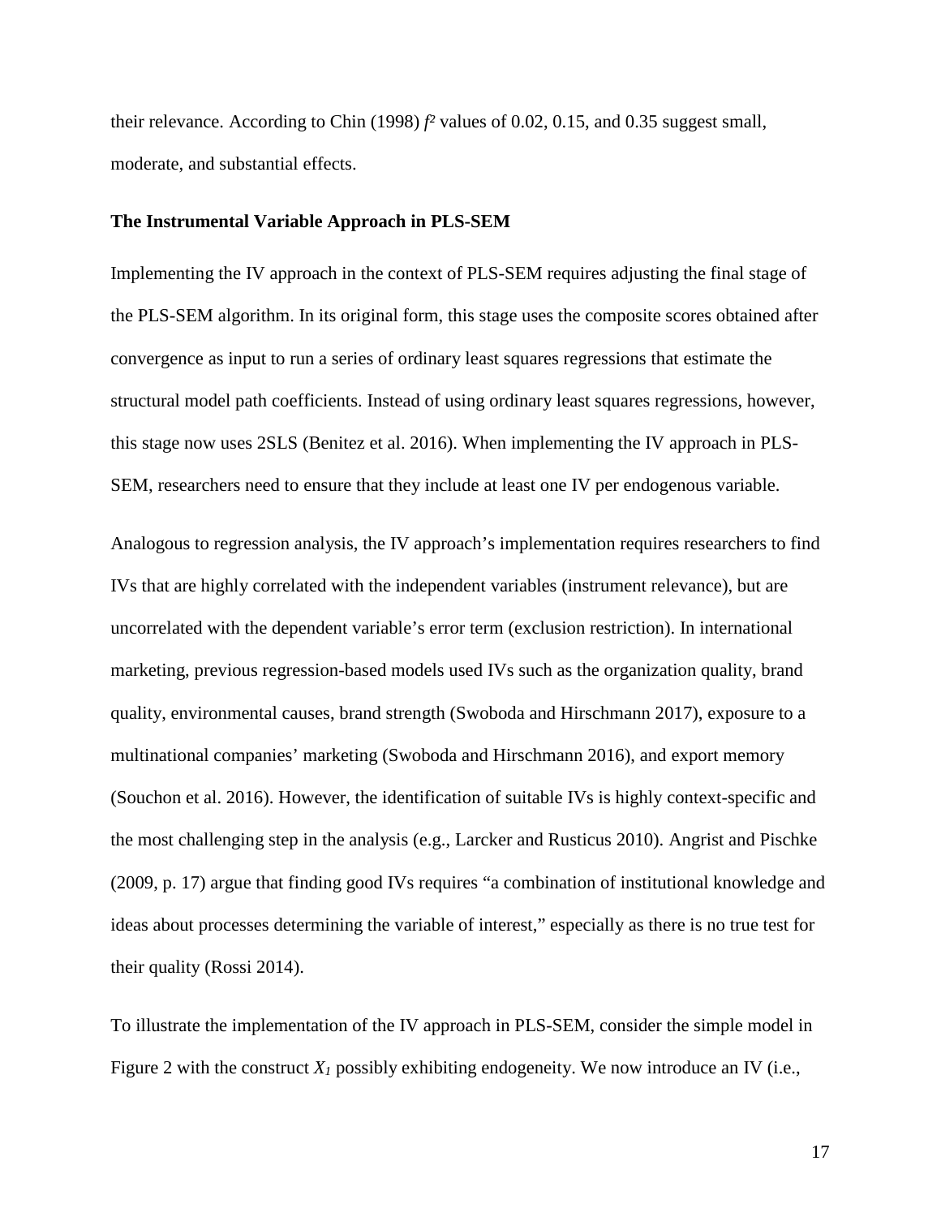their relevance. According to Chin (1998) $f^2$ values of 0.02, 0.15, and 0.35 suggest small, moderate, and substantial effects.

### The Instrumental Variable Approach in PLS-SEM

Implementing the IV approach in the context of PLS-SEM requires adjusting the final stage of the PLS-SEM algorithm. In its original form, this stage uses the composite scores obtained after convergence as input to run a series of ordinary least squares regressions that estimate the structural model path coefficients. Instead of using ordinary least squares regressions, however, this stage now uses 2SLS (Benitez et al. 2016). When implementing the IV approach in PLS-SEM, researchers need to ensure that they include at least one IV per endogenous variable.

Analogous to regression analysis, the IV approach's implementation requires researchers to find IVs that are highly correlated with the independent variables (instrument relevance), but are uncorrelated with the dependent variable's error term (exclusion restriction). In international marketing, previous regression-based models used IVs such as the organization quality, brand quality, environmental causes, brand strength (Swoboda and Hirschmann 2017), exposure to a multinational companies' marketing (Swoboda and Hirschmann 2016), and export memory (Souchon et al. 2016). However, the identification of suitable IVs is highly context-specific and the most challenging step in the analysis (e.g., Larcker and Rusticus 2010). Angrist and Pischke (2009, p. 17) argue that finding good IVs requires "a combination of institutional knowledge and ideas about processes determining the variable of interest," especially as there is no true test for their quality (Rossi 2014).

To illustrate the implementation of the IV approach in PLS-SEM, consider the simple model in Figure 2 with the construct $X_1$ possibly exhibiting endogeneity. We now introduce an IV (i.e.,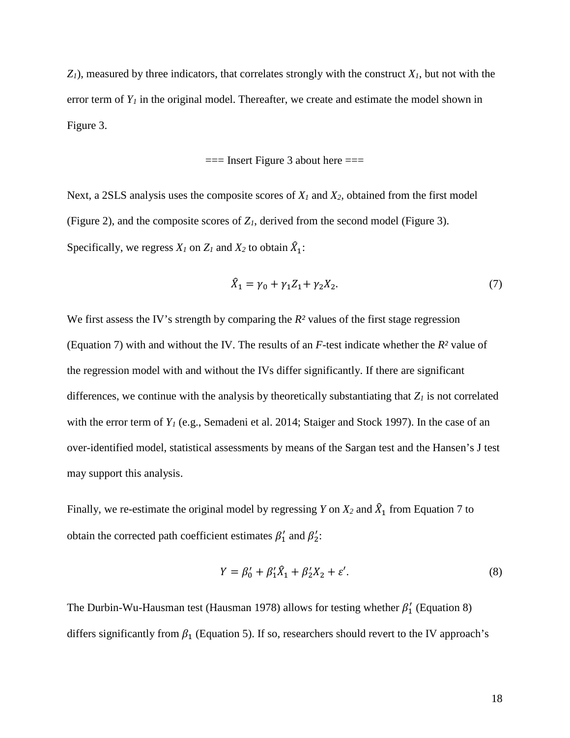$Z_1$), measured by three indicators, that correlates strongly with the construct $X_1$, but not with the error term of $Y_1$ in the original model. Thereafter, we create and estimate the model shown in Figure 3.

=== Insert Figure 3 about here ===

Next, a 2SLS analysis uses the composite scores of $X_1$ and $X_2$, obtained from the first model (Figure 2), and the composite scores of $Z_1$, derived from the second model (Figure 3). Specifically, we regress $X_1$ on $Z_1$ and $X_2$ to obtain $\hat{X}_1$:

$$\hat{X}_1 = \gamma_0 + \gamma_1 Z_1 + \gamma_2 X_2. \tag{7}$$

We first assess the IV's strength by comparing the $R^2$ values of the first stage regression (Equation 7) with and without the IV. The results of an $F$-test indicate whether the $R^2$ value of the regression model with and without the IVs differ significantly. If there are significant differences, we continue with the analysis by theoretically substantiating that $Z_1$ is not correlated with the error term of $Y_1$ (e.g., Semadeni et al. 2014; Staiger and Stock 1997). In the case of an over-identified model, statistical assessments by means of the Sargan test and the Hansen's J test may support this analysis.

Finally, we re-estimate the original model by regressing $Y$ on $X_2$ and $\hat{X}_1$ from Equation 7 to obtain the corrected path coefficient estimates $\beta_1'$ and $\beta_2'$:

$$Y = \beta_0' + \beta_1' \hat{X}_1 + \beta_2' X_2 + \varepsilon'. \tag{8}$$

The Durbin-Wu-Hausman test (Hausman 1978) allows for testing whether $\beta_1'$ (Equation 8) differs significantly from $\beta_1$ (Equation 5). If so, researchers should revert to the IV approach's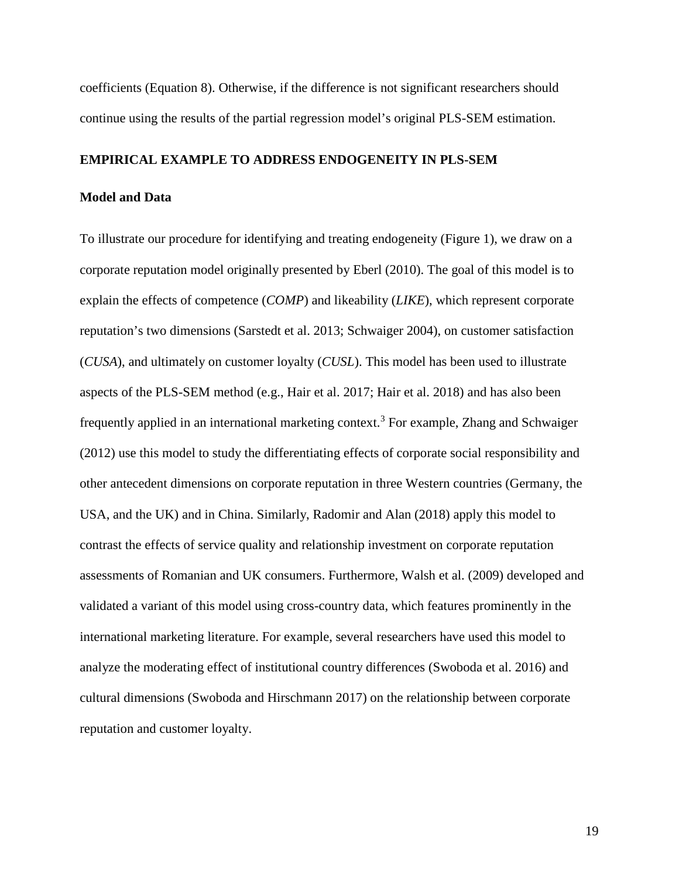coefficients (Equation 8). Otherwise, if the difference is not significant researchers should continue using the results of the partial regression model's original PLS-SEM estimation.

## EMPIRICAL EXAMPLE TO ADDRESS ENDOGENEITY IN PLS-SEM

### Model and Data

To illustrate our procedure for identifying and treating endogeneity (Figure 1), we draw on a corporate reputation model originally presented by Eberl (2010). The goal of this model is to explain the effects of competence (*COMP*) and likeability (*LIKE*), which represent corporate reputation's two dimensions (Sarstedt et al. 2013; Schwaiger 2004), on customer satisfaction (*CUSA*), and ultimately on customer loyalty (*CUSL*). This model has been used to illustrate aspects of the PLS-SEM method (e.g., Hair et al. 2017; Hair et al. 2018) and has also been frequently applied in an international marketing context.[3] For example, Zhang and Schwaiger (2012) use this model to study the differentiating effects of corporate social responsibility and other antecedent dimensions on corporate reputation in three Western countries (Germany, the USA, and the UK) and in China. Similarly, Radomir and Alan (2018) apply this model to contrast the effects of service quality and relationship investment on corporate reputation assessments of Romanian and UK consumers. Furthermore, Walsh et al. (2009) developed and validated a variant of this model using cross-country data, which features prominently in the international marketing literature. For example, several researchers have used this model to analyze the moderating effect of institutional country differences (Swoboda et al. 2016) and cultural dimensions (Swoboda and Hirschmann 2017) on the relationship between corporate reputation and customer loyalty.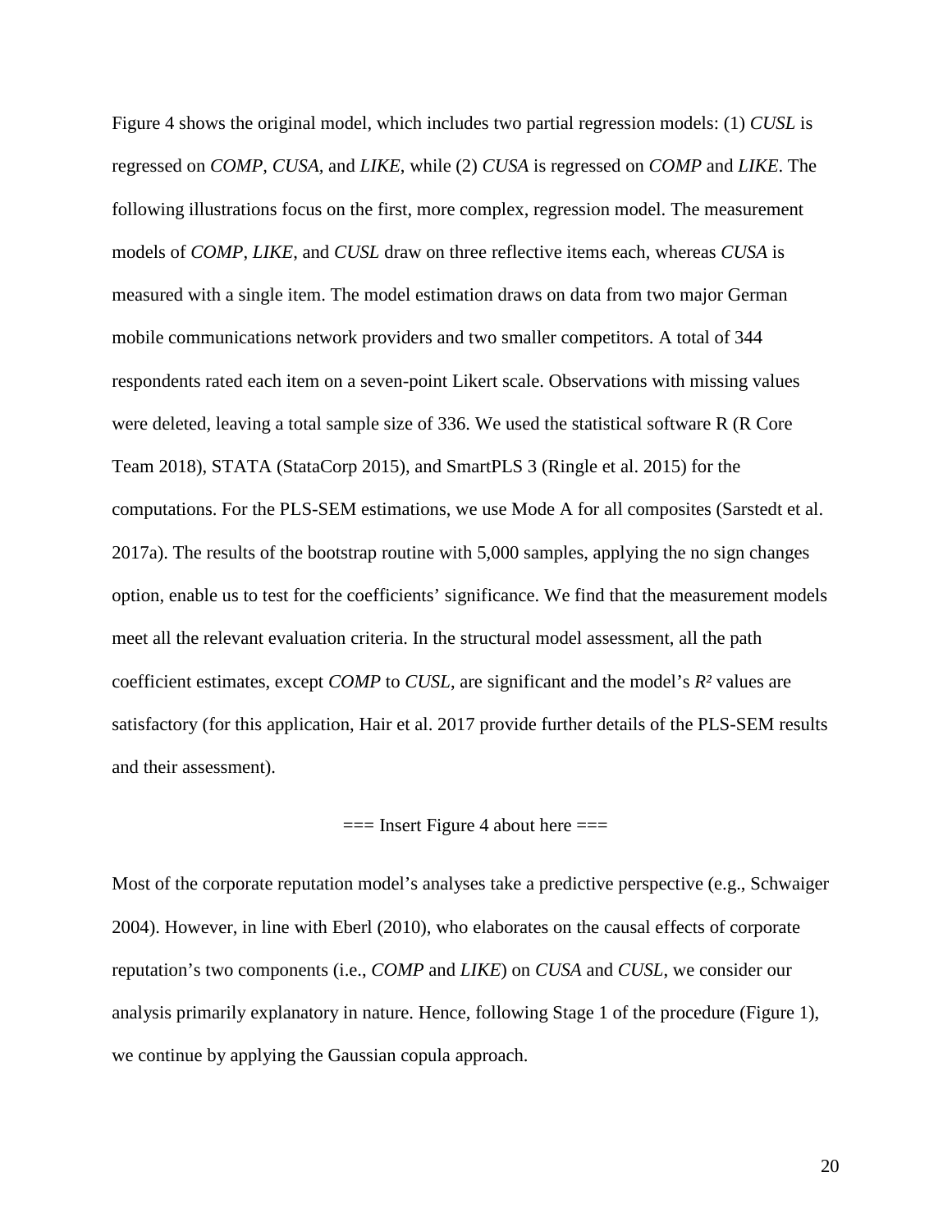Figure 4 shows the original model, which includes two partial regression models: (1) *CUSL* is regressed on *COMP*, *CUSA*, and *LIKE*, while (2) *CUSA* is regressed on *COMP* and *LIKE*. The following illustrations focus on the first, more complex, regression model. The measurement models of *COMP*, *LIKE*, and *CUSL* draw on three reflective items each, whereas *CUSA* is measured with a single item. The model estimation draws on data from two major German mobile communications network providers and two smaller competitors. A total of 344 respondents rated each item on a seven-point Likert scale. Observations with missing values were deleted, leaving a total sample size of 336. We used the statistical software R (R Core Team 2018), STATA (StataCorp 2015), and SmartPLS 3 (Ringle et al. 2015) for the computations. For the PLS-SEM estimations, we use Mode A for all composites (Sarstedt et al. 2017a). The results of the bootstrap routine with 5,000 samples, applying the no sign changes option, enable us to test for the coefficients' significance. We find that the measurement models meet all the relevant evaluation criteria. In the structural model assessment, all the path coefficient estimates, except *COMP* to *CUSL*, are significant and the model's $R^2$ values are satisfactory (for this application, Hair et al. 2017 provide further details of the PLS-SEM results and their assessment).

=== Insert Figure 4 about here ===

Most of the corporate reputation model's analyses take a predictive perspective (e.g., Schwaiger 2004). However, in line with Eberl (2010), who elaborates on the causal effects of corporate reputation's two components (i.e., *COMP* and *LIKE*) on *CUSA* and *CUSL*, we consider our analysis primarily explanatory in nature. Hence, following Stage 1 of the procedure (Figure 1), we continue by applying the Gaussian copula approach.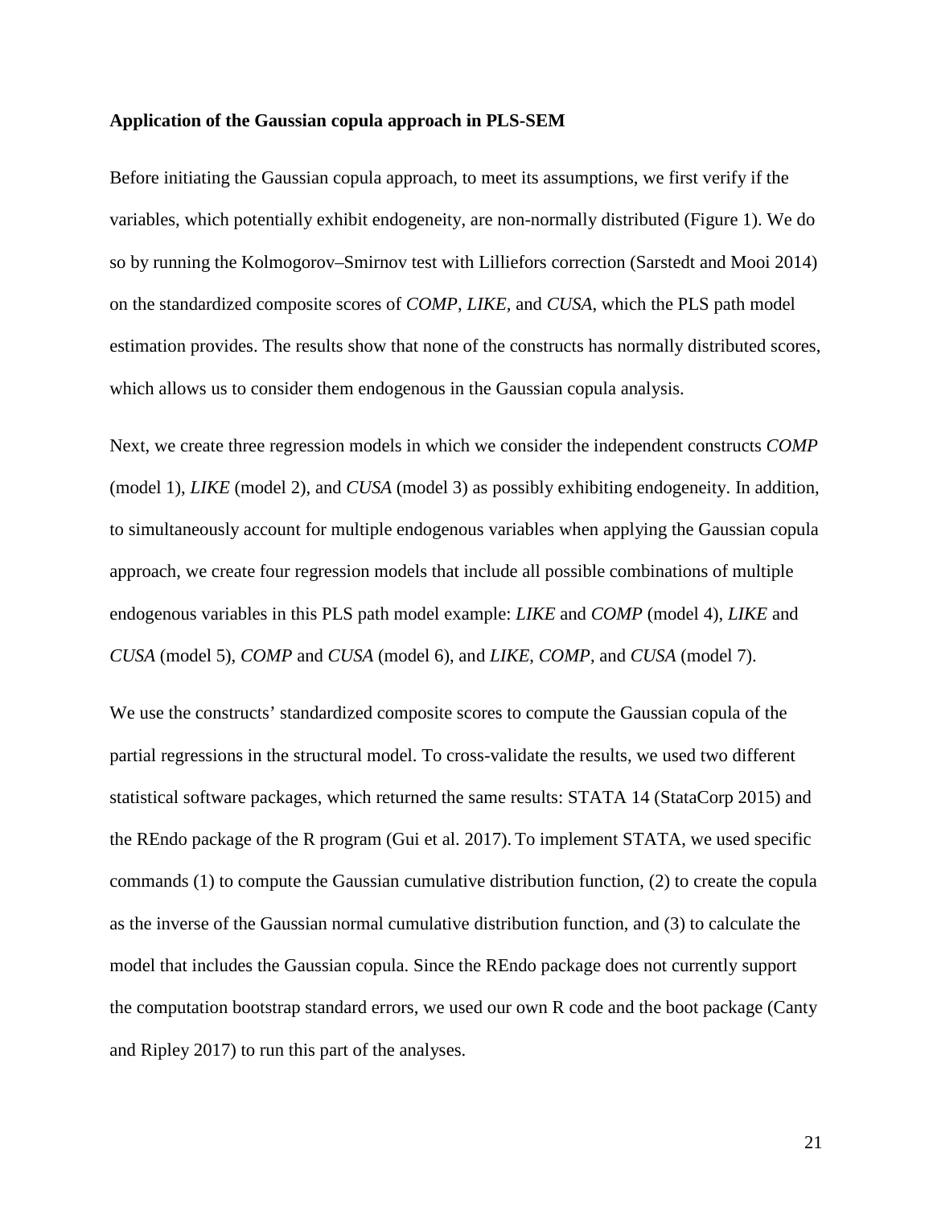**Application of the Gaussian copula approach in PLS-SEM**

Before initiating the Gaussian copula approach, to meet its assumptions, we first verify if the variables, which potentially exhibit endogeneity, are non-normally distributed (Figure 1). We do so by running the Kolmogorov–Smirnov test with Lilliefors correction (Sarstedt and Mooi 2014) on the standardized composite scores of *COMP*, *LIKE*, and *CUSA*, which the PLS path model estimation provides. The results show that none of the constructs has normally distributed scores, which allows us to consider them endogenous in the Gaussian copula analysis.

Next, we create three regression models in which we consider the independent constructs *COMP* (model 1), *LIKE* (model 2), and *CUSA* (model 3) as possibly exhibiting endogeneity. In addition, to simultaneously account for multiple endogenous variables when applying the Gaussian copula approach, we create four regression models that include all possible combinations of multiple endogenous variables in this PLS path model example: *LIKE* and *COMP* (model 4), *LIKE* and *CUSA* (model 5), *COMP* and *CUSA* (model 6), and *LIKE*, *COMP*, and *CUSA* (model 7).

We use the constructs' standardized composite scores to compute the Gaussian copula of the partial regressions in the structural model. To cross-validate the results, we used two different statistical software packages, which returned the same results: STATA 14 (StataCorp 2015) and the REndo package of the R program (Gui et al. 2017). To implement STATA, we used specific commands (1) to compute the Gaussian cumulative distribution function, (2) to create the copula as the inverse of the Gaussian normal cumulative distribution function, and (3) to calculate the model that includes the Gaussian copula. Since the REndo package does not currently support the computation bootstrap standard errors, we used our own R code and the boot package (Canty and Ripley 2017) to run this part of the analyses.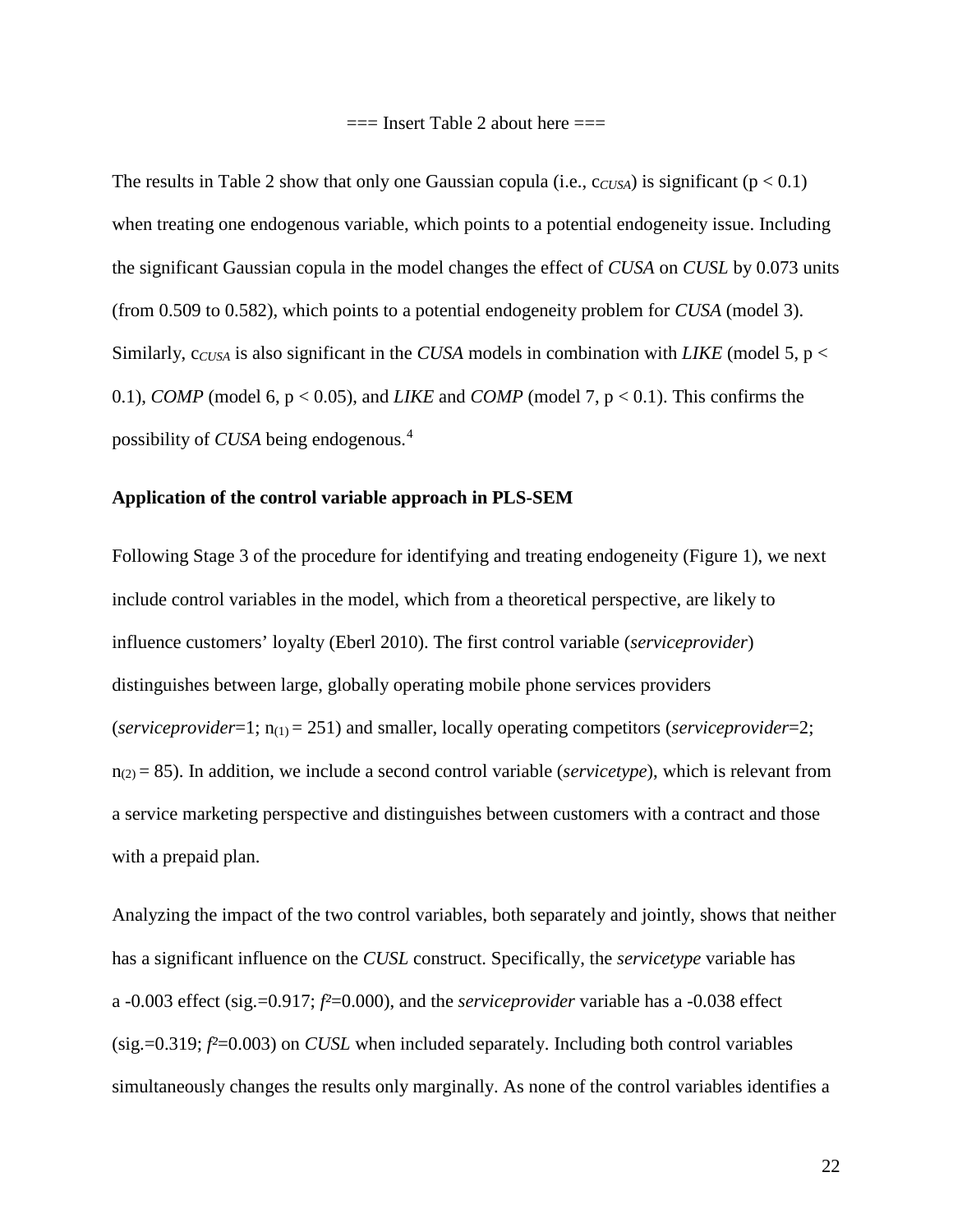=== Insert Table 2 about here ===

The results in Table 2 show that only one Gaussian copula (i.e., $c_{CUSA}$) is significant ($p < 0.1$) when treating one endogenous variable, which points to a potential endogeneity issue. Including the significant Gaussian copula in the model changes the effect of *CUSA* on *CUSL* by 0.073 units (from 0.509 to 0.582), which points to a potential endogeneity problem for *CUSA* (model 3). Similarly, $c_{CUSA}$ is also significant in the *CUSA* models in combination with *LIKE* (model 5, $p < 0.1$), *COMP* (model 6, $p < 0.05$), and *LIKE* and *COMP* (model 7, $p < 0.1$). This confirms the possibility of *CUSA* being endogenous.[4]

**Application of the control variable approach in PLS-SEM**

Following Stage 3 of the procedure for identifying and treating endogeneity (Figure 1), we next include control variables in the model, which from a theoretical perspective, are likely to influence customers' loyalty (Eberl 2010). The first control variable (*serviceprovider*) distinguishes between large, globally operating mobile phone services providers (*serviceprovider*=1; $n_{(1)} = 251$) and smaller, locally operating competitors (*serviceprovider*=2; $n_{(2)} = 85$). In addition, we include a second control variable (*servicetype*), which is relevant from a service marketing perspective and distinguishes between customers with a contract and those with a prepaid plan.

Analyzing the impact of the two control variables, both separately and jointly, shows that neither has a significant influence on the *CUSL* construct. Specifically, the *servicetype* variable has a -0.003 effect (sig.=0.917; $f^2$=0.000), and the *serviceprovider* variable has a -0.038 effect (sig.=0.319; $f^2$=0.003) on *CUSL* when included separately. Including both control variables simultaneously changes the results only marginally. As none of the control variables identifies a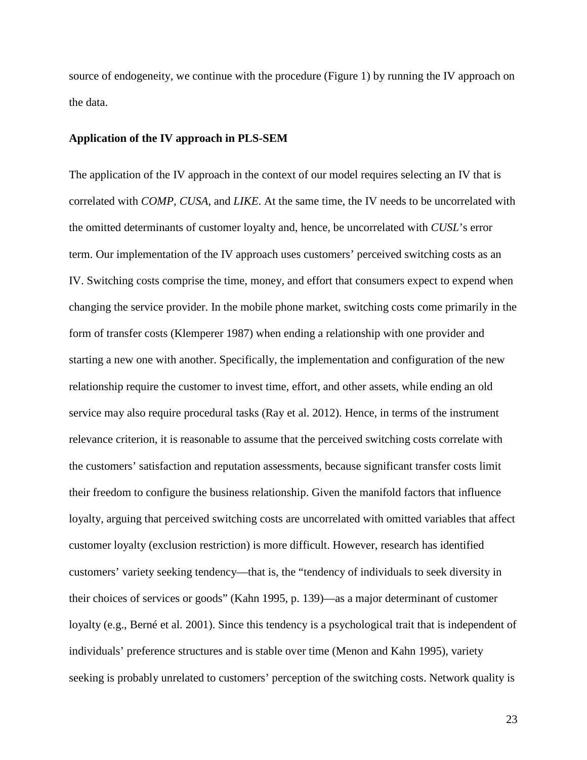source of endogeneity, we continue with the procedure (Figure 1) by running the IV approach on the data.

**Application of the IV approach in PLS-SEM**

The application of the IV approach in the context of our model requires selecting an IV that is correlated with *COMP*, *CUSA*, and *LIKE*. At the same time, the IV needs to be uncorrelated with the omitted determinants of customer loyalty and, hence, be uncorrelated with *CUSL*'s error term. Our implementation of the IV approach uses customers' perceived switching costs as an IV. Switching costs comprise the time, money, and effort that consumers expect to expend when changing the service provider. In the mobile phone market, switching costs come primarily in the form of transfer costs (Klemperer 1987) when ending a relationship with one provider and starting a new one with another. Specifically, the implementation and configuration of the new relationship require the customer to invest time, effort, and other assets, while ending an old service may also require procedural tasks (Ray et al. 2012). Hence, in terms of the instrument relevance criterion, it is reasonable to assume that the perceived switching costs correlate with the customers' satisfaction and reputation assessments, because significant transfer costs limit their freedom to configure the business relationship. Given the manifold factors that influence loyalty, arguing that perceived switching costs are uncorrelated with omitted variables that affect customer loyalty (exclusion restriction) is more difficult. However, research has identified customers' variety seeking tendency—that is, the "tendency of individuals to seek diversity in their choices of services or goods" (Kahn 1995, p. 139)—as a major determinant of customer loyalty (e.g., Berné et al. 2001). Since this tendency is a psychological trait that is independent of individuals' preference structures and is stable over time (Menon and Kahn 1995), variety seeking is probably unrelated to customers' perception of the switching costs. Network quality is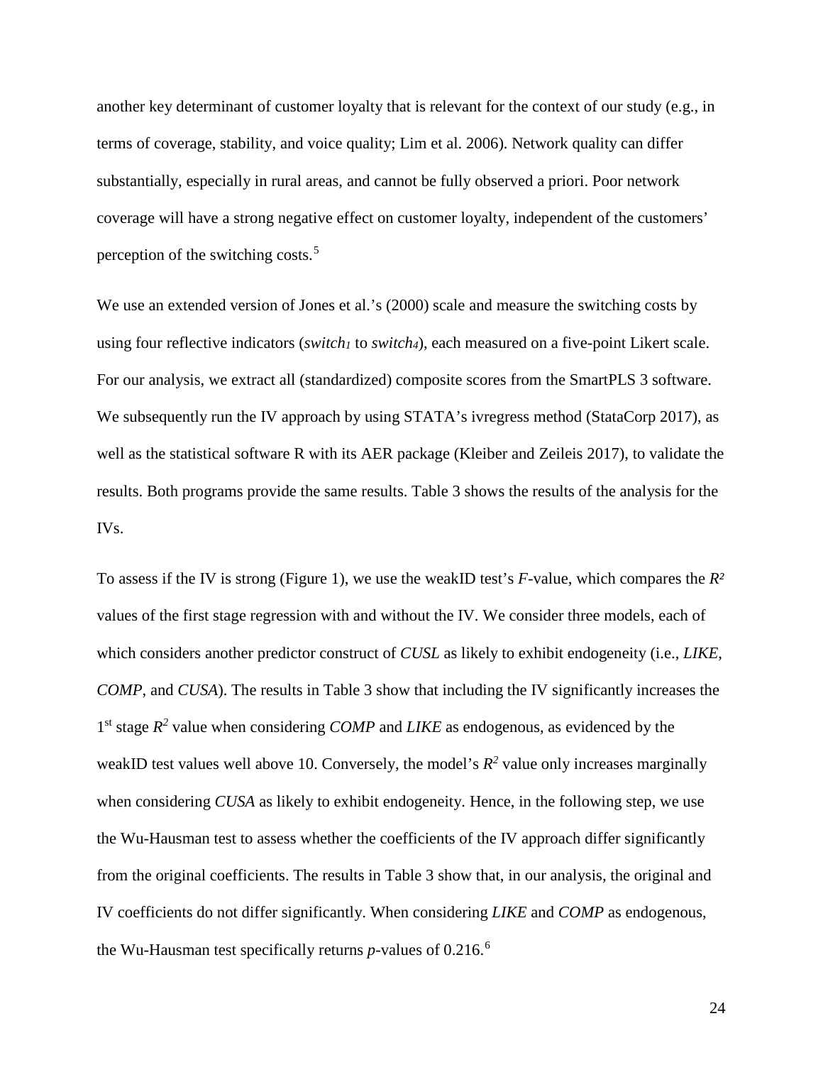another key determinant of customer loyalty that is relevant for the context of our study (e.g., in terms of coverage, stability, and voice quality; Lim et al. 2006). Network quality can differ substantially, especially in rural areas, and cannot be fully observed a priori. Poor network coverage will have a strong negative effect on customer loyalty, independent of the customers' perception of the switching costs.[5]

We use an extended version of Jones et al.'s (2000) scale and measure the switching costs by using four reflective indicators ($switch_1$ to $switch_4$), each measured on a five-point Likert scale. For our analysis, we extract all (standardized) composite scores from the SmartPLS 3 software. We subsequently run the IV approach by using STATA's ivregress method (StataCorp 2017), as well as the statistical software R with its AER package (Kleiber and Zeileis 2017), to validate the results. Both programs provide the same results. Table 3 shows the results of the analysis for the IVs.

To assess if the IV is strong (Figure 1), we use the weakID test's *F*-value, which compares the $R^2$ values of the first stage regression with and without the IV. We consider three models, each of which considers another predictor construct of *CUSL* as likely to exhibit endogeneity (i.e., *LIKE*, *COMP*, and *CUSA*). The results in Table 3 show that including the IV significantly increases the 1st stage $R^2$ value when considering *COMP* and *LIKE* as endogenous, as evidenced by the weakID test values well above 10. Conversely, the model's $R^2$ value only increases marginally when considering *CUSA* as likely to exhibit endogeneity. Hence, in the following step, we use the Wu-Hausman test to assess whether the coefficients of the IV approach differ significantly from the original coefficients. The results in Table 3 show that, in our analysis, the original and IV coefficients do not differ significantly. When considering *LIKE* and *COMP* as endogenous, the Wu-Hausman test specifically returns *p*-values of 0.216.[6]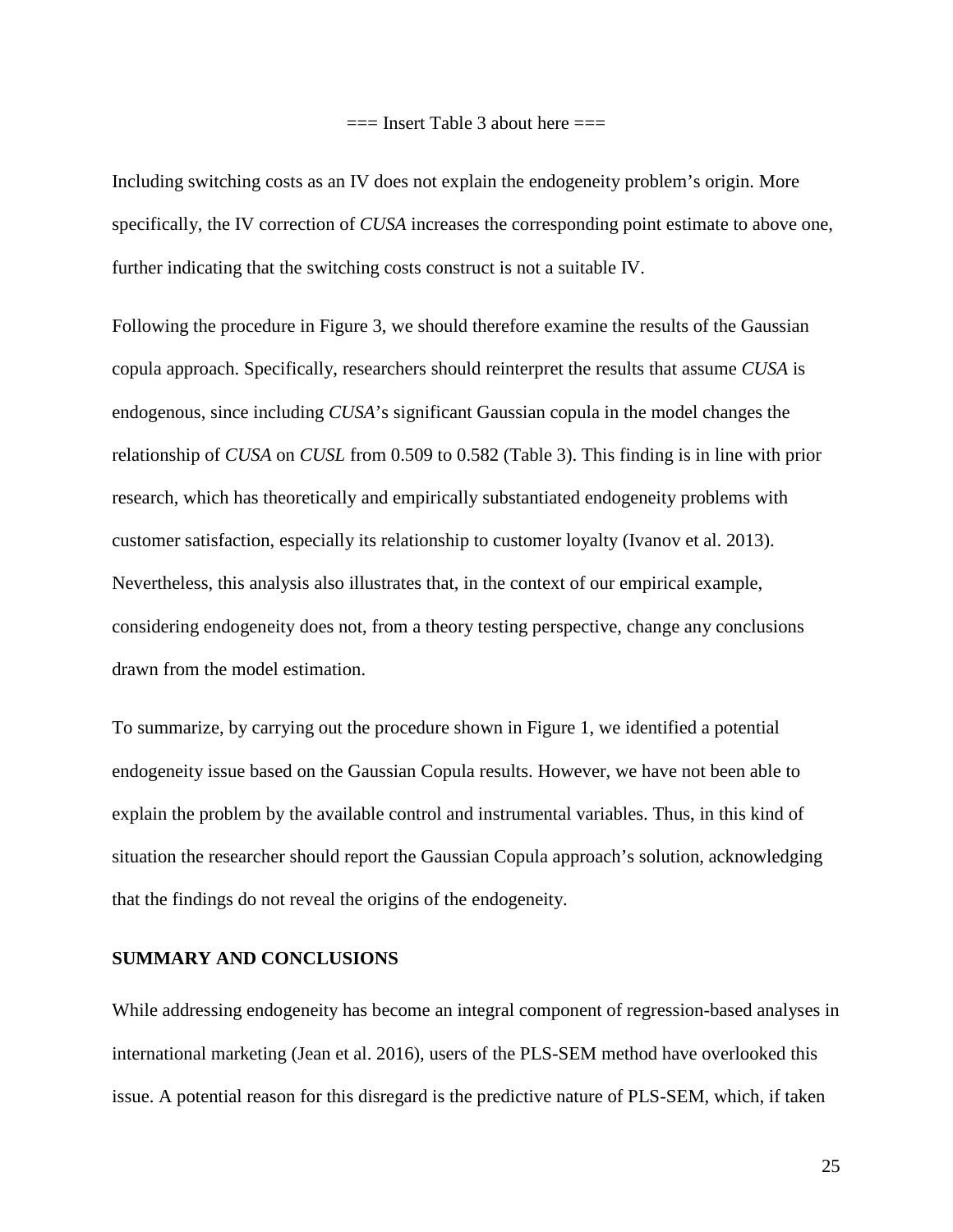=== Insert Table 3 about here ===

Including switching costs as an IV does not explain the endogeneity problem's origin. More specifically, the IV correction of *CUSA* increases the corresponding point estimate to above one, further indicating that the switching costs construct is not a suitable IV.

Following the procedure in Figure 3, we should therefore examine the results of the Gaussian copula approach. Specifically, researchers should reinterpret the results that assume *CUSA* is endogenous, since including *CUSA*'s significant Gaussian copula in the model changes the relationship of *CUSA* on *CUSL* from 0.509 to 0.582 (Table 3). This finding is in line with prior research, which has theoretically and empirically substantiated endogeneity problems with customer satisfaction, especially its relationship to customer loyalty (Ivanov et al. 2013). Nevertheless, this analysis also illustrates that, in the context of our empirical example, considering endogeneity does not, from a theory testing perspective, change any conclusions drawn from the model estimation.

To summarize, by carrying out the procedure shown in Figure 1, we identified a potential endogeneity issue based on the Gaussian Copula results. However, we have not been able to explain the problem by the available control and instrumental variables. Thus, in this kind of situation the researcher should report the Gaussian Copula approach's solution, acknowledging that the findings do not reveal the origins of the endogeneity.

## SUMMARY AND CONCLUSIONS

While addressing endogeneity has become an integral component of regression-based analyses in international marketing (Jean et al. 2016), users of the PLS-SEM method have overlooked this issue. A potential reason for this disregard is the predictive nature of PLS-SEM, which, if taken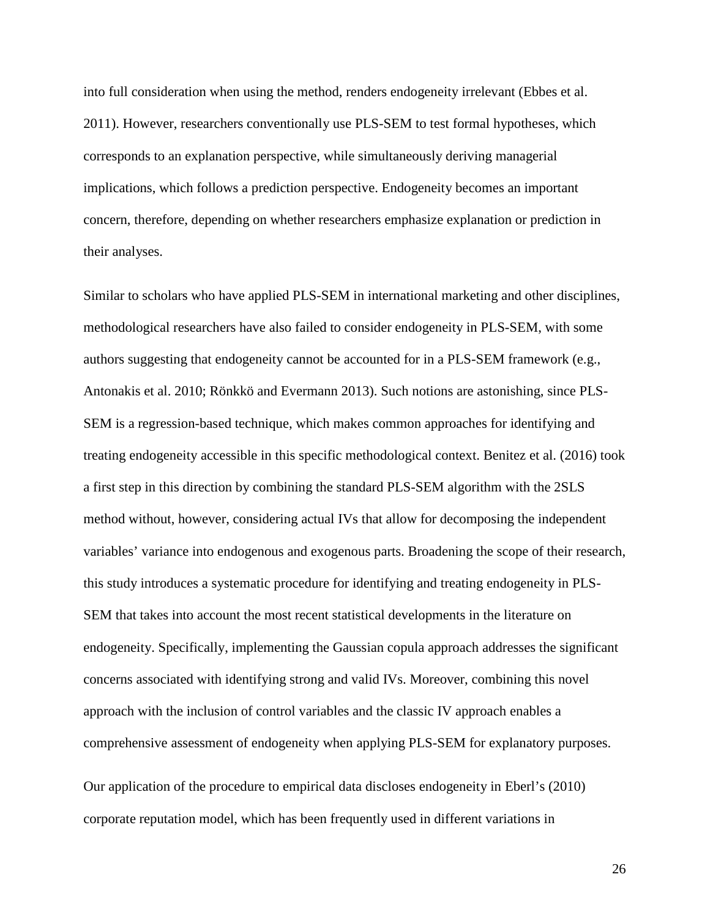into full consideration when using the method, renders endogeneity irrelevant (Ebbes et al. 2011). However, researchers conventionally use PLS-SEM to test formal hypotheses, which corresponds to an explanation perspective, while simultaneously deriving managerial implications, which follows a prediction perspective. Endogeneity becomes an important concern, therefore, depending on whether researchers emphasize explanation or prediction in their analyses.

Similar to scholars who have applied PLS-SEM in international marketing and other disciplines, methodological researchers have also failed to consider endogeneity in PLS-SEM, with some authors suggesting that endogeneity cannot be accounted for in a PLS-SEM framework (e.g., Antonakis et al. 2010; Rönkkö and Evermann 2013). Such notions are astonishing, since PLS-SEM is a regression-based technique, which makes common approaches for identifying and treating endogeneity accessible in this specific methodological context. Benitez et al. (2016) took a first step in this direction by combining the standard PLS-SEM algorithm with the 2SLS method without, however, considering actual IVs that allow for decomposing the independent variables' variance into endogenous and exogenous parts. Broadening the scope of their research, this study introduces a systematic procedure for identifying and treating endogeneity in PLS-SEM that takes into account the most recent statistical developments in the literature on endogeneity. Specifically, implementing the Gaussian copula approach addresses the significant concerns associated with identifying strong and valid IVs. Moreover, combining this novel approach with the inclusion of control variables and the classic IV approach enables a comprehensive assessment of endogeneity when applying PLS-SEM for explanatory purposes.

Our application of the procedure to empirical data discloses endogeneity in Eberl's (2010) corporate reputation model, which has been frequently used in different variations in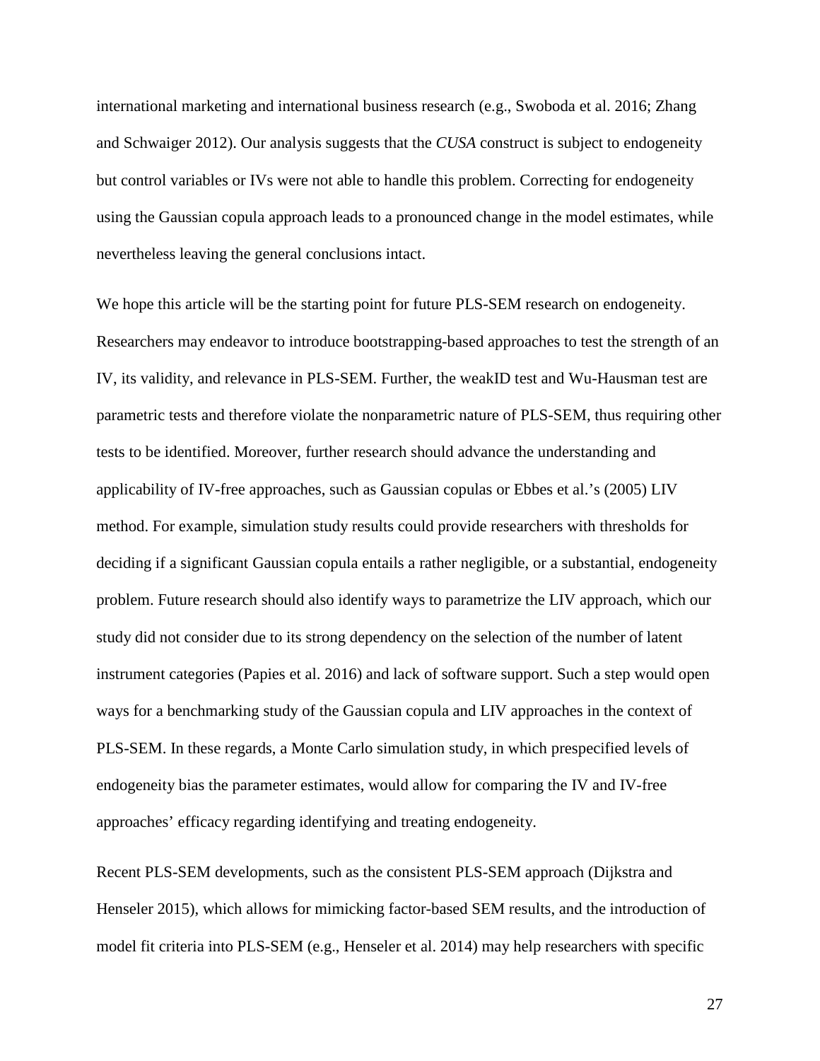international marketing and international business research (e.g., Swoboda et al. 2016; Zhang and Schwaiger 2012). Our analysis suggests that the *CUSA* construct is subject to endogeneity but control variables or IVs were not able to handle this problem. Correcting for endogeneity using the Gaussian copula approach leads to a pronounced change in the model estimates, while nevertheless leaving the general conclusions intact.

We hope this article will be the starting point for future PLS-SEM research on endogeneity. Researchers may endeavor to introduce bootstrapping-based approaches to test the strength of an IV, its validity, and relevance in PLS-SEM. Further, the weakID test and Wu-Hausman test are parametric tests and therefore violate the nonparametric nature of PLS-SEM, thus requiring other tests to be identified. Moreover, further research should advance the understanding and applicability of IV-free approaches, such as Gaussian copulas or Ebbes et al.'s (2005) LIV method. For example, simulation study results could provide researchers with thresholds for deciding if a significant Gaussian copula entails a rather negligible, or a substantial, endogeneity problem. Future research should also identify ways to parametrize the LIV approach, which our study did not consider due to its strong dependency on the selection of the number of latent instrument categories (Papies et al. 2016) and lack of software support. Such a step would open ways for a benchmarking study of the Gaussian copula and LIV approaches in the context of PLS-SEM. In these regards, a Monte Carlo simulation study, in which prespecified levels of endogeneity bias the parameter estimates, would allow for comparing the IV and IV-free approaches' efficacy regarding identifying and treating endogeneity.

Recent PLS-SEM developments, such as the consistent PLS-SEM approach (Dijkstra and Henseler 2015), which allows for mimicking factor-based SEM results, and the introduction of model fit criteria into PLS-SEM (e.g., Henseler et al. 2014) may help researchers with specific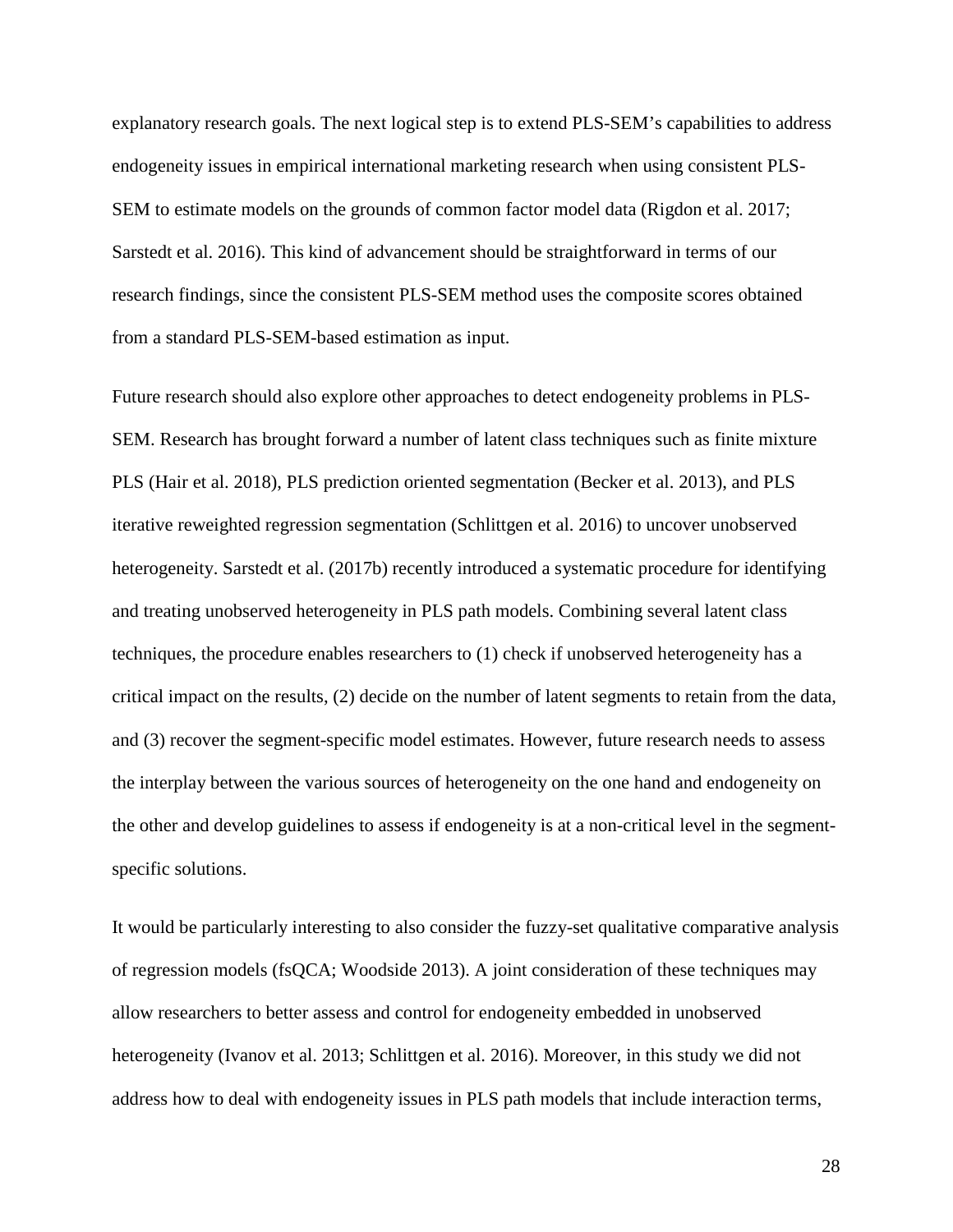explanatory research goals. The next logical step is to extend PLS-SEM's capabilities to address endogeneity issues in empirical international marketing research when using consistent PLS-SEM to estimate models on the grounds of common factor model data (Rigdon et al. 2017; Sarstedt et al. 2016). This kind of advancement should be straightforward in terms of our research findings, since the consistent PLS-SEM method uses the composite scores obtained from a standard PLS-SEM-based estimation as input.

Future research should also explore other approaches to detect endogeneity problems in PLS-SEM. Research has brought forward a number of latent class techniques such as finite mixture PLS (Hair et al. 2018), PLS prediction oriented segmentation (Becker et al. 2013), and PLS iterative reweighted regression segmentation (Schlittgen et al. 2016) to uncover unobserved heterogeneity. Sarstedt et al. (2017b) recently introduced a systematic procedure for identifying and treating unobserved heterogeneity in PLS path models. Combining several latent class techniques, the procedure enables researchers to (1) check if unobserved heterogeneity has a critical impact on the results, (2) decide on the number of latent segments to retain from the data, and (3) recover the segment-specific model estimates. However, future research needs to assess the interplay between the various sources of heterogeneity on the one hand and endogeneity on the other and develop guidelines to assess if endogeneity is at a non-critical level in the segment-specific solutions.

It would be particularly interesting to also consider the fuzzy-set qualitative comparative analysis of regression models (fsQCA; Woodside 2013). A joint consideration of these techniques may allow researchers to better assess and control for endogeneity embedded in unobserved heterogeneity (Ivanov et al. 2013; Schlittgen et al. 2016). Moreover, in this study we did not address how to deal with endogeneity issues in PLS path models that include interaction terms,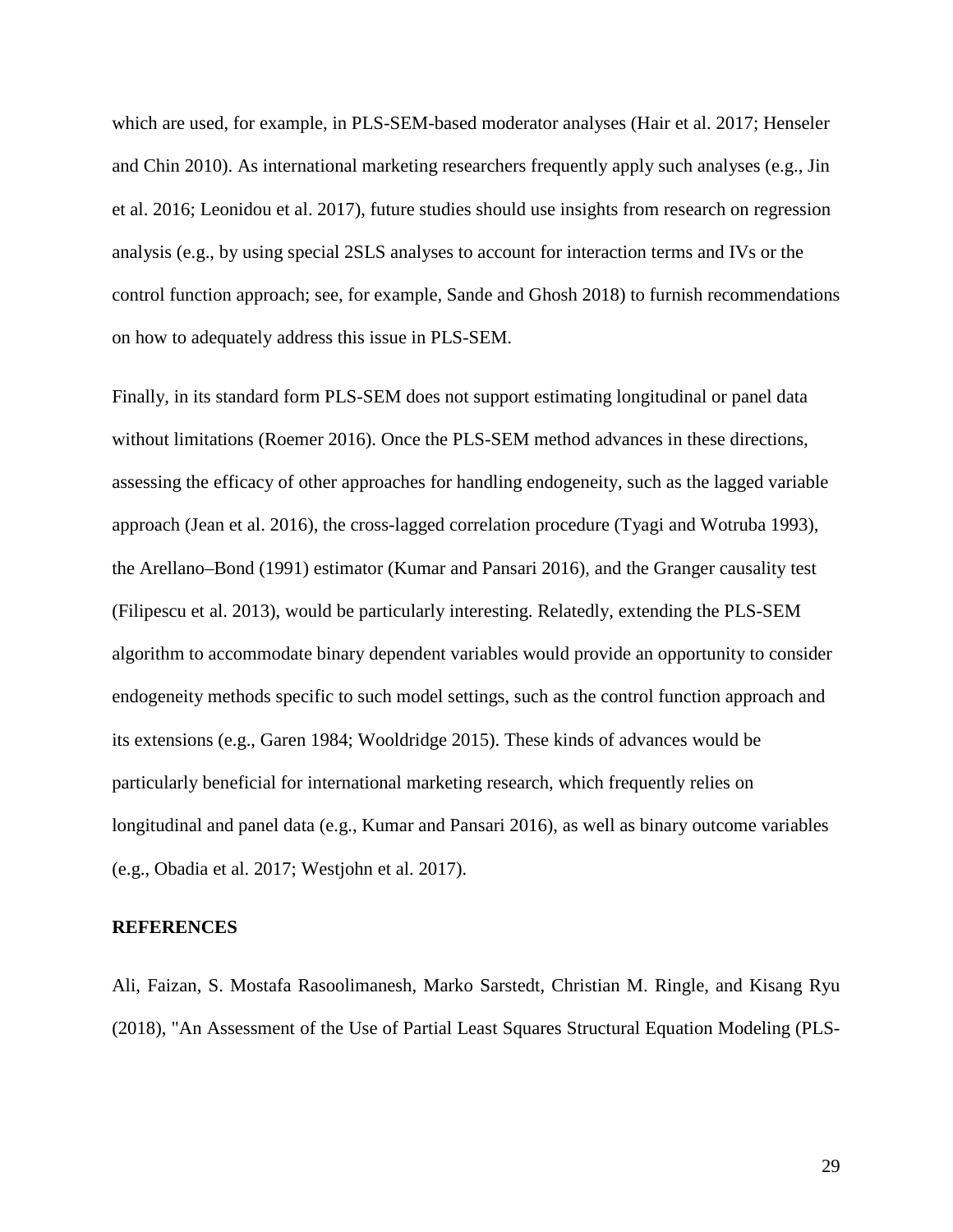which are used, for example, in PLS-SEM-based moderator analyses (Hair et al. 2017; Henseler and Chin 2010). As international marketing researchers frequently apply such analyses (e.g., Jin et al. 2016; Leonidou et al. 2017), future studies should use insights from research on regression analysis (e.g., by using special 2SLS analyses to account for interaction terms and IVs or the control function approach; see, for example, Sande and Ghosh 2018) to furnish recommendations on how to adequately address this issue in PLS-SEM.

Finally, in its standard form PLS-SEM does not support estimating longitudinal or panel data without limitations (Roemer 2016). Once the PLS-SEM method advances in these directions, assessing the efficacy of other approaches for handling endogeneity, such as the lagged variable approach (Jean et al. 2016), the cross-lagged correlation procedure (Tyagi and Wotruba 1993), the Arellano–Bond (1991) estimator (Kumar and Pansari 2016), and the Granger causality test (Filipescu et al. 2013), would be particularly interesting. Relatedly, extending the PLS-SEM algorithm to accommodate binary dependent variables would provide an opportunity to consider endogeneity methods specific to such model settings, such as the control function approach and its extensions (e.g., Garen 1984; Wooldridge 2015). These kinds of advances would be particularly beneficial for international marketing research, which frequently relies on longitudinal and panel data (e.g., Kumar and Pansari 2016), as well as binary outcome variables (e.g., Obadia et al. 2017; Westjohn et al. 2017).

**REFERENCES**

Ali, Faizan, S. Mostafa Rasoolimanesh, Marko Sarstedt, Christian M. Ringle, and Kisang Ryu (2018), "An Assessment of the Use of Partial Least Squares Structural Equation Modeling (PLS-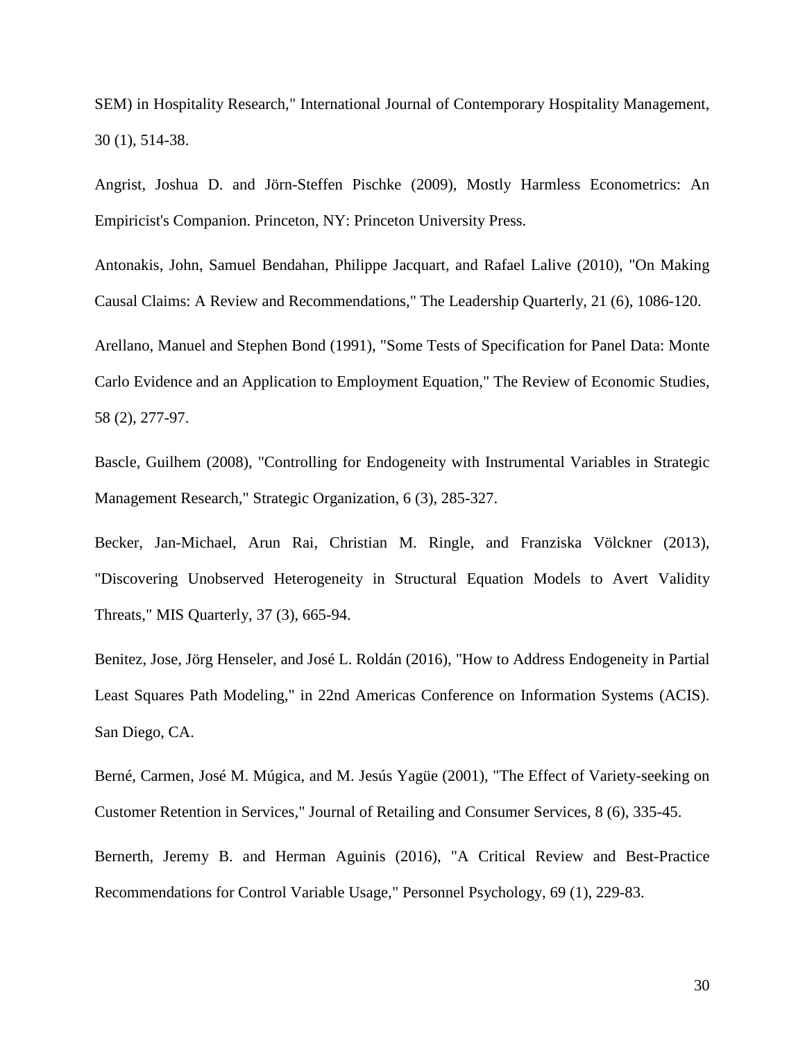SEM) in Hospitality Research," International Journal of Contemporary Hospitality Management, 30 (1), 514-38.

Angrist, Joshua D. and Jörn-Steffen Pischke (2009), Mostly Harmless Econometrics: An Empiricist's Companion. Princeton, NY: Princeton University Press.

Antonakis, John, Samuel Bendahan, Philippe Jacquart, and Rafael Lalive (2010), "On Making Causal Claims: A Review and Recommendations," The Leadership Quarterly, 21 (6), 1086-120.

Arellano, Manuel and Stephen Bond (1991), "Some Tests of Specification for Panel Data: Monte Carlo Evidence and an Application to Employment Equation," The Review of Economic Studies, 58 (2), 277-97.

Bascle, Guilhem (2008), "Controlling for Endogeneity with Instrumental Variables in Strategic Management Research," Strategic Organization, 6 (3), 285-327.

Becker, Jan-Michael, Arun Rai, Christian M. Ringle, and Franziska Völckner (2013), "Discovering Unobserved Heterogeneity in Structural Equation Models to Avert Validity Threats," MIS Quarterly, 37 (3), 665-94.

Benitez, Jose, Jörg Henseler, and José L. Roldán (2016), "How to Address Endogeneity in Partial Least Squares Path Modeling," in 22nd Americas Conference on Information Systems (ACIS). San Diego, CA.

Berné, Carmen, José M. Múgica, and M. Jesús Yagüe (2001), "The Effect of Variety-seeking on Customer Retention in Services," Journal of Retailing and Consumer Services, 8 (6), 335-45.

Bernerth, Jeremy B. and Herman Aguinis (2016), "A Critical Review and Best-Practice Recommendations for Control Variable Usage," Personnel Psychology, 69 (1), 229-83.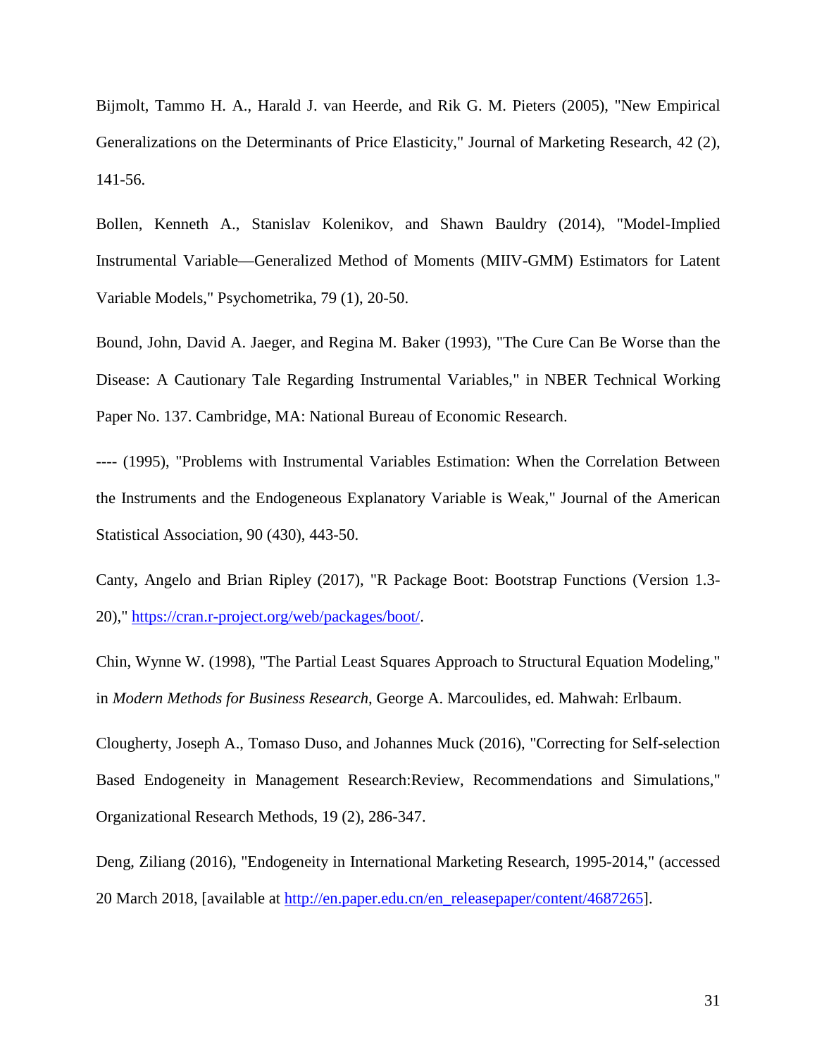Bijmolt, Tammo H. A., Harald J. van Heerde, and Rik G. M. Pieters (2005), "New Empirical Generalizations on the Determinants of Price Elasticity," Journal of Marketing Research, 42 (2), 141-56.

Bollen, Kenneth A., Stanislav Kolenikov, and Shawn Bauldry (2014), "Model-Implied Instrumental Variable—Generalized Method of Moments (MIIV-GMM) Estimators for Latent Variable Models," Psychometrika, 79 (1), 20-50.

Bound, John, David A. Jaeger, and Regina M. Baker (1993), "The Cure Can Be Worse than the Disease: A Cautionary Tale Regarding Instrumental Variables," in NBER Technical Working Paper No. 137. Cambridge, MA: National Bureau of Economic Research.

---- (1995), "Problems with Instrumental Variables Estimation: When the Correlation Between the Instruments and the Endogeneous Explanatory Variable is Weak," Journal of the American Statistical Association, 90 (430), 443-50.

Canty, Angelo and Brian Ripley (2017), "R Package Boot: Bootstrap Functions (Version 1.3-20)," https://cran.r-project.org/web/packages/boot/.

Chin, Wynne W. (1998), "The Partial Least Squares Approach to Structural Equation Modeling," in *Modern Methods for Business Research*, George A. Marcoulides, ed. Mahwah: Erlbaum.

Clougherty, Joseph A., Tomaso Duso, and Johannes Muck (2016), "Correcting for Self-selection Based Endogeneity in Management Research:Review, Recommendations and Simulations," Organizational Research Methods, 19 (2), 286-347.

Deng, Ziliang (2016), "Endogeneity in International Marketing Research, 1995-2014," (accessed 20 March 2018, [available at http://en.paper.edu.cn/en_releasepaper/content/4687265].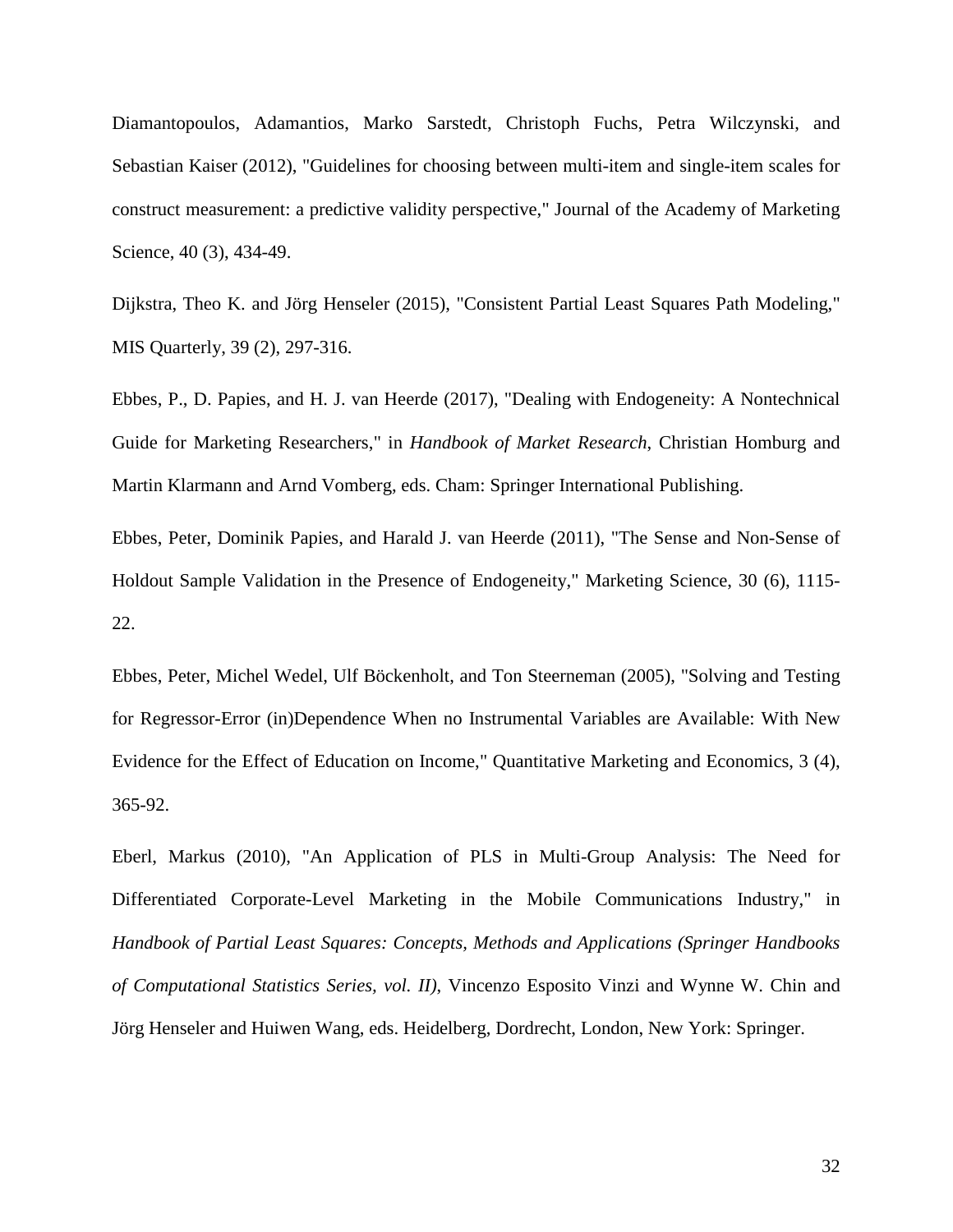Diamantopoulos, Adamantios, Marko Sarstedt, Christoph Fuchs, Petra Wilczynski, and Sebastian Kaiser (2012), "Guidelines for choosing between multi-item and single-item scales for construct measurement: a predictive validity perspective," Journal of the Academy of Marketing Science, 40 (3), 434-49.

Dijkstra, Theo K. and Jörg Henseler (2015), "Consistent Partial Least Squares Path Modeling," MIS Quarterly, 39 (2), 297-316.

Ebbes, P., D. Papies, and H. J. van Heerde (2017), "Dealing with Endogeneity: A Nontechnical Guide for Marketing Researchers," in *Handbook of Market Research*, Christian Homburg and Martin Klarmann and Arnd Vomberg, eds. Cham: Springer International Publishing.

Ebbes, Peter, Dominik Papies, and Harald J. van Heerde (2011), "The Sense and Non-Sense of Holdout Sample Validation in the Presence of Endogeneity," Marketing Science, 30 (6), 1115-22.

Ebbes, Peter, Michel Wedel, Ulf Böckenholt, and Ton Steerneman (2005), "Solving and Testing for Regressor-Error (in)Dependence When no Instrumental Variables are Available: With New Evidence for the Effect of Education on Income," Quantitative Marketing and Economics, 3 (4), 365-92.

Eberl, Markus (2010), "An Application of PLS in Multi-Group Analysis: The Need for Differentiated Corporate-Level Marketing in the Mobile Communications Industry," in *Handbook of Partial Least Squares: Concepts, Methods and Applications (Springer Handbooks of Computational Statistics Series, vol. II)*, Vincenzo Esposito Vinzi and Wynne W. Chin and Jörg Henseler and Huiwen Wang, eds. Heidelberg, Dordrecht, London, New York: Springer.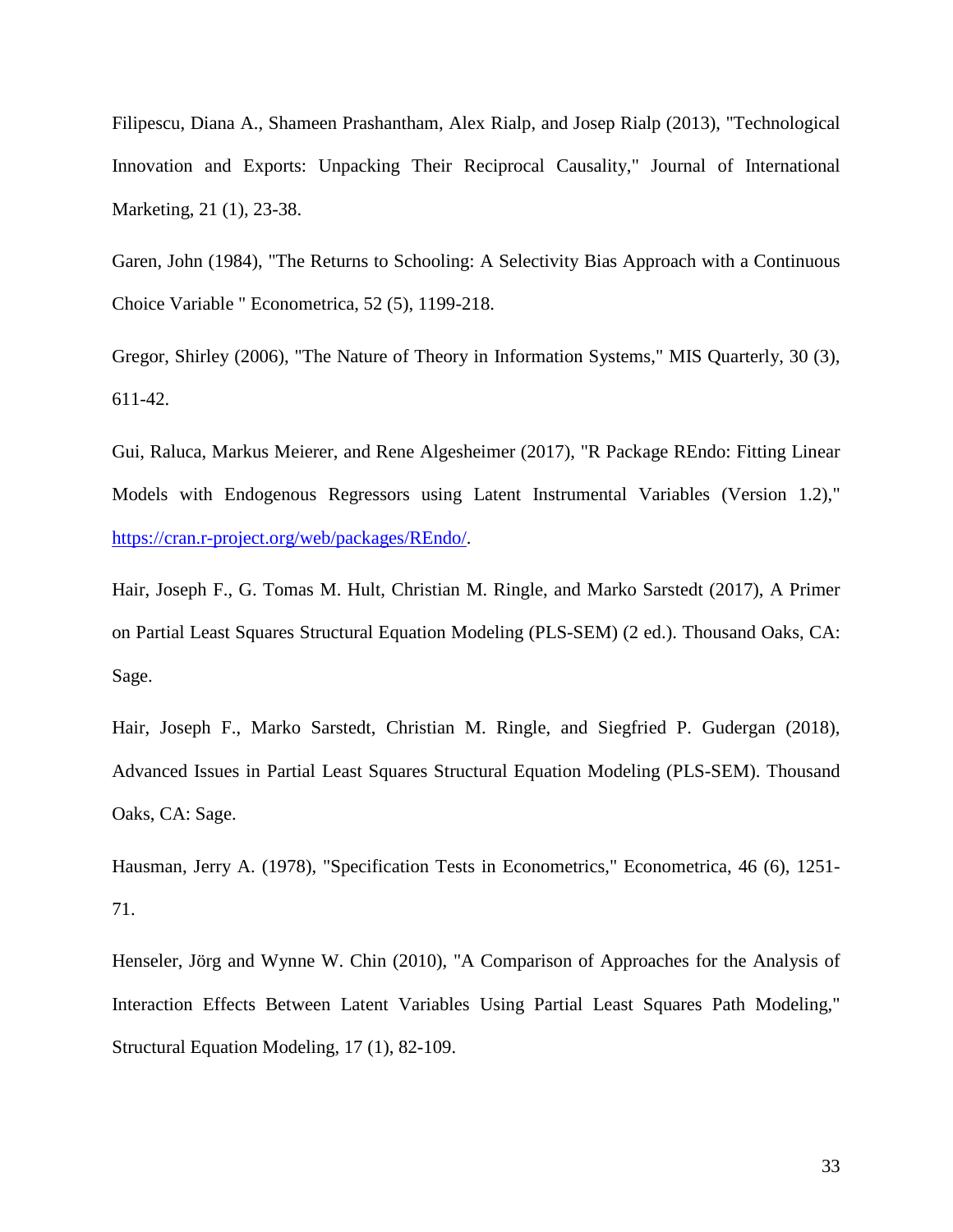Filipescu, Diana A., Shameen Prashantham, Alex Rialp, and Josep Rialp (2013), "Technological Innovation and Exports: Unpacking Their Reciprocal Causality," Journal of International Marketing, 21 (1), 23-38.

Garen, John (1984), "The Returns to Schooling: A Selectivity Bias Approach with a Continuous Choice Variable " Econometrica, 52 (5), 1199-218.

Gregor, Shirley (2006), "The Nature of Theory in Information Systems," MIS Quarterly, 30 (3), 611-42.

Gui, Raluca, Markus Meierer, and Rene Algesheimer (2017), "R Package REndo: Fitting Linear Models with Endogenous Regressors using Latent Instrumental Variables (Version 1.2)," https://cran.r-project.org/web/packages/REndo/.

Hair, Joseph F., G. Tomas M. Hult, Christian M. Ringle, and Marko Sarstedt (2017), A Primer on Partial Least Squares Structural Equation Modeling (PLS-SEM) (2 ed.). Thousand Oaks, CA: Sage.

Hair, Joseph F., Marko Sarstedt, Christian M. Ringle, and Siegfried P. Gudergan (2018), Advanced Issues in Partial Least Squares Structural Equation Modeling (PLS-SEM). Thousand Oaks, CA: Sage.

Hausman, Jerry A. (1978), "Specification Tests in Econometrics," Econometrica, 46 (6), 1251-71.

Henseler, Jörg and Wynne W. Chin (2010), "A Comparison of Approaches for the Analysis of Interaction Effects Between Latent Variables Using Partial Least Squares Path Modeling," Structural Equation Modeling, 17 (1), 82-109.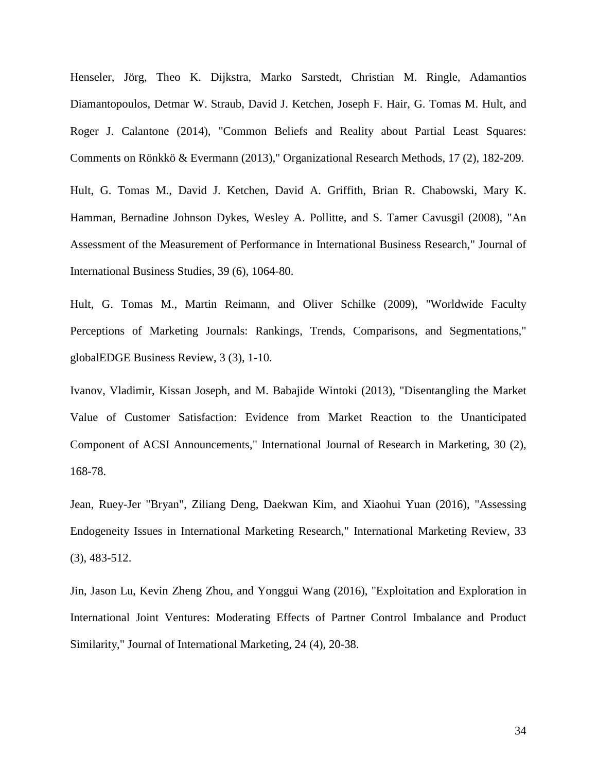Henseler, Jörg, Theo K. Dijkstra, Marko Sarstedt, Christian M. Ringle, Adamantios Diamantopoulos, Detmar W. Straub, David J. Ketchen, Joseph F. Hair, G. Tomas M. Hult, and Roger J. Calantone (2014), "Common Beliefs and Reality about Partial Least Squares: Comments on Rönkkö & Evermann (2013)," Organizational Research Methods, 17 (2), 182-209.

Hult, G. Tomas M., David J. Ketchen, David A. Griffith, Brian R. Chabowski, Mary K. Hamman, Bernadine Johnson Dykes, Wesley A. Pollitte, and S. Tamer Cavusgil (2008), "An Assessment of the Measurement of Performance in International Business Research," Journal of International Business Studies, 39 (6), 1064-80.

Hult, G. Tomas M., Martin Reimann, and Oliver Schilke (2009), "Worldwide Faculty Perceptions of Marketing Journals: Rankings, Trends, Comparisons, and Segmentations," globalEDGE Business Review, 3 (3), 1-10.

Ivanov, Vladimir, Kissan Joseph, and M. Babajide Wintoki (2013), "Disentangling the Market Value of Customer Satisfaction: Evidence from Market Reaction to the Unanticipated Component of ACSI Announcements," International Journal of Research in Marketing, 30 (2), 168-78.

Jean, Ruey-Jer "Bryan", Ziliang Deng, Daekwan Kim, and Xiaohui Yuan (2016), "Assessing Endogeneity Issues in International Marketing Research," International Marketing Review, 33 (3), 483-512.

Jin, Jason Lu, Kevin Zheng Zhou, and Yonggui Wang (2016), "Exploitation and Exploration in International Joint Ventures: Moderating Effects of Partner Control Imbalance and Product Similarity," Journal of International Marketing, 24 (4), 20-38.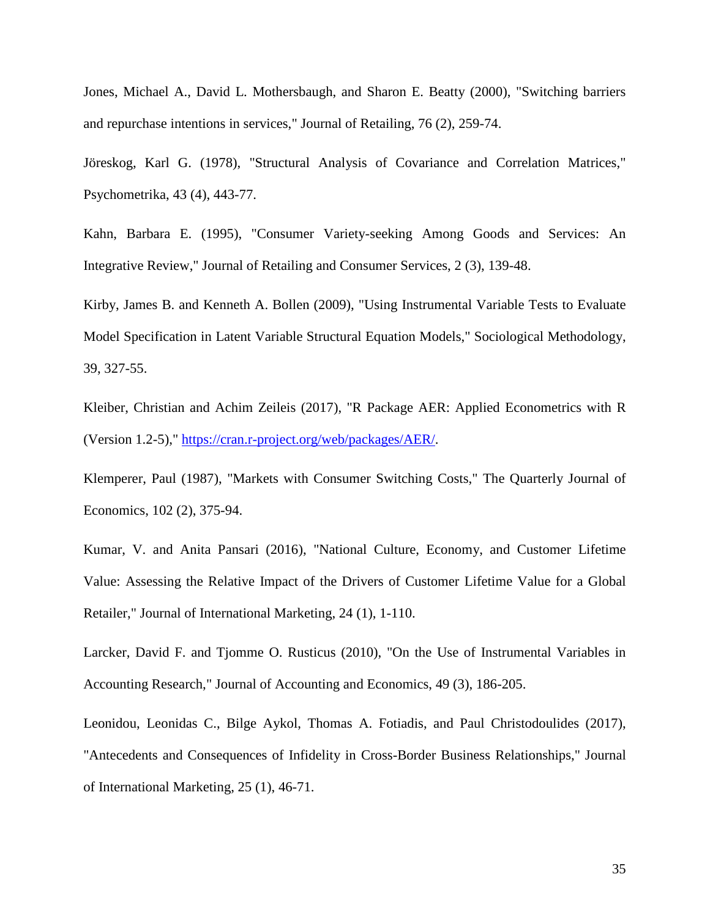Jones, Michael A., David L. Mothersbaugh, and Sharon E. Beatty (2000), "Switching barriers and repurchase intentions in services," Journal of Retailing, 76 (2), 259-74.

Jöreskog, Karl G. (1978), "Structural Analysis of Covariance and Correlation Matrices," Psychometrika, 43 (4), 443-77.

Kahn, Barbara E. (1995), "Consumer Variety-seeking Among Goods and Services: An Integrative Review," Journal of Retailing and Consumer Services, 2 (3), 139-48.

Kirby, James B. and Kenneth A. Bollen (2009), "Using Instrumental Variable Tests to Evaluate Model Specification in Latent Variable Structural Equation Models," Sociological Methodology, 39, 327-55.

Kleiber, Christian and Achim Zeileis (2017), "R Package AER: Applied Econometrics with R (Version 1.2-5)," https://cran.r-project.org/web/packages/AER/.

Klemperer, Paul (1987), "Markets with Consumer Switching Costs," The Quarterly Journal of Economics, 102 (2), 375-94.

Kumar, V. and Anita Pansari (2016), "National Culture, Economy, and Customer Lifetime Value: Assessing the Relative Impact of the Drivers of Customer Lifetime Value for a Global Retailer," Journal of International Marketing, 24 (1), 1-110.

Larcker, David F. and Tjomme O. Rusticus (2010), "On the Use of Instrumental Variables in Accounting Research," Journal of Accounting and Economics, 49 (3), 186-205.

Leonidou, Leonidas C., Bilge Aykol, Thomas A. Fotiadis, and Paul Christodoulides (2017), "Antecedents and Consequences of Infidelity in Cross-Border Business Relationships," Journal of International Marketing, 25 (1), 46-71.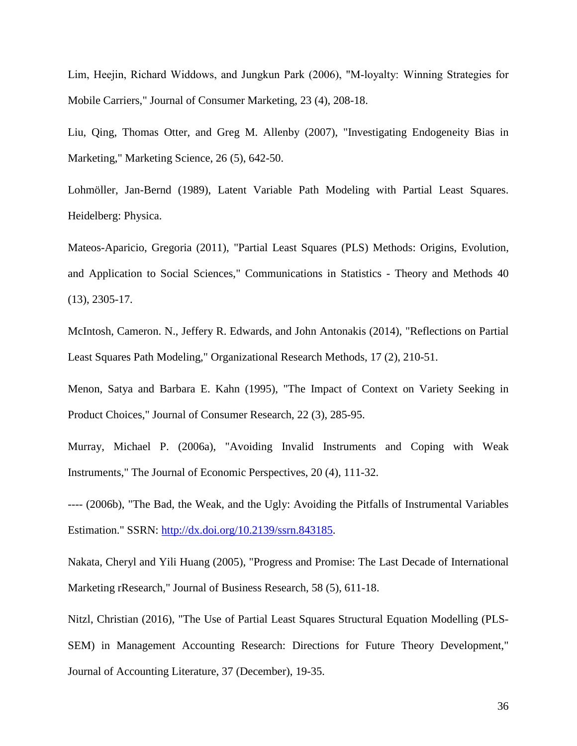Lim, Heejin, Richard Widdows, and Jungkun Park (2006), "M-loyalty: Winning Strategies for Mobile Carriers," Journal of Consumer Marketing, 23 (4), 208-18.

Liu, Qing, Thomas Otter, and Greg M. Allenby (2007), "Investigating Endogeneity Bias in Marketing," Marketing Science, 26 (5), 642-50.

Lohmöller, Jan-Bernd (1989), Latent Variable Path Modeling with Partial Least Squares. Heidelberg: Physica.

Mateos-Aparicio, Gregoria (2011), "Partial Least Squares (PLS) Methods: Origins, Evolution, and Application to Social Sciences," Communications in Statistics - Theory and Methods 40 (13), 2305-17.

McIntosh, Cameron. N., Jeffery R. Edwards, and John Antonakis (2014), "Reflections on Partial Least Squares Path Modeling," Organizational Research Methods, 17 (2), 210-51.

Menon, Satya and Barbara E. Kahn (1995), "The Impact of Context on Variety Seeking in Product Choices," Journal of Consumer Research, 22 (3), 285-95.

Murray, Michael P. (2006a), "Avoiding Invalid Instruments and Coping with Weak Instruments," The Journal of Economic Perspectives, 20 (4), 111-32.

---- (2006b), "The Bad, the Weak, and the Ugly: Avoiding the Pitfalls of Instrumental Variables Estimation." SSRN: http://dx.doi.org/10.2139/ssrn.843185.

Nakata, Cheryl and Yili Huang (2005), "Progress and Promise: The Last Decade of International Marketing rResearch," Journal of Business Research, 58 (5), 611-18.

Nitzl, Christian (2016), "The Use of Partial Least Squares Structural Equation Modelling (PLS-SEM) in Management Accounting Research: Directions for Future Theory Development," Journal of Accounting Literature, 37 (December), 19-35.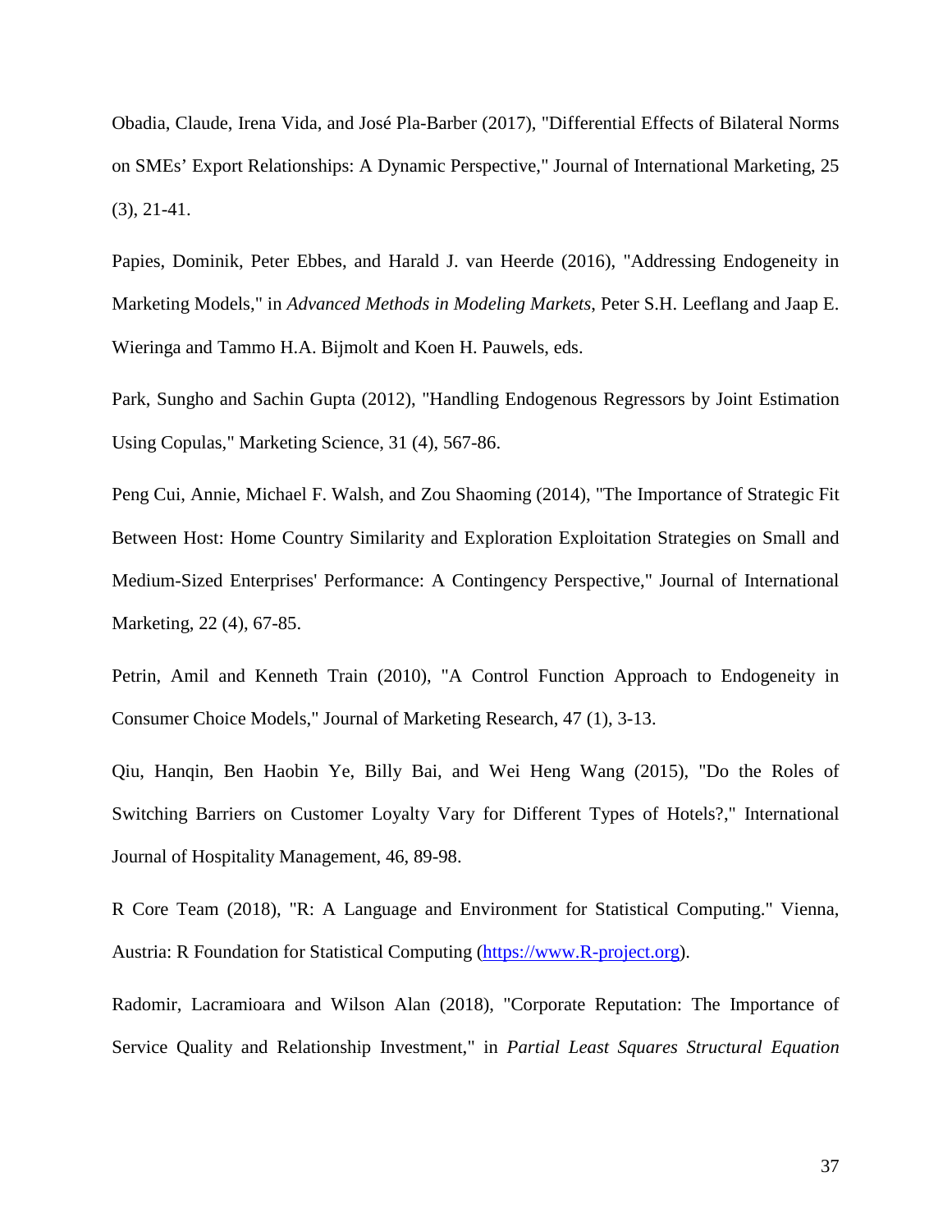Obadia, Claude, Irena Vida, and José Pla-Barber (2017), "Differential Effects of Bilateral Norms on SMEs' Export Relationships: A Dynamic Perspective," Journal of International Marketing, 25 (3), 21-41.

Papies, Dominik, Peter Ebbes, and Harald J. van Heerde (2016), "Addressing Endogeneity in Marketing Models," in *Advanced Methods in Modeling Markets*, Peter S.H. Leeflang and Jaap E. Wieringa and Tammo H.A. Bijmolt and Koen H. Pauwels, eds.

Park, Sungho and Sachin Gupta (2012), "Handling Endogenous Regressors by Joint Estimation Using Copulas," Marketing Science, 31 (4), 567-86.

Peng Cui, Annie, Michael F. Walsh, and Zou Shaoming (2014), "The Importance of Strategic Fit Between Host: Home Country Similarity and Exploration Exploitation Strategies on Small and Medium-Sized Enterprises' Performance: A Contingency Perspective," Journal of International Marketing, 22 (4), 67-85.

Petrin, Amil and Kenneth Train (2010), "A Control Function Approach to Endogeneity in Consumer Choice Models," Journal of Marketing Research, 47 (1), 3-13.

Qiu, Hanqin, Ben Haobin Ye, Billy Bai, and Wei Heng Wang (2015), "Do the Roles of Switching Barriers on Customer Loyalty Vary for Different Types of Hotels?," International Journal of Hospitality Management, 46, 89-98.

R Core Team (2018), "R: A Language and Environment for Statistical Computing." Vienna, Austria: R Foundation for Statistical Computing (https://www.R-project.org).

Radomir, Lacramioara and Wilson Alan (2018), "Corporate Reputation: The Importance of Service Quality and Relationship Investment," in *Partial Least Squares Structural Equation*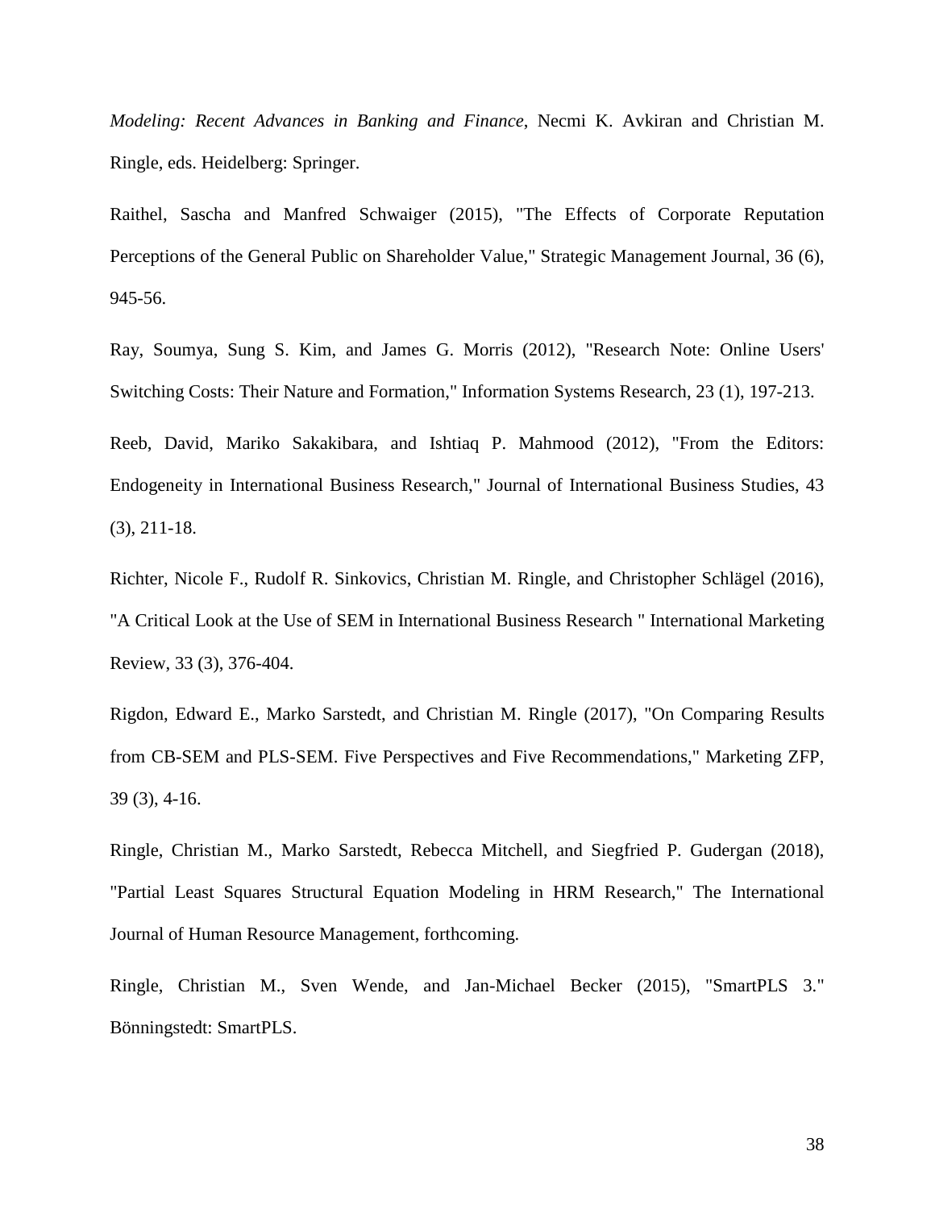*Modeling: Recent Advances in Banking and Finance*, Necmi K. Avkiran and Christian M. Ringle, eds. Heidelberg: Springer.

Raithel, Sascha and Manfred Schwaiger (2015), "The Effects of Corporate Reputation Perceptions of the General Public on Shareholder Value," Strategic Management Journal, 36 (6), 945-56.

Ray, Soumya, Sung S. Kim, and James G. Morris (2012), "Research Note: Online Users' Switching Costs: Their Nature and Formation," Information Systems Research, 23 (1), 197-213.

Reeb, David, Mariko Sakakibara, and Ishtiaq P. Mahmood (2012), "From the Editors: Endogeneity in International Business Research," Journal of International Business Studies, 43 (3), 211-18.

Richter, Nicole F., Rudolf R. Sinkovics, Christian M. Ringle, and Christopher Schlägel (2016), "A Critical Look at the Use of SEM in International Business Research " International Marketing Review, 33 (3), 376-404.

Rigdon, Edward E., Marko Sarstedt, and Christian M. Ringle (2017), "On Comparing Results from CB-SEM and PLS-SEM. Five Perspectives and Five Recommendations," Marketing ZFP, 39 (3), 4-16.

Ringle, Christian M., Marko Sarstedt, Rebecca Mitchell, and Siegfried P. Gudergan (2018), "Partial Least Squares Structural Equation Modeling in HRM Research," The International Journal of Human Resource Management, forthcoming.

Ringle, Christian M., Sven Wende, and Jan-Michael Becker (2015), "SmartPLS 3." Bönningstedt: SmartPLS.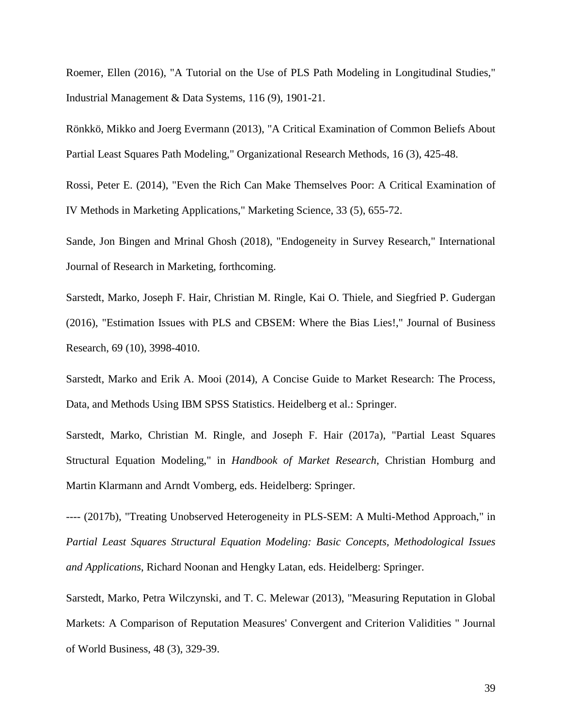Roemer, Ellen (2016), "A Tutorial on the Use of PLS Path Modeling in Longitudinal Studies," Industrial Management & Data Systems, 116 (9), 1901-21.

Rönkkö, Mikko and Joerg Evermann (2013), "A Critical Examination of Common Beliefs About Partial Least Squares Path Modeling," Organizational Research Methods, 16 (3), 425-48.

Rossi, Peter E. (2014), "Even the Rich Can Make Themselves Poor: A Critical Examination of IV Methods in Marketing Applications," Marketing Science, 33 (5), 655-72.

Sande, Jon Bingen and Mrinal Ghosh (2018), "Endogeneity in Survey Research," International Journal of Research in Marketing, forthcoming.

Sarstedt, Marko, Joseph F. Hair, Christian M. Ringle, Kai O. Thiele, and Siegfried P. Gudergan (2016), "Estimation Issues with PLS and CBSEM: Where the Bias Lies!," Journal of Business Research, 69 (10), 3998-4010.

Sarstedt, Marko and Erik A. Mooi (2014), A Concise Guide to Market Research: The Process, Data, and Methods Using IBM SPSS Statistics. Heidelberg et al.: Springer.

Sarstedt, Marko, Christian M. Ringle, and Joseph F. Hair (2017a), "Partial Least Squares Structural Equation Modeling," in *Handbook of Market Research*, Christian Homburg and Martin Klarmann and Arndt Vomberg, eds. Heidelberg: Springer.

---- (2017b), "Treating Unobserved Heterogeneity in PLS-SEM: A Multi-Method Approach," in *Partial Least Squares Structural Equation Modeling: Basic Concepts, Methodological Issues and Applications*, Richard Noonan and Hengky Latan, eds. Heidelberg: Springer.

Sarstedt, Marko, Petra Wilczynski, and T. C. Melewar (2013), "Measuring Reputation in Global Markets: A Comparison of Reputation Measures' Convergent and Criterion Validities " Journal of World Business, 48 (3), 329-39.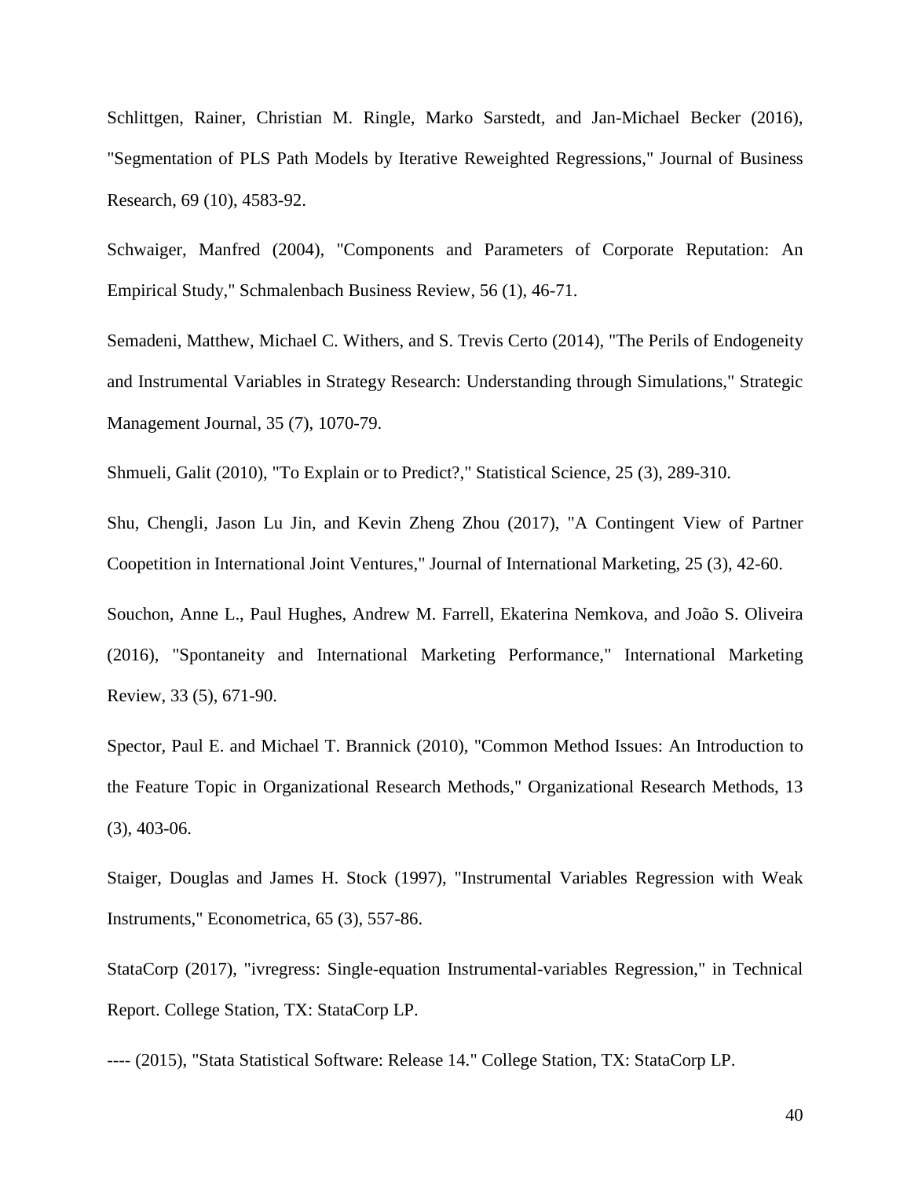Schlittgen, Rainer, Christian M. Ringle, Marko Sarstedt, and Jan-Michael Becker (2016), "Segmentation of PLS Path Models by Iterative Reweighted Regressions," Journal of Business Research, 69 (10), 4583-92.

Schwaiger, Manfred (2004), "Components and Parameters of Corporate Reputation: An Empirical Study," Schmalenbach Business Review, 56 (1), 46-71.

Semadeni, Matthew, Michael C. Withers, and S. Trevis Certo (2014), "The Perils of Endogeneity and Instrumental Variables in Strategy Research: Understanding through Simulations," Strategic Management Journal, 35 (7), 1070-79.

Shmueli, Galit (2010), "To Explain or to Predict?," Statistical Science, 25 (3), 289-310.

Shu, Chengli, Jason Lu Jin, and Kevin Zheng Zhou (2017), "A Contingent View of Partner Coopetition in International Joint Ventures," Journal of International Marketing, 25 (3), 42-60.

Souchon, Anne L., Paul Hughes, Andrew M. Farrell, Ekaterina Nemkova, and João S. Oliveira (2016), "Spontaneity and International Marketing Performance," International Marketing Review, 33 (5), 671-90.

Spector, Paul E. and Michael T. Brannick (2010), "Common Method Issues: An Introduction to the Feature Topic in Organizational Research Methods," Organizational Research Methods, 13 (3), 403-06.

Staiger, Douglas and James H. Stock (1997), "Instrumental Variables Regression with Weak Instruments," Econometrica, 65 (3), 557-86.

StataCorp (2017), "ivregress: Single-equation Instrumental-variables Regression," in Technical Report. College Station, TX: StataCorp LP.

---- (2015), "Stata Statistical Software: Release 14." College Station, TX: StataCorp LP.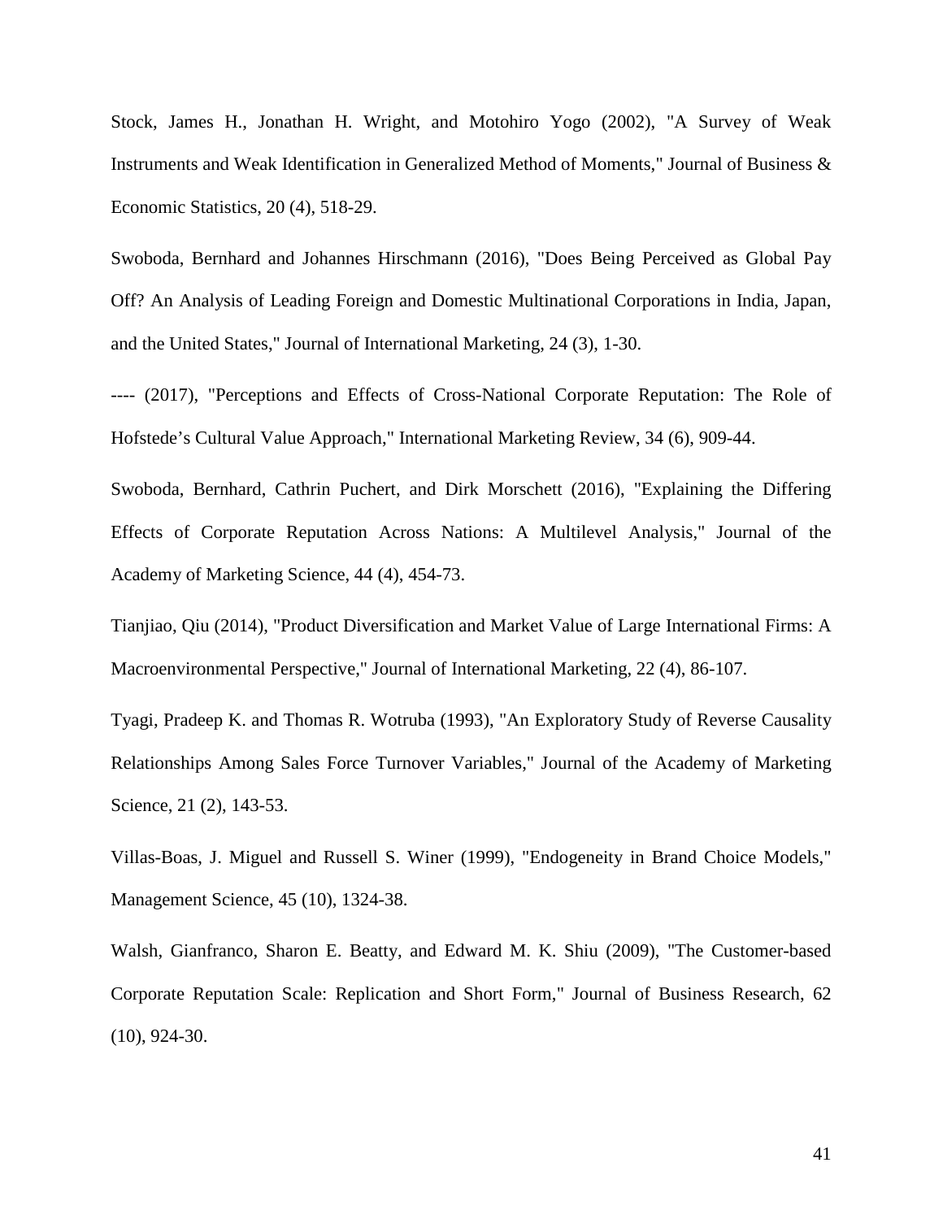Stock, James H., Jonathan H. Wright, and Motohiro Yogo (2002), "A Survey of Weak Instruments and Weak Identification in Generalized Method of Moments," Journal of Business & Economic Statistics, 20 (4), 518-29.

Swoboda, Bernhard and Johannes Hirschmann (2016), "Does Being Perceived as Global Pay Off? An Analysis of Leading Foreign and Domestic Multinational Corporations in India, Japan, and the United States," Journal of International Marketing, 24 (3), 1-30.

---- (2017), "Perceptions and Effects of Cross-National Corporate Reputation: The Role of Hofstede's Cultural Value Approach," International Marketing Review, 34 (6), 909-44.

Swoboda, Bernhard, Cathrin Puchert, and Dirk Morschett (2016), "Explaining the Differing Effects of Corporate Reputation Across Nations: A Multilevel Analysis," Journal of the Academy of Marketing Science, 44 (4), 454-73.

Tianjiao, Qiu (2014), "Product Diversification and Market Value of Large International Firms: A Macroenvironmental Perspective," Journal of International Marketing, 22 (4), 86-107.

Tyagi, Pradeep K. and Thomas R. Wotruba (1993), "An Exploratory Study of Reverse Causality Relationships Among Sales Force Turnover Variables," Journal of the Academy of Marketing Science, 21 (2), 143-53.

Villas-Boas, J. Miguel and Russell S. Winer (1999), "Endogeneity in Brand Choice Models," Management Science, 45 (10), 1324-38.

Walsh, Gianfranco, Sharon E. Beatty, and Edward M. K. Shiu (2009), "The Customer-based Corporate Reputation Scale: Replication and Short Form," Journal of Business Research, 62 (10), 924-30.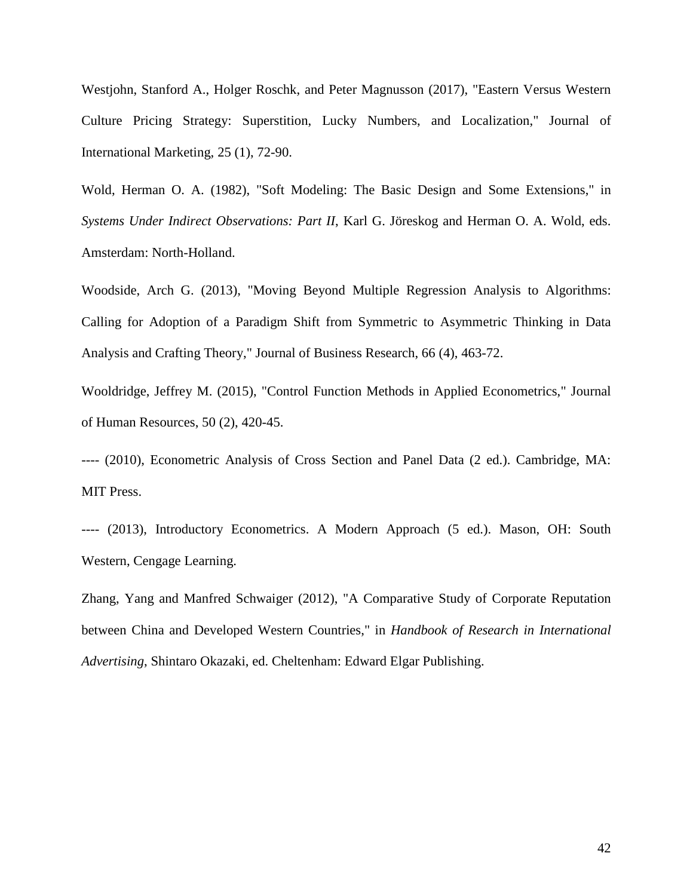Westjohn, Stanford A., Holger Roschk, and Peter Magnusson (2017), "Eastern Versus Western Culture Pricing Strategy: Superstition, Lucky Numbers, and Localization," Journal of International Marketing, 25 (1), 72-90.

Wold, Herman O. A. (1982), "Soft Modeling: The Basic Design and Some Extensions," in *Systems Under Indirect Observations: Part II*, Karl G. Jöreskog and Herman O. A. Wold, eds. Amsterdam: North-Holland.

Woodside, Arch G. (2013), "Moving Beyond Multiple Regression Analysis to Algorithms: Calling for Adoption of a Paradigm Shift from Symmetric to Asymmetric Thinking in Data Analysis and Crafting Theory," Journal of Business Research, 66 (4), 463-72.

Wooldridge, Jeffrey M. (2015), "Control Function Methods in Applied Econometrics," Journal of Human Resources, 50 (2), 420-45.

---- (2010), Econometric Analysis of Cross Section and Panel Data (2 ed.). Cambridge, MA: MIT Press.

---- (2013), Introductory Econometrics. A Modern Approach (5 ed.). Mason, OH: South Western, Cengage Learning.

Zhang, Yang and Manfred Schwaiger (2012), "A Comparative Study of Corporate Reputation between China and Developed Western Countries," in *Handbook of Research in International Advertising*, Shintaro Okazaki, ed. Cheltenham: Edward Elgar Publishing.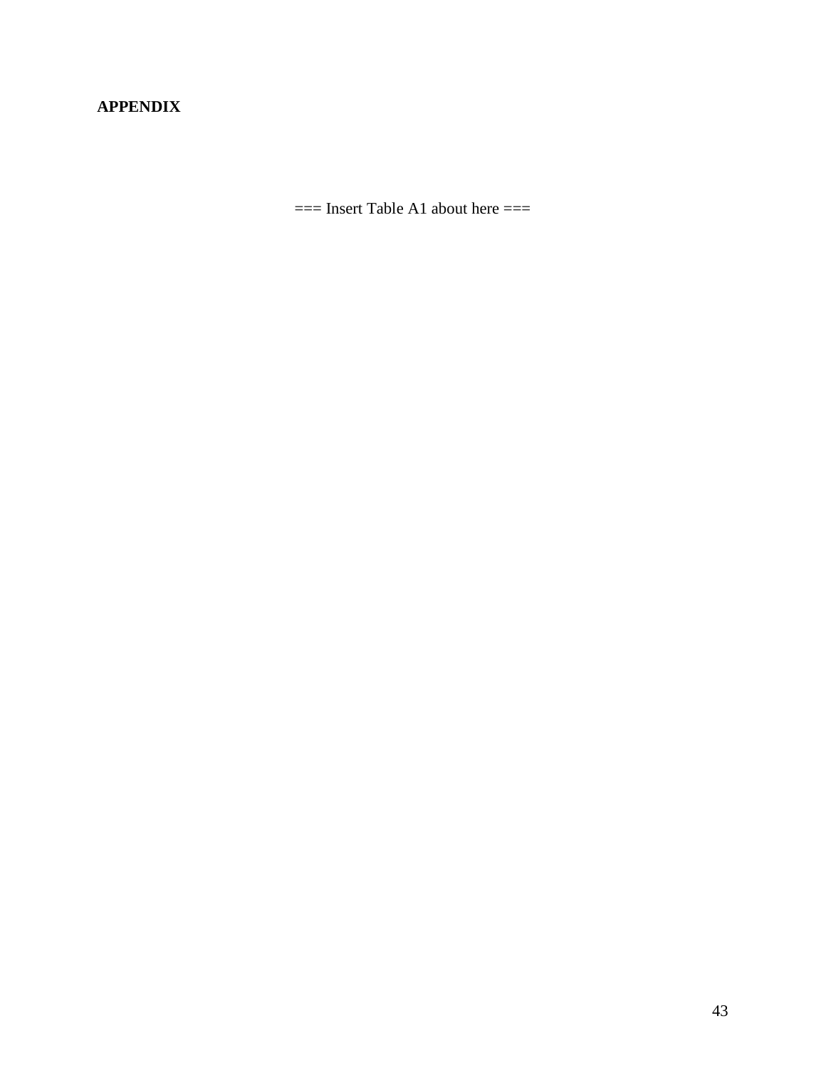**APPENDIX**

=== Insert Table A1 about here ===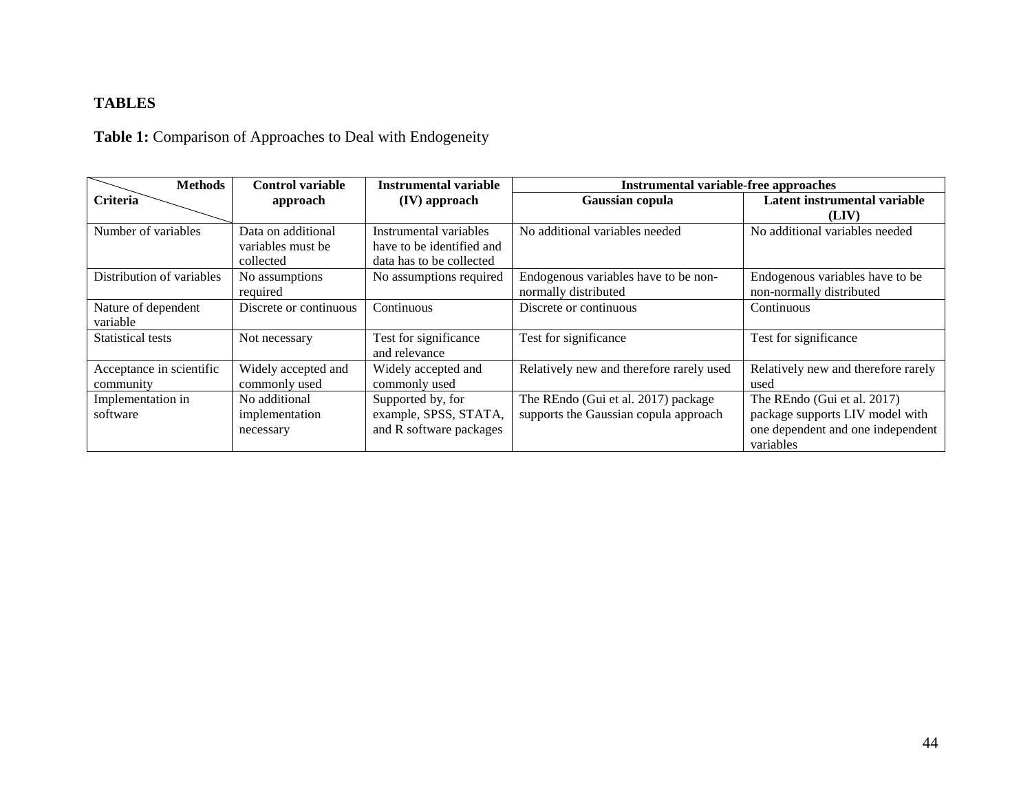# TABLES

**Table 1:** Comparison of Approaches to Deal with Endogeneity

| Criteria \ Methods | Control variable approach | Instrumental variable (IV) approach | Instrumental variable-free approaches | |
|---|---|---|---|---|
| | | | **Gaussian copula** | **Latent instrumental variable (LIV)** |
| Number of variables | Data on additional variables must be collected | Instrumental variables have to be identified and data has to be collected | No additional variables needed | No additional variables needed |
| Distribution of variables | No assumptions required | No assumptions required | Endogenous variables have to be non-normally distributed | Endogenous variables have to be non-normally distributed |
| Nature of dependent variable | Discrete or continuous | Continuous | Discrete or continuous | Continuous |
| Statistical tests | Not necessary | Test for significance and relevance | Test for significance | Test for significance |
| Acceptance in scientific community | Widely accepted and commonly used | Widely accepted and commonly used | Relatively new and therefore rarely used | Relatively new and therefore rarely used |
| Implementation in software | No additional implementation necessary | Supported by, for example, SPSS, STATA, and R software packages | The REndo (Gui et al. 2017) package supports the Gaussian copula approach | The REndo (Gui et al. 2017) package supports LIV model with one dependent and one independent variables |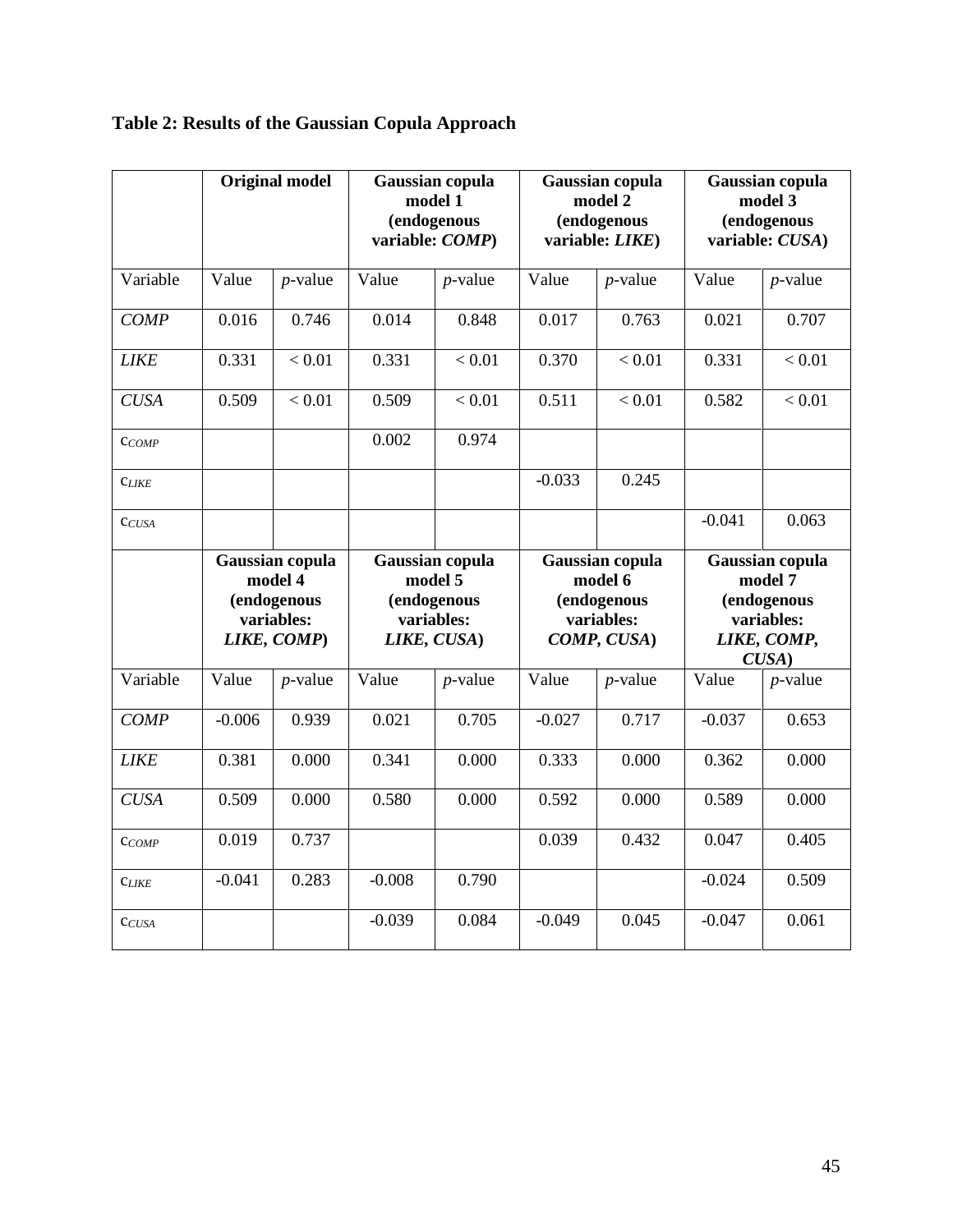**Table 2: Results of the Gaussian Copula Approach**

| | Original model | | Gaussian copula model 1 (endogenous variable: *COMP*) | | Gaussian copula model 2 (endogenous variable: *LIKE*) | | Gaussian copula model 3 (endogenous variable: *CUSA*) | |
|---|---|---|---|---|---|---|---|---|
| Variable | Value | *p*-value | Value | *p*-value | Value | *p*-value | Value | *p*-value |
| *COMP* | 0.016 | 0.746 | 0.014 | 0.848 | 0.017 | 0.763 | 0.021 | 0.707 |
| *LIKE* | 0.331 | < 0.01 | 0.331 | < 0.01 | 0.370 | < 0.01 | 0.331 | < 0.01 |
| *CUSA* | 0.509 | < 0.01 | 0.509 | < 0.01 | 0.511 | < 0.01 | 0.582 | < 0.01 |
| $c_{COMP}$ | | | 0.002 | 0.974 | | | | |
| $c_{LIKE}$ | | | | | -0.033 | 0.245 | | |
| $c_{CUSA}$ | | | | | | | -0.041 | 0.063 |
| | Gaussian copula model 4 (endogenous variables: *LIKE*, *COMP*) | | Gaussian copula model 5 (endogenous variables: *LIKE*, *CUSA*) | | Gaussian copula model 6 (endogenous variables: *COMP*, *CUSA*) | | Gaussian copula model 7 (endogenous variables: *LIKE*, *COMP*, *CUSA*) | |
| Variable | Value | *p*-value | Value | *p*-value | Value | *p*-value | Value | *p*-value |
| *COMP* | -0.006 | 0.939 | 0.021 | 0.705 | -0.027 | 0.717 | -0.037 | 0.653 |
| *LIKE* | 0.381 | 0.000 | 0.341 | 0.000 | 0.333 | 0.000 | 0.362 | 0.000 |
| *CUSA* | 0.509 | 0.000 | 0.580 | 0.000 | 0.592 | 0.000 | 0.589 | 0.000 |
| $c_{COMP}$ | 0.019 | 0.737 | | | 0.039 | 0.432 | 0.047 | 0.405 |
| $c_{LIKE}$ | -0.041 | 0.283 | -0.008 | 0.790 | | | -0.024 | 0.509 |
| $c_{CUSA}$ | | | -0.039 | 0.084 | -0.049 | 0.045 | -0.047 | 0.061 |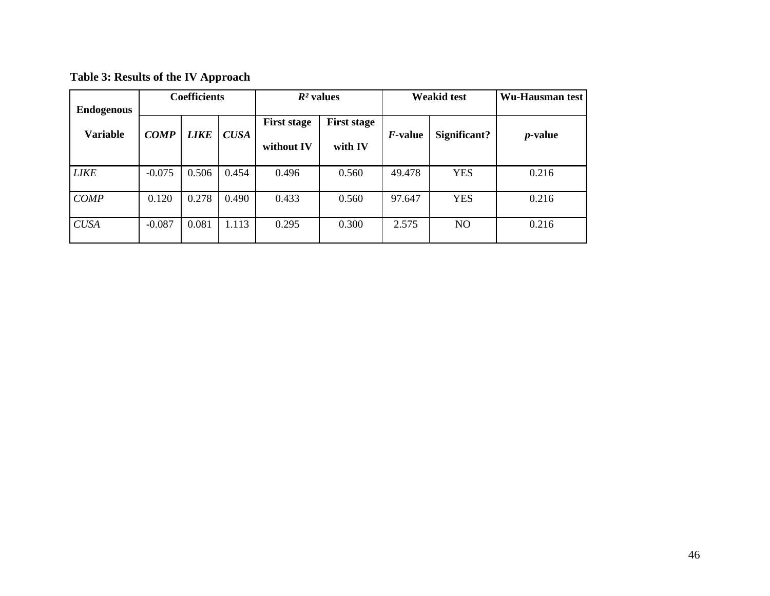**Table 3: Results of the IV Approach**

| Endogenous Variable | Coefficients | | | $R^2$ values | | Weakid test | | Wu-Hausman test |
|---|---|---|---|---|---|---|---|---|
| | *COMP* | *LIKE* | *CUSA* | First stage without IV | First stage with IV | *F*-value | Significant? | *p*-value |
| *LIKE* | -0.075 | 0.506 | 0.454 | 0.496 | 0.560 | 49.478 | YES | 0.216 |
| *COMP* | 0.120 | 0.278 | 0.490 | 0.433 | 0.560 | 97.647 | YES | 0.216 |
| *CUSA* | -0.087 | 0.081 | 1.113 | 0.295 | 0.300 | 2.575 | NO | 0.216 |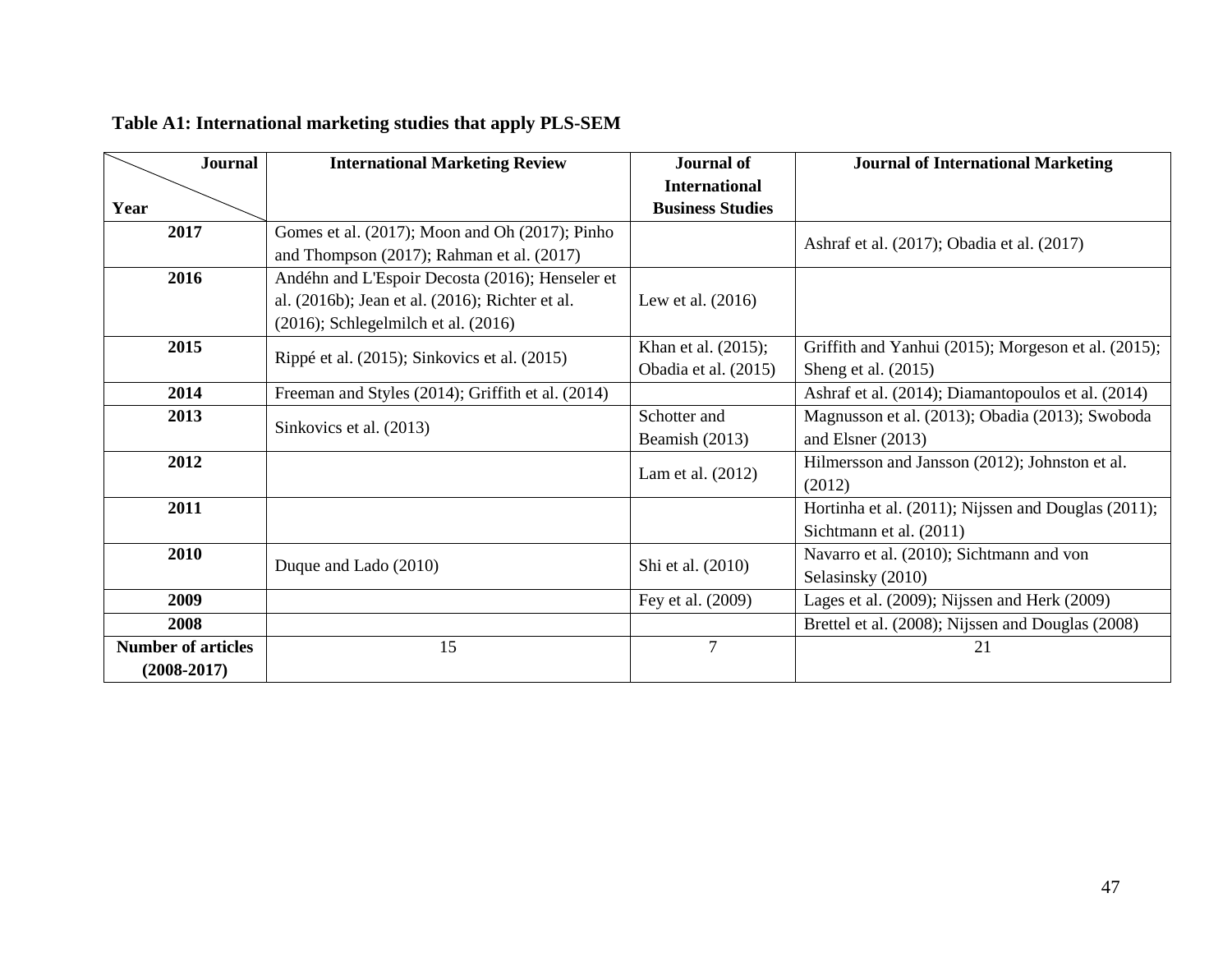**Table A1: International marketing studies that apply PLS-SEM**

| Journal / Year | International Marketing Review | Journal of International Business Studies | Journal of International Marketing |
|---|---|---|---|
| **2017** | Gomes et al. (2017); Moon and Oh (2017); Pinho and Thompson (2017); Rahman et al. (2017) | | Ashraf et al. (2017); Obadia et al. (2017) |
| **2016** | Andéhn and L'Espoir Decosta (2016); Henseler et al. (2016b); Jean et al. (2016); Richter et al. (2016); Schlegelmilch et al. (2016) | Lew et al. (2016) | |
| **2015** | Rippé et al. (2015); Sinkovics et al. (2015) | Khan et al. (2015); Obadia et al. (2015) | Griffith and Yanhui (2015); Morgeson et al. (2015); Sheng et al. (2015) |
| **2014** | Freeman and Styles (2014); Griffith et al. (2014) | | Ashraf et al. (2014); Diamantopoulos et al. (2014) |
| **2013** | Sinkovics et al. (2013) | Schotter and Beamish (2013) | Magnusson et al. (2013); Obadia (2013); Swoboda and Elsner (2013) |
| **2012** | | Lam et al. (2012) | Hilmersson and Jansson (2012); Johnston et al. (2012) |
| **2011** | | | Hortinha et al. (2011); Nijssen and Douglas (2011); Sichtmann et al. (2011) |
| **2010** | Duque and Lado (2010) | Shi et al. (2010) | Navarro et al. (2010); Sichtmann and von Selasinsky (2010) |
| **2009** | | Fey et al. (2009) | Lages et al. (2009); Nijssen and Herk (2009) |
| **2008** | | | Brettel et al. (2008); Nijssen and Douglas (2008) |
| **Number of articles (2008-2017)** | 15 | 7 | 21 |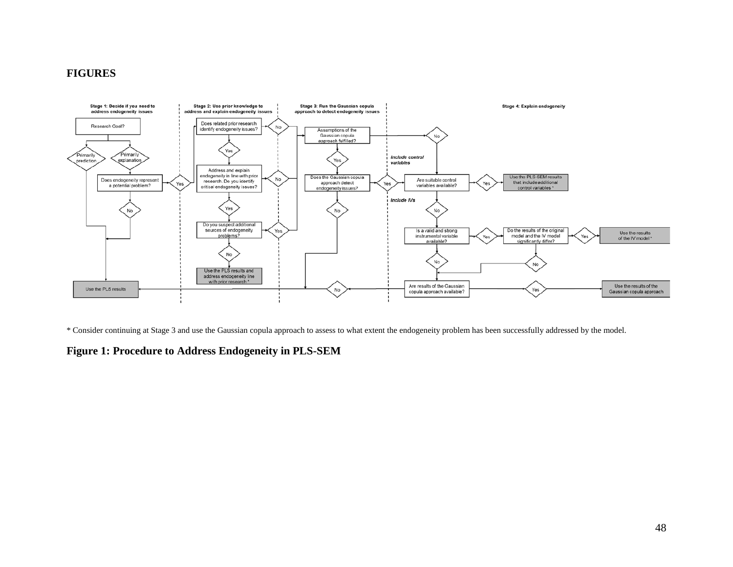# FIGURES

\* Consider continuing at Stage 3 and use the Gaussian copula approach to assess to what extent the endogeneity problem has been successfully addressed by the model.

**Figure 1: Procedure to Address Endogeneity in PLS-SEM**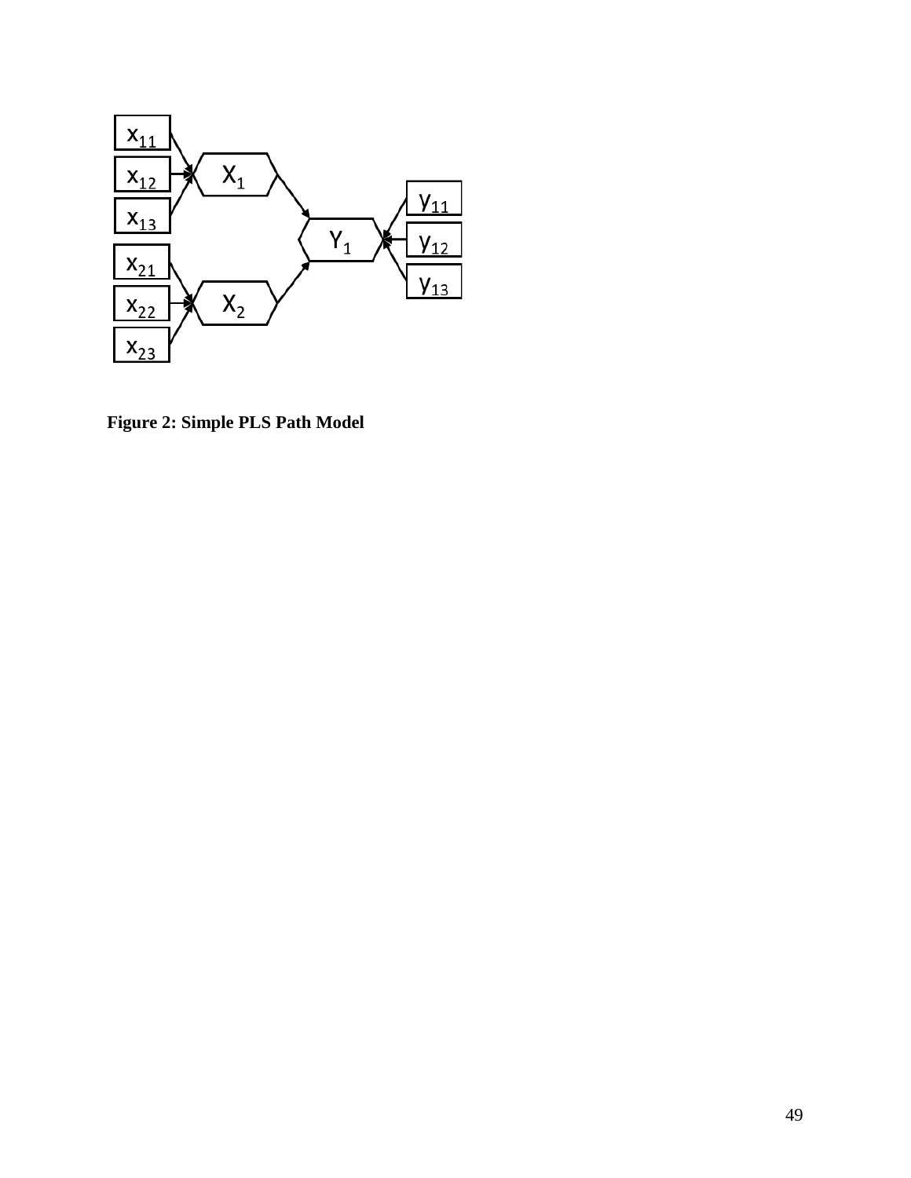**Figure 2: Simple PLS Path Model**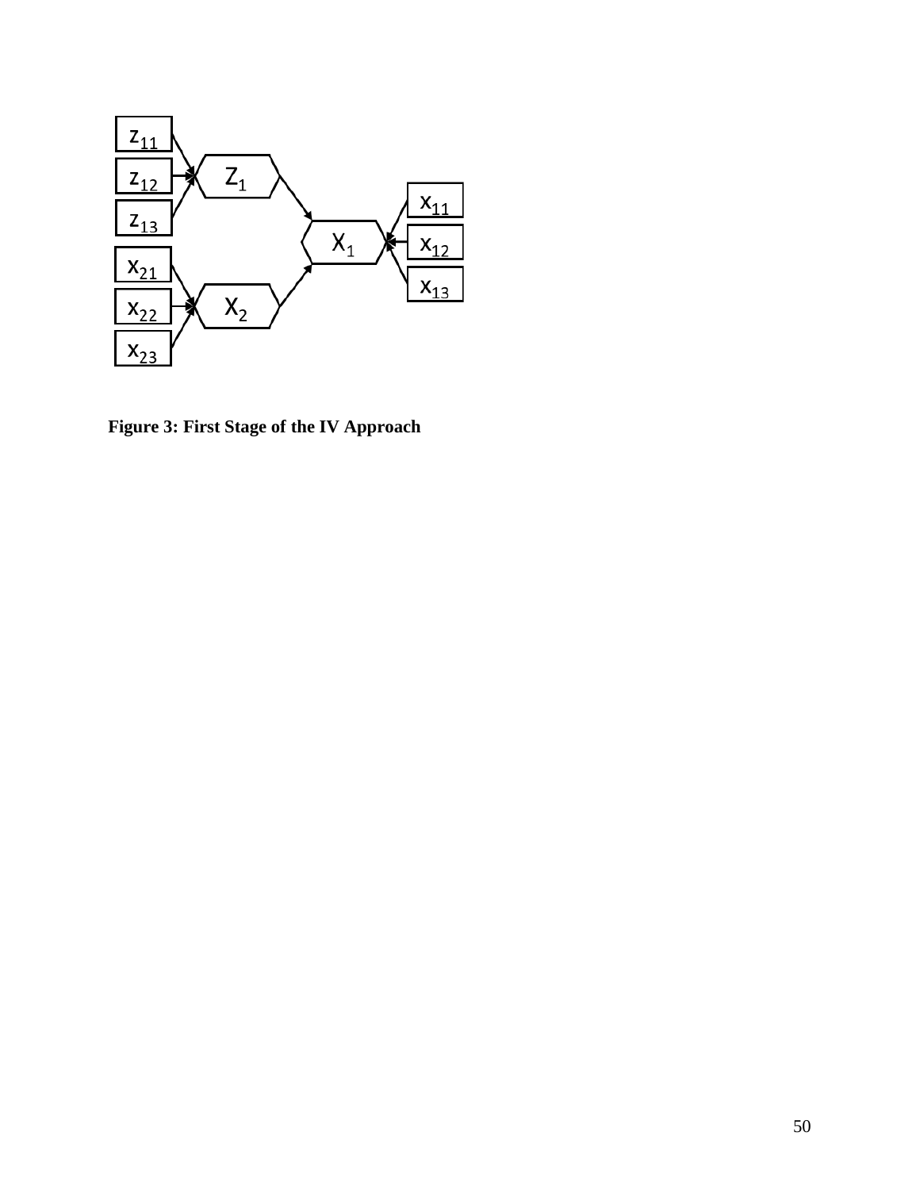**Figure 3: First Stage of the IV Approach**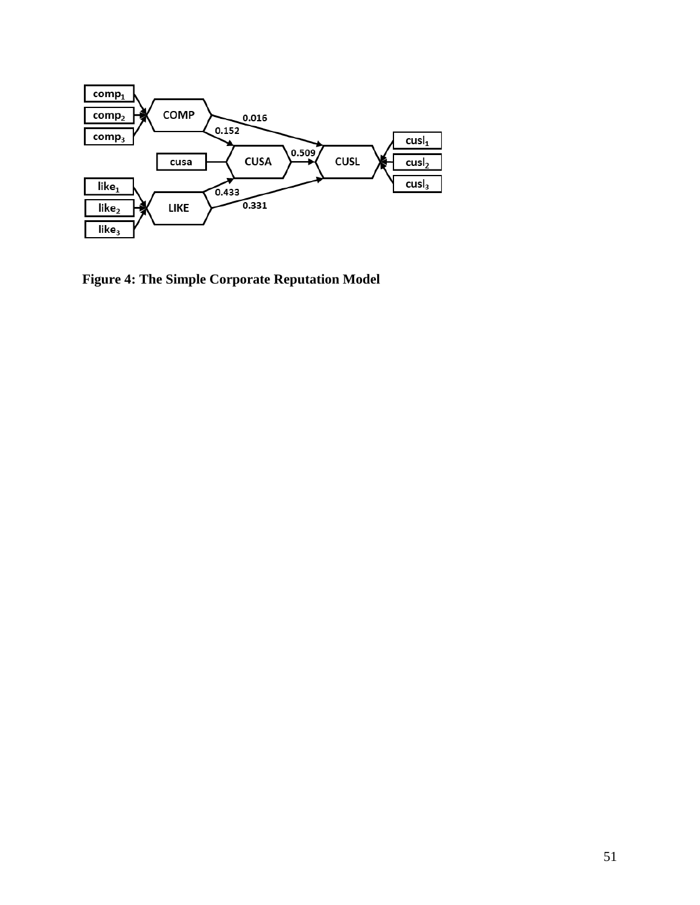**Figure 4: The Simple Corporate Reputation Model**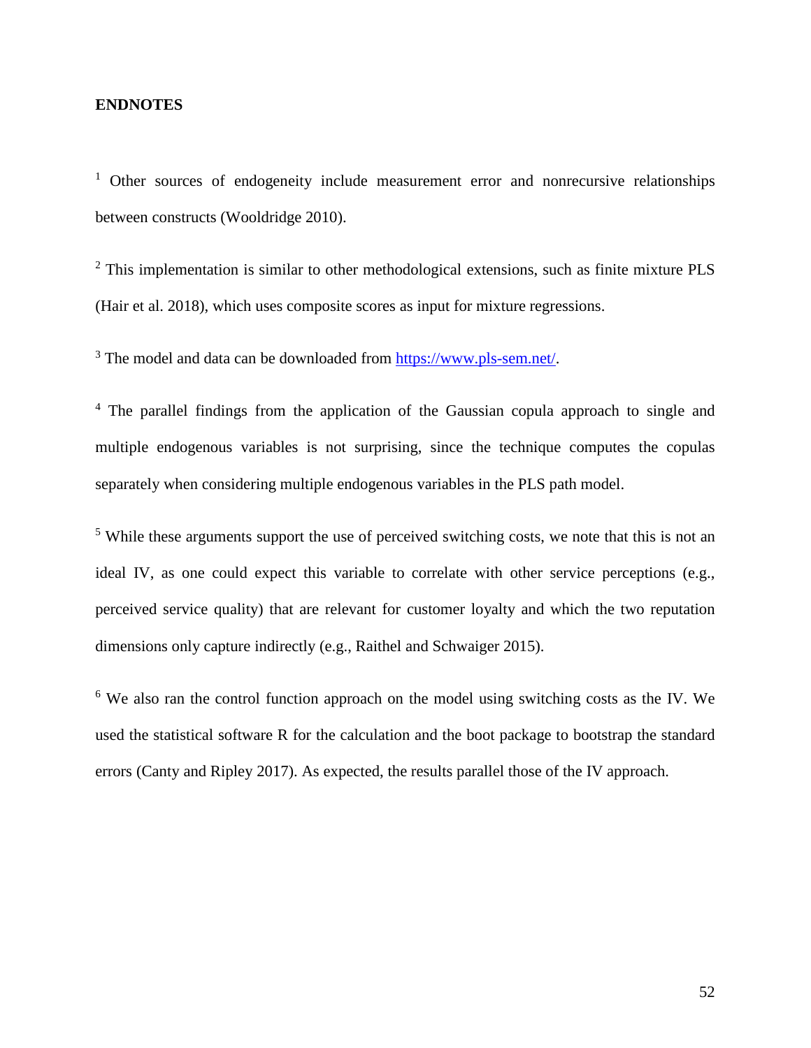## ENDNOTES

[1] Other sources of endogeneity include measurement error and nonrecursive relationships between constructs (Wooldridge 2010).

[2] This implementation is similar to other methodological extensions, such as finite mixture PLS (Hair et al. 2018), which uses composite scores as input for mixture regressions.

[3] The model and data can be downloaded from [https://www.pls-sem.net/](https://www.pls-sem.net/).

[4] The parallel findings from the application of the Gaussian copula approach to single and multiple endogenous variables is not surprising, since the technique computes the copulas separately when considering multiple endogenous variables in the PLS path model.

[5] While these arguments support the use of perceived switching costs, we note that this is not an ideal IV, as one could expect this variable to correlate with other service perceptions (e.g., perceived service quality) that are relevant for customer loyalty and which the two reputation dimensions only capture indirectly (e.g., Raithel and Schwaiger 2015).

[6] We also ran the control function approach on the model using switching costs as the IV. We used the statistical software R for the calculation and the boot package to bootstrap the standard errors (Canty and Ripley 2017). As expected, the results parallel those of the IV approach.